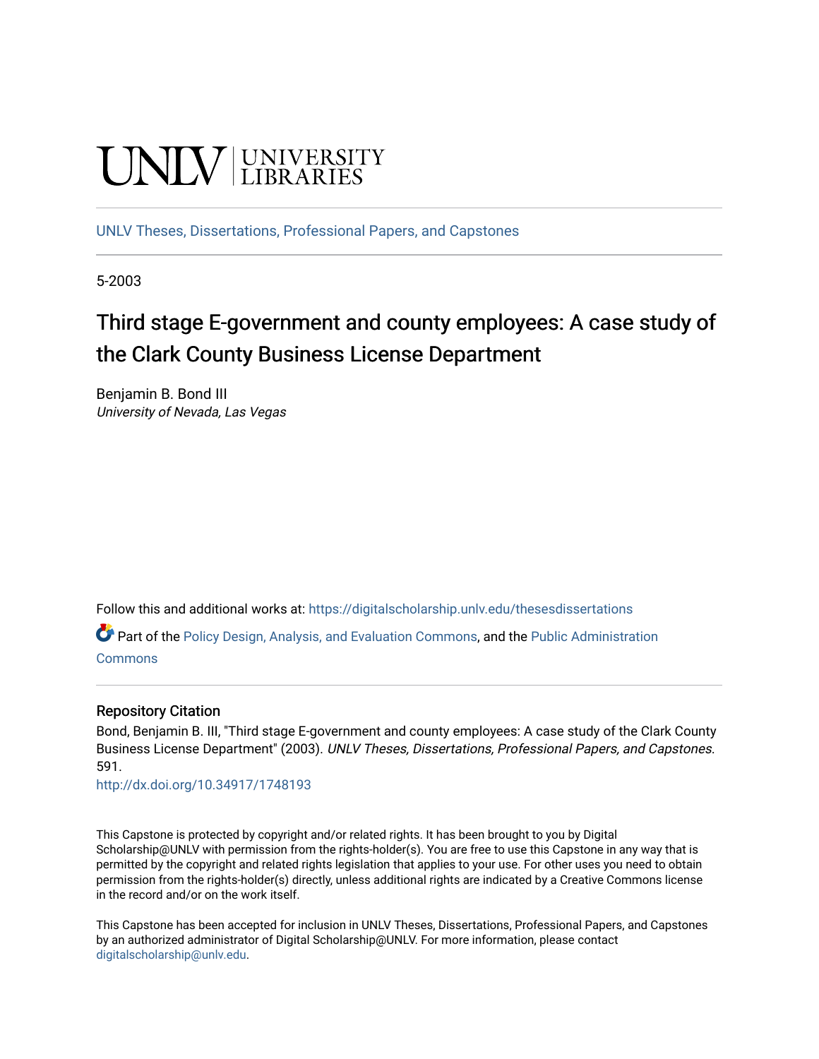UNLV | UNIVERSITY LIBRARIES

UNLV Theses, Dissertations, Professional Papers, and Capstones

5-2003

# Third stage E-government and county employees: A case study of the Clark County Business License Department

Benjamin B. Bond III
*University of Nevada, Las Vegas*

Follow this and additional works at: https://digitalscholarship.unlv.edu/thesesdissertations

Part of the Policy Design, Analysis, and Evaluation Commons, and the Public Administration Commons

## Repository Citation

Bond, Benjamin B. III, "Third stage E-government and county employees: A case study of the Clark County Business License Department" (2003). *UNLV Theses, Dissertations, Professional Papers, and Capstones*. 591.
http://dx.doi.org/10.34917/1748193

This Capstone is protected by copyright and/or related rights. It has been brought to you by Digital Scholarship@UNLV with permission from the rights-holder(s). You are free to use this Capstone in any way that is permitted by the copyright and related rights legislation that applies to your use. For other uses you need to obtain permission from the rights-holder(s) directly, unless additional rights are indicated by a Creative Commons license in the record and/or on the work itself.

This Capstone has been accepted for inclusion in UNLV Theses, Dissertations, Professional Papers, and Capstones by an authorized administrator of Digital Scholarship@UNLV. For more information, please contact digitalscholarship@unlv.edu.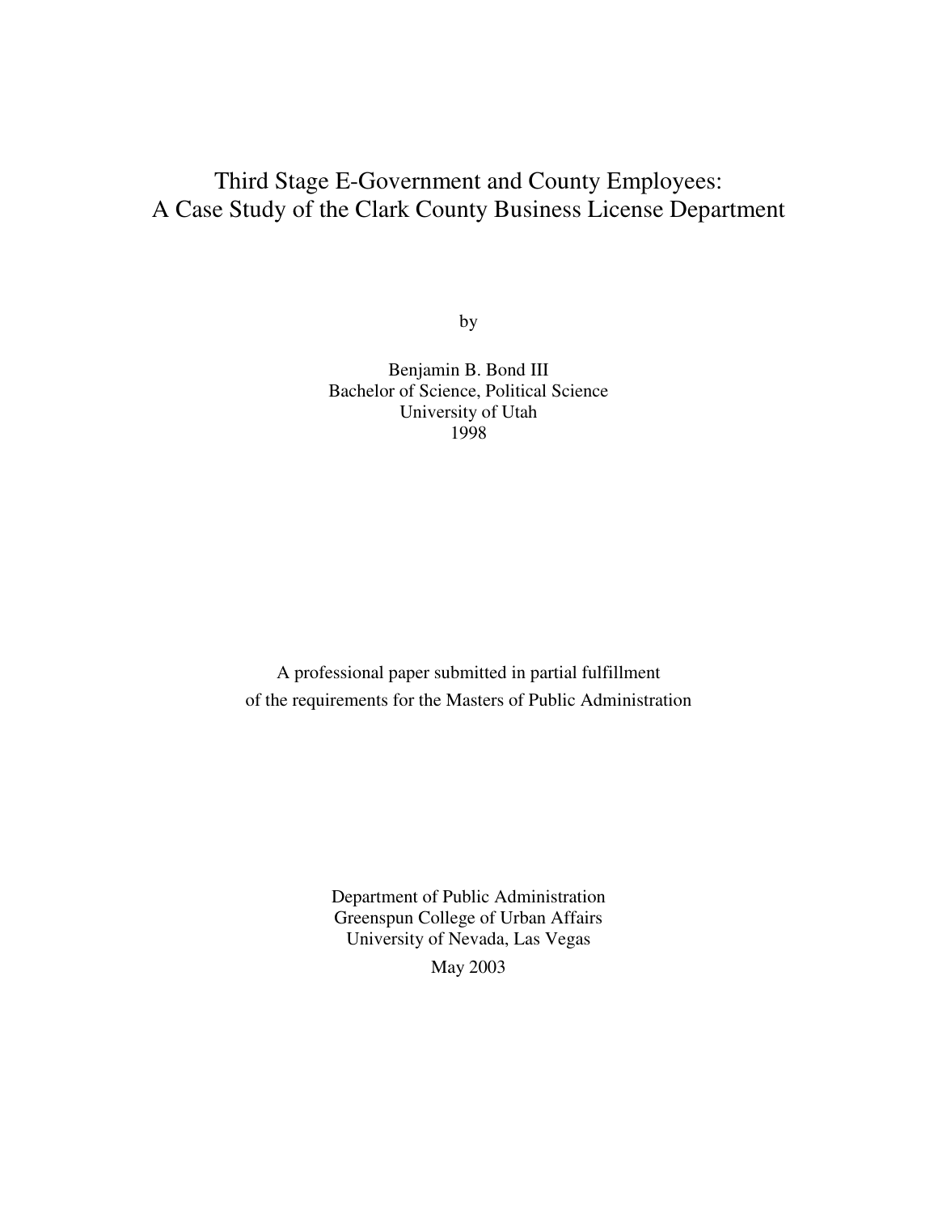# Third Stage E-Government and County Employees: A Case Study of the Clark County Business License Department

by

Benjamin B. Bond III
Bachelor of Science, Political Science
University of Utah
1998

A professional paper submitted in partial fulfillment
of the requirements for the Masters of Public Administration

Department of Public Administration
Greenspun College of Urban Affairs
University of Nevada, Las Vegas
May 2003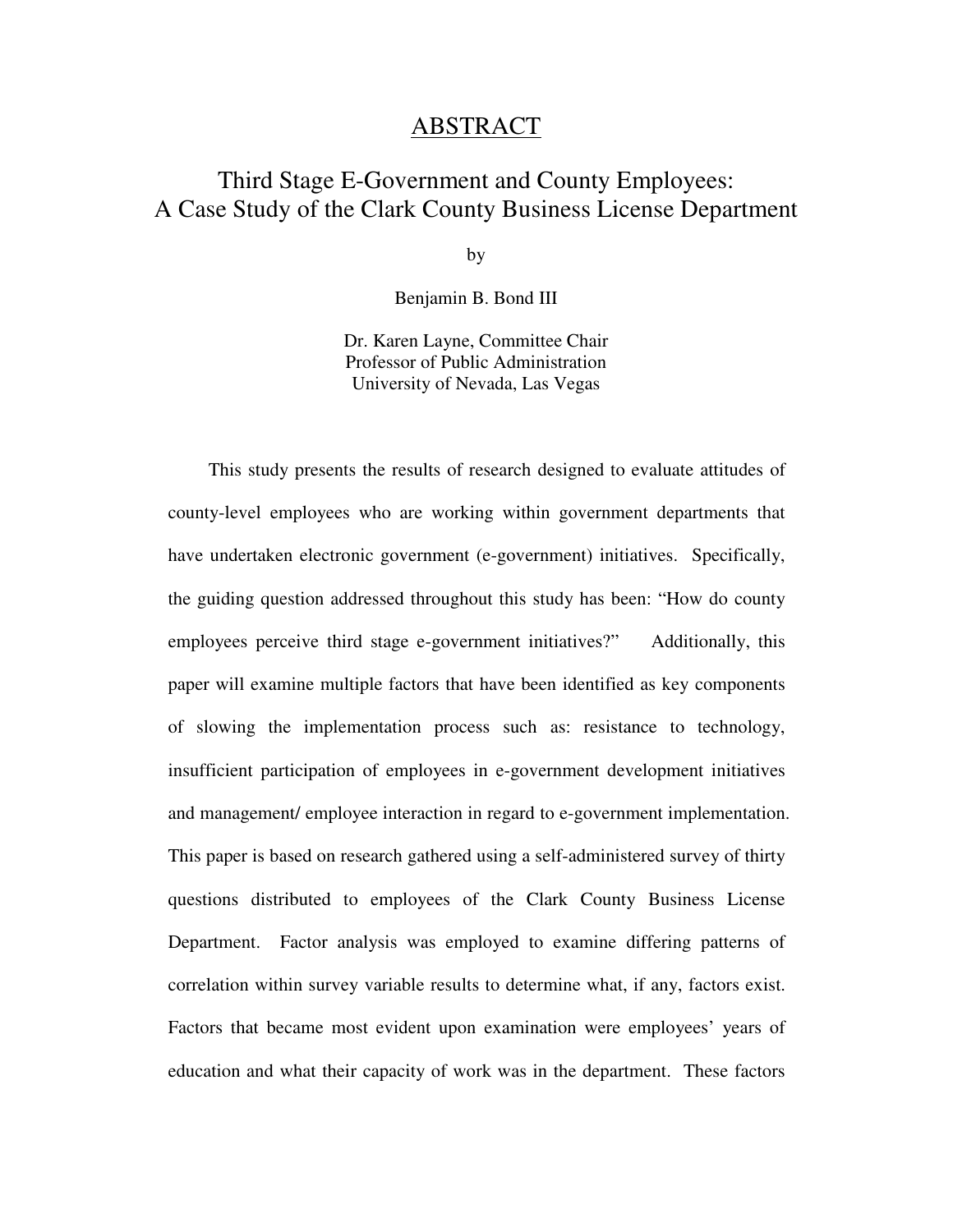# ABSTRACT

## Third Stage E-Government and County Employees: A Case Study of the Clark County Business License Department

by

Benjamin B. Bond III

Dr. Karen Layne, Committee Chair
Professor of Public Administration
University of Nevada, Las Vegas

This study presents the results of research designed to evaluate attitudes of county-level employees who are working within government departments that have undertaken electronic government (e-government) initiatives. Specifically, the guiding question addressed throughout this study has been: "How do county employees perceive third stage e-government initiatives?" Additionally, this paper will examine multiple factors that have been identified as key components of slowing the implementation process such as: resistance to technology, insufficient participation of employees in e-government development initiatives and management/ employee interaction in regard to e-government implementation. This paper is based on research gathered using a self-administered survey of thirty questions distributed to employees of the Clark County Business License Department. Factor analysis was employed to examine differing patterns of correlation within survey variable results to determine what, if any, factors exist. Factors that became most evident upon examination were employees' years of education and what their capacity of work was in the department. These factors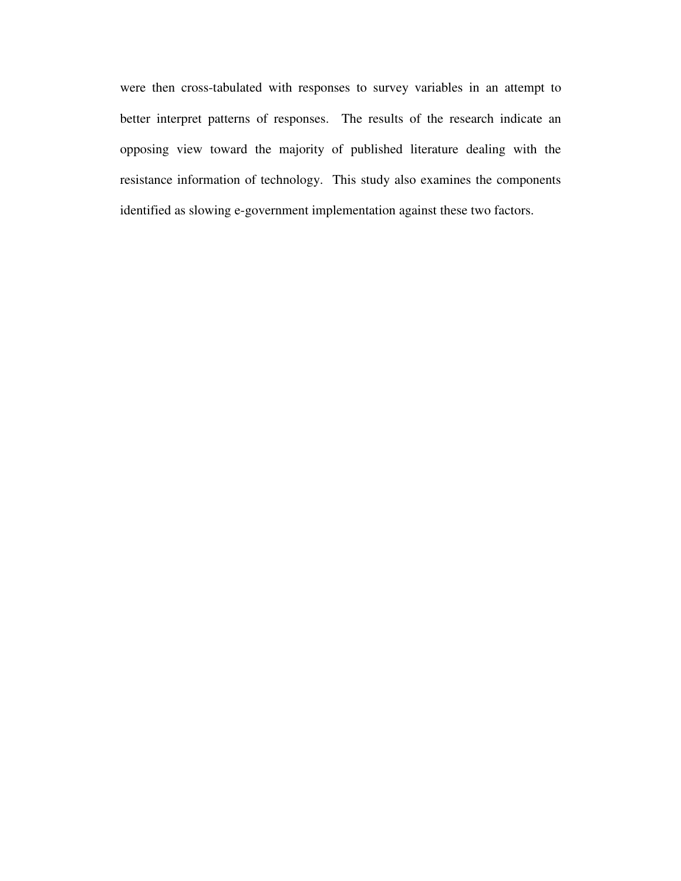were then cross-tabulated with responses to survey variables in an attempt to better interpret patterns of responses. The results of the research indicate an opposing view toward the majority of published literature dealing with the resistance information of technology. This study also examines the components identified as slowing e-government implementation against these two factors.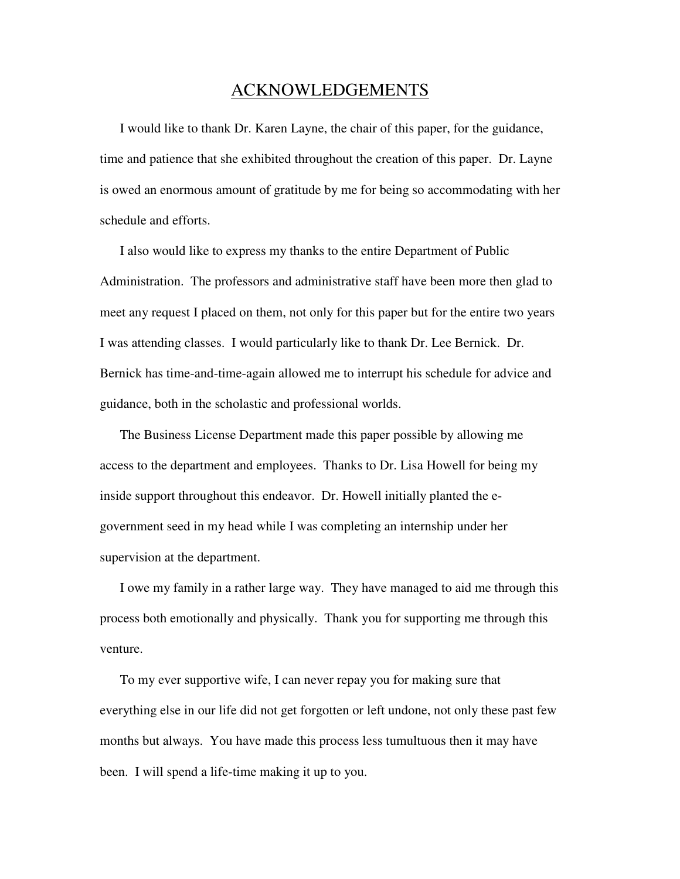# ACKNOWLEDGEMENTS

I would like to thank Dr. Karen Layne, the chair of this paper, for the guidance, time and patience that she exhibited throughout the creation of this paper. Dr. Layne is owed an enormous amount of gratitude by me for being so accommodating with her schedule and efforts.

I also would like to express my thanks to the entire Department of Public Administration. The professors and administrative staff have been more then glad to meet any request I placed on them, not only for this paper but for the entire two years I was attending classes. I would particularly like to thank Dr. Lee Bernick. Dr. Bernick has time-and-time-again allowed me to interrupt his schedule for advice and guidance, both in the scholastic and professional worlds.

The Business License Department made this paper possible by allowing me access to the department and employees. Thanks to Dr. Lisa Howell for being my inside support throughout this endeavor. Dr. Howell initially planted the e-government seed in my head while I was completing an internship under her supervision at the department.

I owe my family in a rather large way. They have managed to aid me through this process both emotionally and physically. Thank you for supporting me through this venture.

To my ever supportive wife, I can never repay you for making sure that everything else in our life did not get forgotten or left undone, not only these past few months but always. You have made this process less tumultuous then it may have been. I will spend a life-time making it up to you.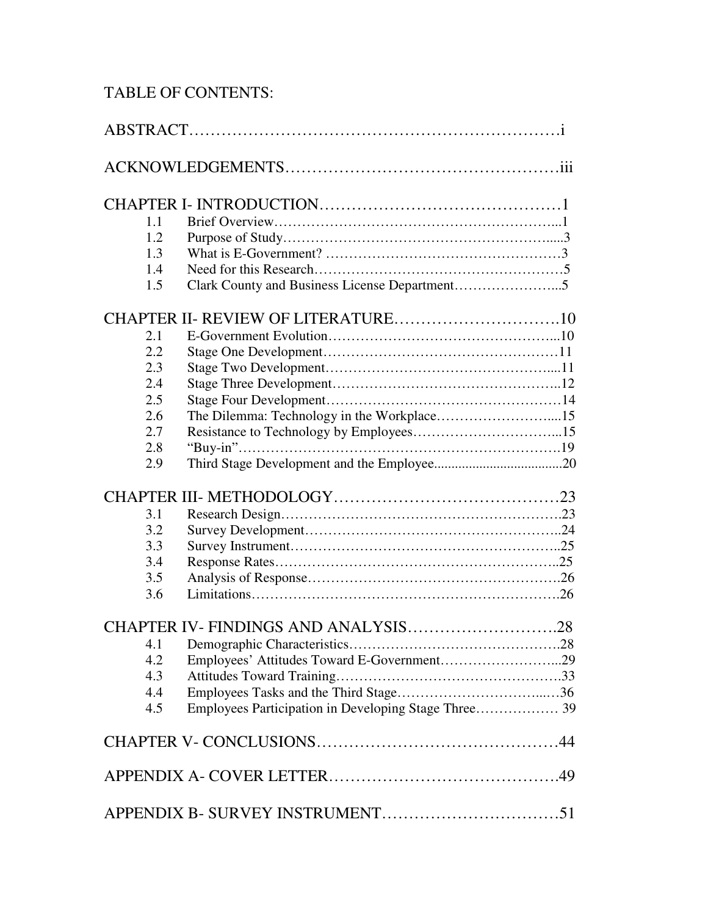# TABLE OF CONTENTS:

ABSTRACT……………………………………………………………i

ACKNOWLEDGEMENTS…………………………………………iii

CHAPTER I- INTRODUCTION……………………………………1

- 1.1 Brief Overview……………………………………………………...1
- 1.2 Purpose of Study…………………………………………………....3
- 1.3 What is E-Government? ……………………………………………3
- 1.4 Need for this Research………………………………………………5
- 1.5 Clark County and Business License Department…………………...5

CHAPTER II- REVIEW OF LITERATURE………………………….10

- 2.1 E-Government Evolution…………………………………………...10
- 2.2 Stage One Development……………………………………………11
- 2.3 Stage Two Development…………………………………………....11
- 2.4 Stage Three Development…………………………………………...12
- 2.5 Stage Four Development……………………………………………14
- 2.6 The Dilemma: Technology in the Workplace……………………....15
- 2.7 Resistance to Technology by Employees…………………………...15
- 2.8 "Buy-in"……………………………………………………………….19
- 2.9 Third Stage Development and the Employee.....................................20

CHAPTER III- METHODOLOGY…………………………………23

- 3.1 Research Design……………………………………………………….23
- 3.2 Survey Development…………………………………………………..24
- 3.3 Survey Instrument……………………………………………………..25
- 3.4 Response Rates………………………………………………………..25
- 3.5 Analysis of Response…………………………………………………26
- 3.6 Limitations…………………………………………………………….26

CHAPTER IV- FINDINGS AND ANALYSIS……………………….28

- 4.1 Demographic Characteristics……………………………………….28
- 4.2 Employees' Attitudes Toward E-Government……………………...29
- 4.3 Attitudes Toward Training………………………………………….33
- 4.4 Employees Tasks and the Third Stage…………………………...…36
- 4.5 Employees Participation in Developing Stage Three……………… 39

CHAPTER V- CONCLUSIONS……………………………………44

APPENDIX A- COVER LETTER…………………………………….49

APPENDIX B- SURVEY INSTRUMENT……………………………51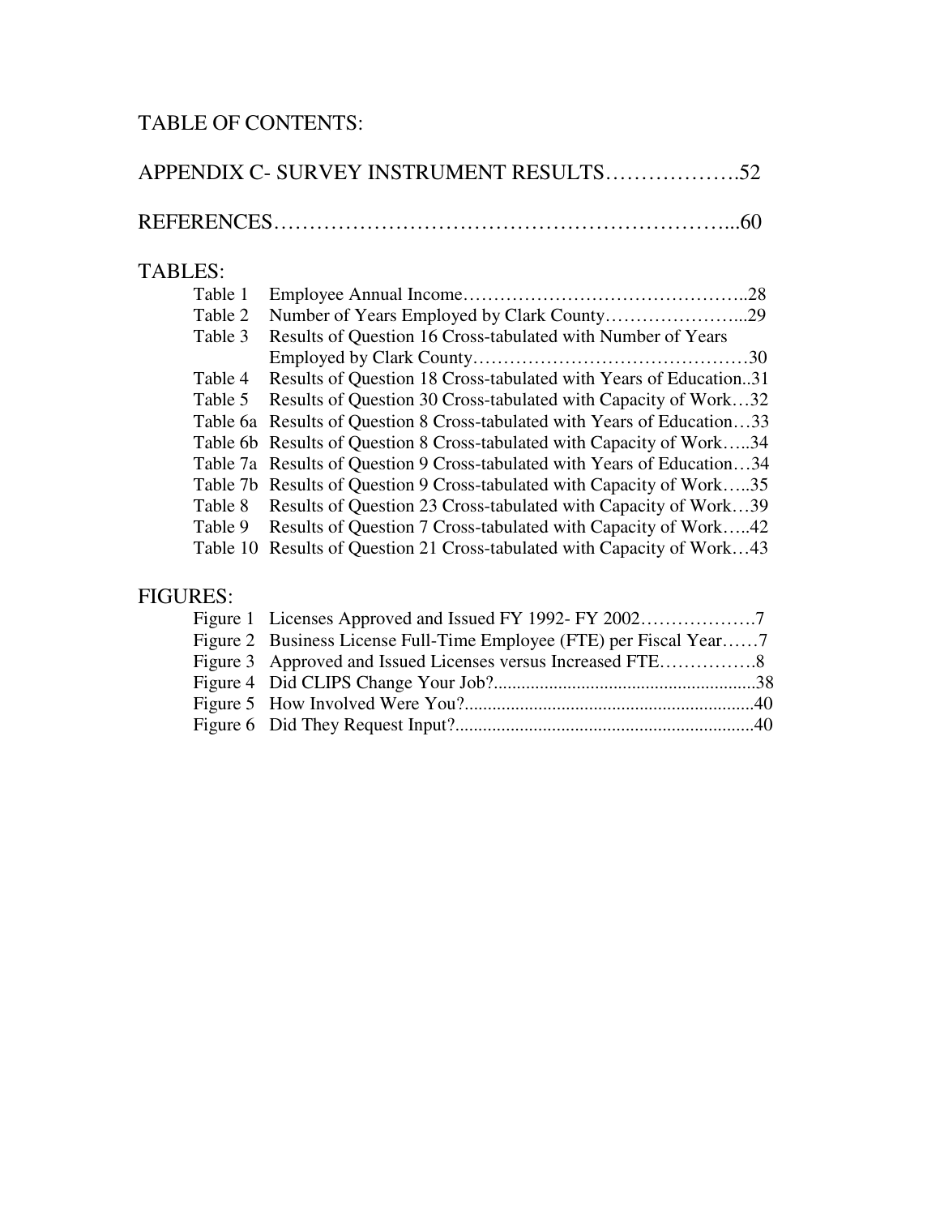## TABLE OF CONTENTS:

APPENDIX C- SURVEY INSTRUMENT RESULTS……………….52

REFERENCES…………………………………………………….....60

## TABLES:

Table 1 Employee Annual Income……………………………………..28

Table 2 Number of Years Employed by Clark County…………………...29

Table 3 Results of Question 16 Cross-tabulated with Number of Years Employed by Clark County………………………………………30

Table 4 Results of Question 18 Cross-tabulated with Years of Education..31

Table 5 Results of Question 30 Cross-tabulated with Capacity of Work…32

Table 6a Results of Question 8 Cross-tabulated with Years of Education…33

Table 6b Results of Question 8 Cross-tabulated with Capacity of Work…..34

Table 7a Results of Question 9 Cross-tabulated with Years of Education…34

Table 7b Results of Question 9 Cross-tabulated with Capacity of Work…..35

Table 8 Results of Question 23 Cross-tabulated with Capacity of Work…39

Table 9 Results of Question 7 Cross-tabulated with Capacity of Work…..42

Table 10 Results of Question 21 Cross-tabulated with Capacity of Work…43

## FIGURES:

Figure 1 Licenses Approved and Issued FY 1992- FY 2002……………….7

Figure 2 Business License Full-Time Employee (FTE) per Fiscal Year……7

Figure 3 Approved and Issued Licenses versus Increased FTE…………….8

Figure 4 Did CLIPS Change Your Job?........................................................38

Figure 5 How Involved Were You?..............................................................40

Figure 6 Did They Request Input?................................................................40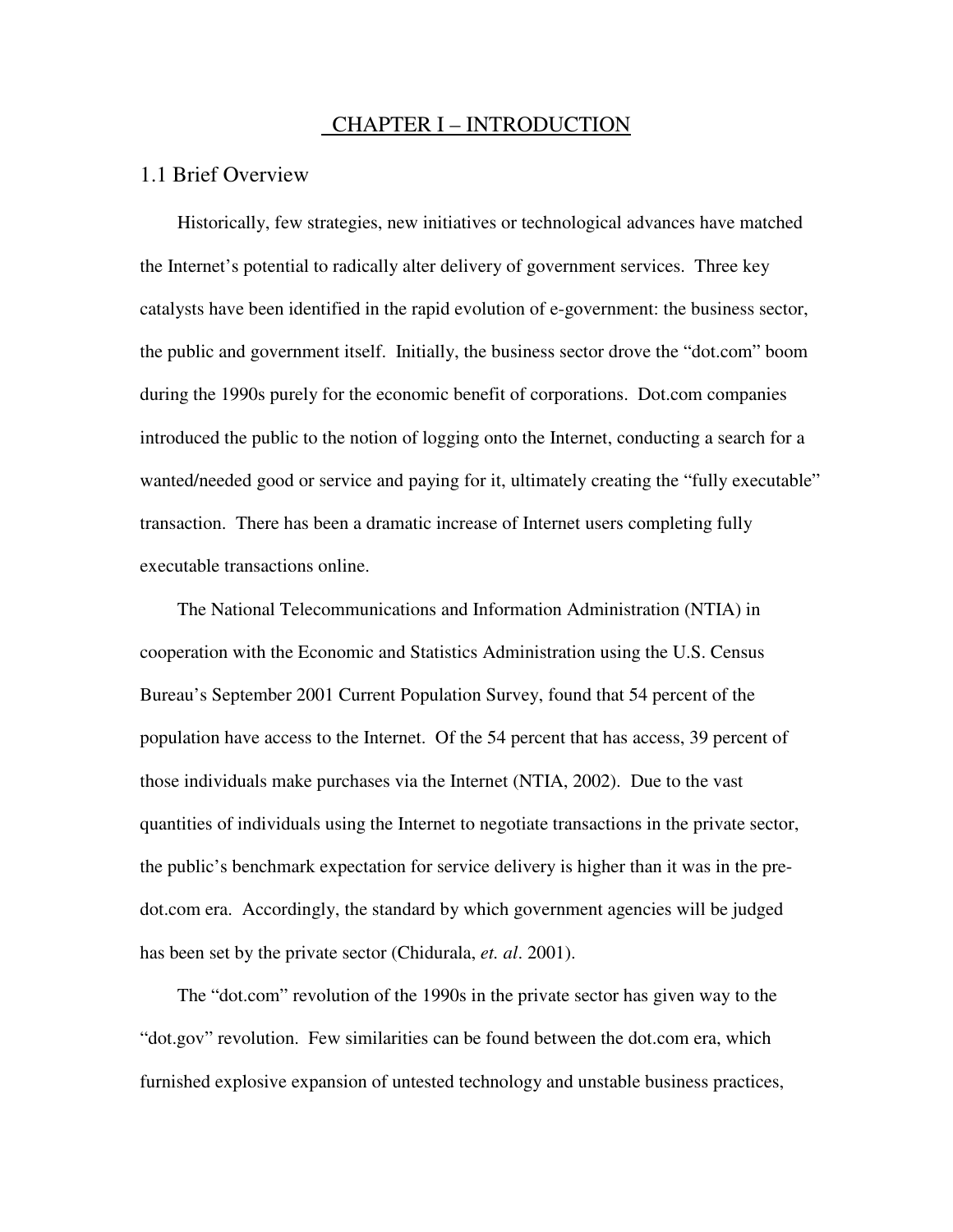# CHAPTER I – INTRODUCTION

## 1.1 Brief Overview

Historically, few strategies, new initiatives or technological advances have matched the Internet's potential to radically alter delivery of government services. Three key catalysts have been identified in the rapid evolution of e-government: the business sector, the public and government itself. Initially, the business sector drove the "dot.com" boom during the 1990s purely for the economic benefit of corporations. Dot.com companies introduced the public to the notion of logging onto the Internet, conducting a search for a wanted/needed good or service and paying for it, ultimately creating the "fully executable" transaction. There has been a dramatic increase of Internet users completing fully executable transactions online.

The National Telecommunications and Information Administration (NTIA) in cooperation with the Economic and Statistics Administration using the U.S. Census Bureau's September 2001 Current Population Survey, found that 54 percent of the population have access to the Internet. Of the 54 percent that has access, 39 percent of those individuals make purchases via the Internet (NTIA, 2002). Due to the vast quantities of individuals using the Internet to negotiate transactions in the private sector, the public's benchmark expectation for service delivery is higher than it was in the pre-dot.com era. Accordingly, the standard by which government agencies will be judged has been set by the private sector (Chidurala, *et. al*. 2001).

The "dot.com" revolution of the 1990s in the private sector has given way to the "dot.gov" revolution. Few similarities can be found between the dot.com era, which furnished explosive expansion of untested technology and unstable business practices,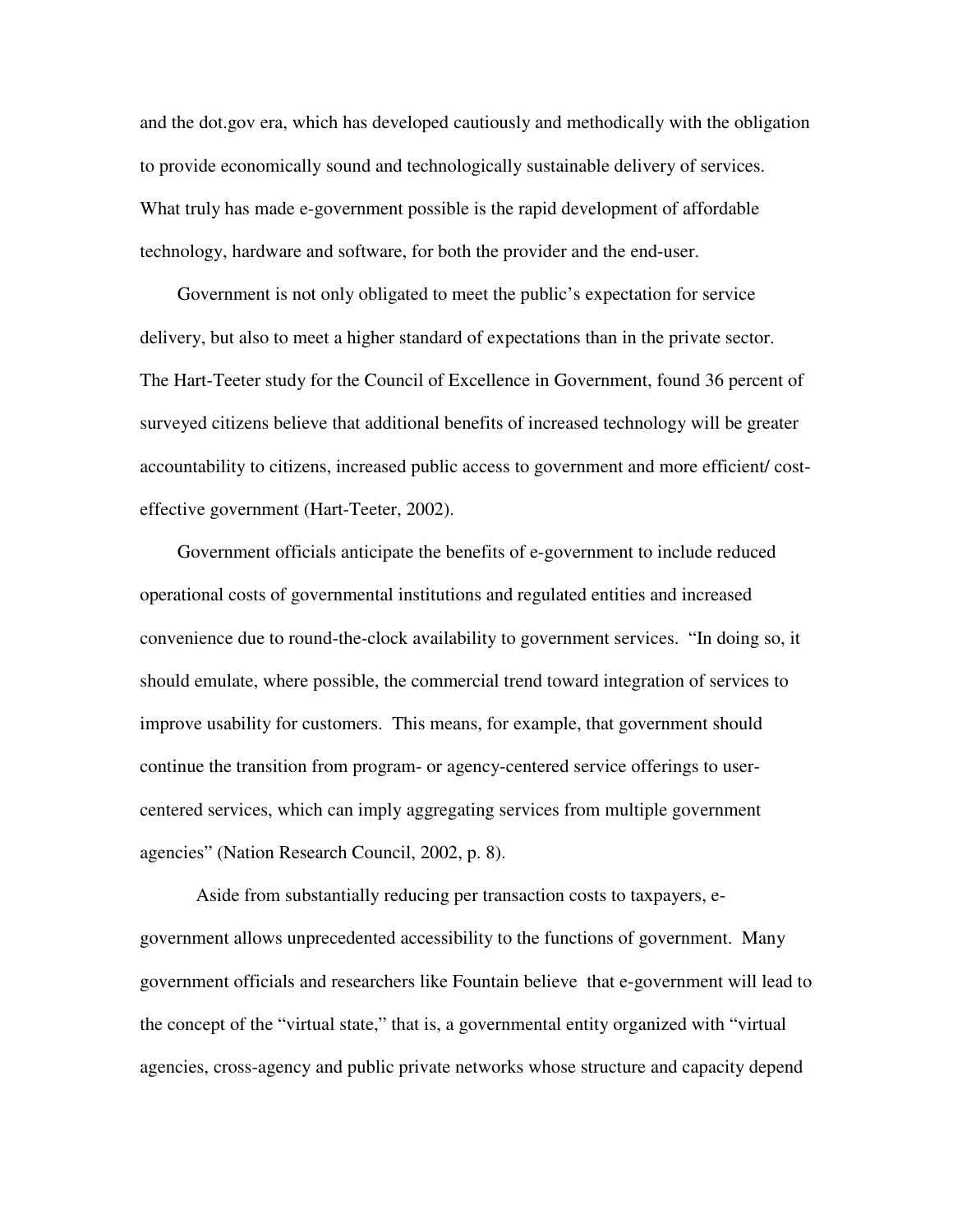and the dot.gov era, which has developed cautiously and methodically with the obligation to provide economically sound and technologically sustainable delivery of services. What truly has made e-government possible is the rapid development of affordable technology, hardware and software, for both the provider and the end-user.

Government is not only obligated to meet the public's expectation for service delivery, but also to meet a higher standard of expectations than in the private sector. The Hart-Teeter study for the Council of Excellence in Government, found 36 percent of surveyed citizens believe that additional benefits of increased technology will be greater accountability to citizens, increased public access to government and more efficient/ cost-effective government (Hart-Teeter, 2002).

Government officials anticipate the benefits of e-government to include reduced operational costs of governmental institutions and regulated entities and increased convenience due to round-the-clock availability to government services. "In doing so, it should emulate, where possible, the commercial trend toward integration of services to improve usability for customers. This means, for example, that government should continue the transition from program- or agency-centered service offerings to user-centered services, which can imply aggregating services from multiple government agencies" (Nation Research Council, 2002, p. 8).

Aside from substantially reducing per transaction costs to taxpayers, e-government allows unprecedented accessibility to the functions of government. Many government officials and researchers like Fountain believe that e-government will lead to the concept of the "virtual state," that is, a governmental entity organized with "virtual agencies, cross-agency and public private networks whose structure and capacity depend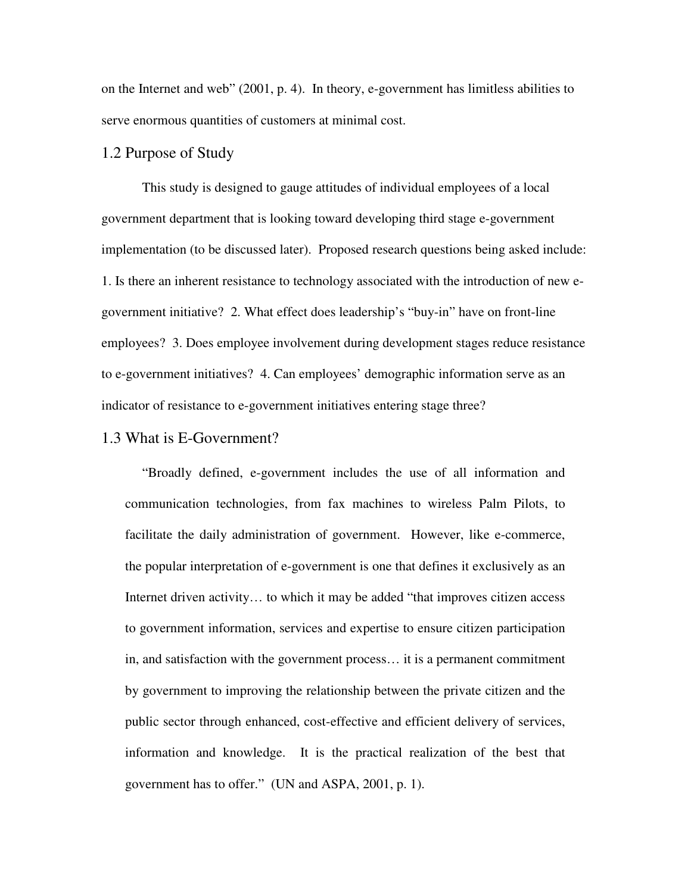on the Internet and web" (2001, p. 4). In theory, e-government has limitless abilities to serve enormous quantities of customers at minimal cost.

## 1.2 Purpose of Study

This study is designed to gauge attitudes of individual employees of a local government department that is looking toward developing third stage e-government implementation (to be discussed later). Proposed research questions being asked include: 1. Is there an inherent resistance to technology associated with the introduction of new e-government initiative? 2. What effect does leadership's "buy-in" have on front-line employees? 3. Does employee involvement during development stages reduce resistance to e-government initiatives? 4. Can employees' demographic information serve as an indicator of resistance to e-government initiatives entering stage three?

## 1.3 What is E-Government?

> "Broadly defined, e-government includes the use of all information and communication technologies, from fax machines to wireless Palm Pilots, to facilitate the daily administration of government. However, like e-commerce, the popular interpretation of e-government is one that defines it exclusively as an Internet driven activity… to which it may be added "that improves citizen access to government information, services and expertise to ensure citizen participation in, and satisfaction with the government process… it is a permanent commitment by government to improving the relationship between the private citizen and the public sector through enhanced, cost-effective and efficient delivery of services, information and knowledge. It is the practical realization of the best that government has to offer." (UN and ASPA, 2001, p. 1).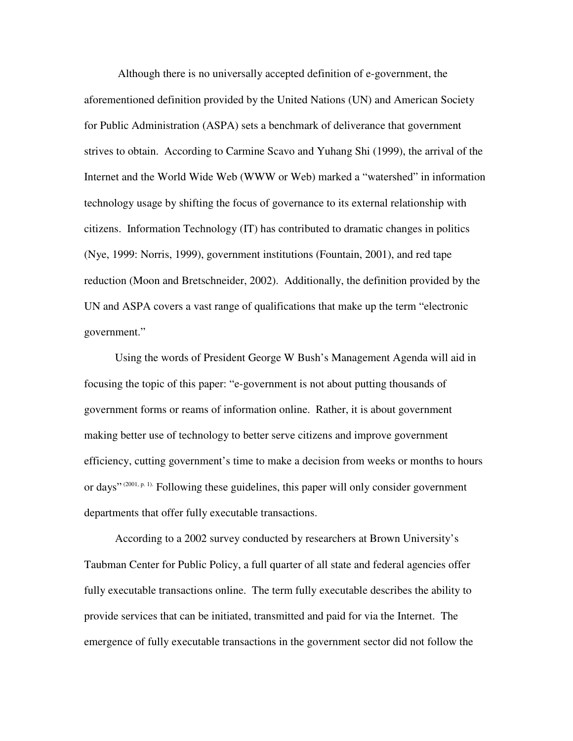Although there is no universally accepted definition of e-government, the aforementioned definition provided by the United Nations (UN) and American Society for Public Administration (ASPA) sets a benchmark of deliverance that government strives to obtain. According to Carmine Scavo and Yuhang Shi (1999), the arrival of the Internet and the World Wide Web (WWW or Web) marked a "watershed" in information technology usage by shifting the focus of governance to its external relationship with citizens. Information Technology (IT) has contributed to dramatic changes in politics (Nye, 1999: Norris, 1999), government institutions (Fountain, 2001), and red tape reduction (Moon and Bretschneider, 2002). Additionally, the definition provided by the UN and ASPA covers a vast range of qualifications that make up the term "electronic government."

Using the words of President George W Bush's Management Agenda will aid in focusing the topic of this paper: "e-government is not about putting thousands of government forms or reams of information online. Rather, it is about government making better use of technology to better serve citizens and improve government efficiency, cutting government's time to make a decision from weeks or months to hours or days" (2001, p. 1). Following these guidelines, this paper will only consider government departments that offer fully executable transactions.

According to a 2002 survey conducted by researchers at Brown University's Taubman Center for Public Policy, a full quarter of all state and federal agencies offer fully executable transactions online. The term fully executable describes the ability to provide services that can be initiated, transmitted and paid for via the Internet. The emergence of fully executable transactions in the government sector did not follow the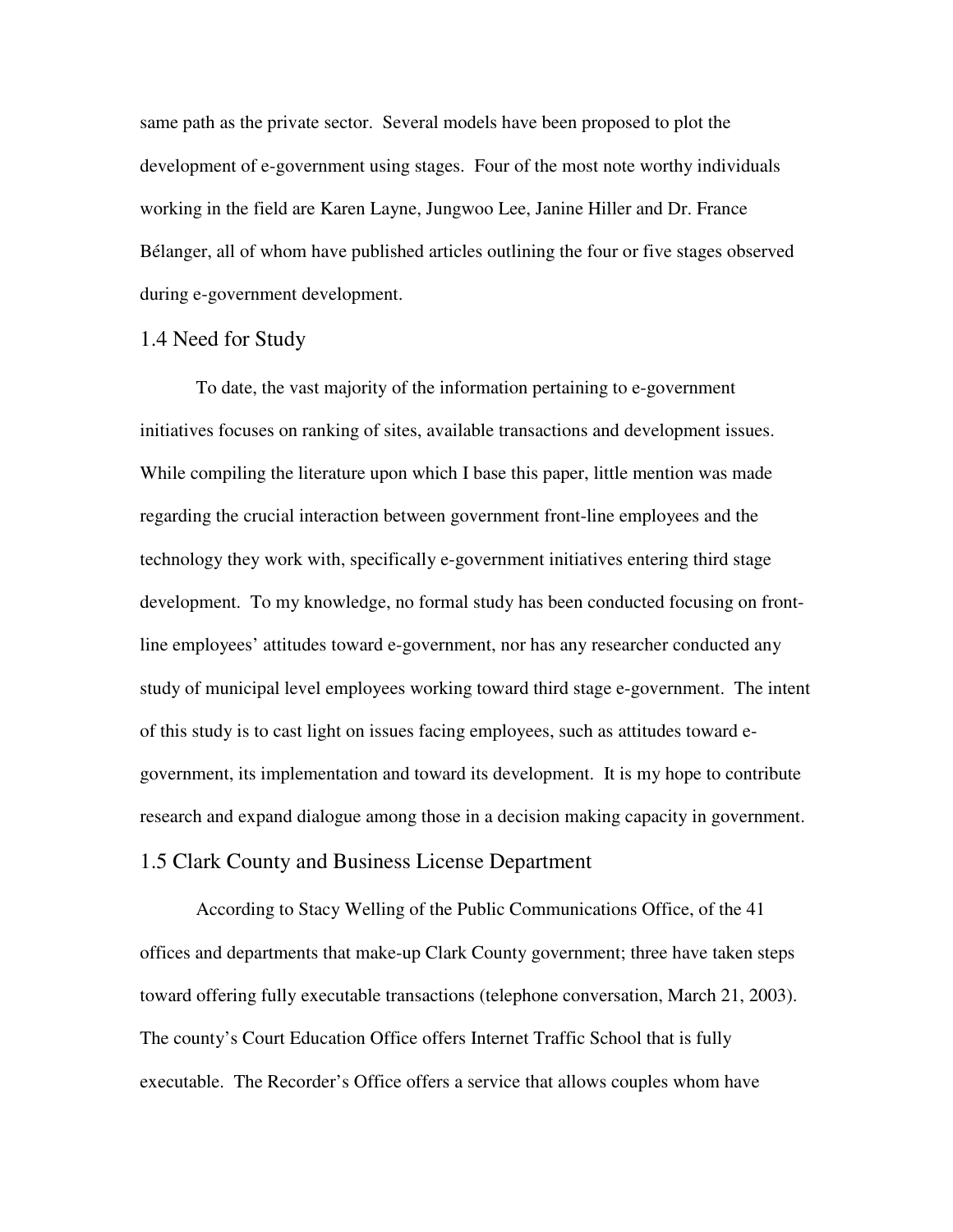same path as the private sector. Several models have been proposed to plot the development of e-government using stages. Four of the most note worthy individuals working in the field are Karen Layne, Jungwoo Lee, Janine Hiller and Dr. France Bélanger, all of whom have published articles outlining the four or five stages observed during e-government development.

## 1.4 Need for Study

To date, the vast majority of the information pertaining to e-government initiatives focuses on ranking of sites, available transactions and development issues. While compiling the literature upon which I base this paper, little mention was made regarding the crucial interaction between government front-line employees and the technology they work with, specifically e-government initiatives entering third stage development. To my knowledge, no formal study has been conducted focusing on front-line employees' attitudes toward e-government, nor has any researcher conducted any study of municipal level employees working toward third stage e-government. The intent of this study is to cast light on issues facing employees, such as attitudes toward e-government, its implementation and toward its development. It is my hope to contribute research and expand dialogue among those in a decision making capacity in government.

## 1.5 Clark County and Business License Department

According to Stacy Welling of the Public Communications Office, of the 41 offices and departments that make-up Clark County government; three have taken steps toward offering fully executable transactions (telephone conversation, March 21, 2003). The county's Court Education Office offers Internet Traffic School that is fully executable. The Recorder's Office offers a service that allows couples whom have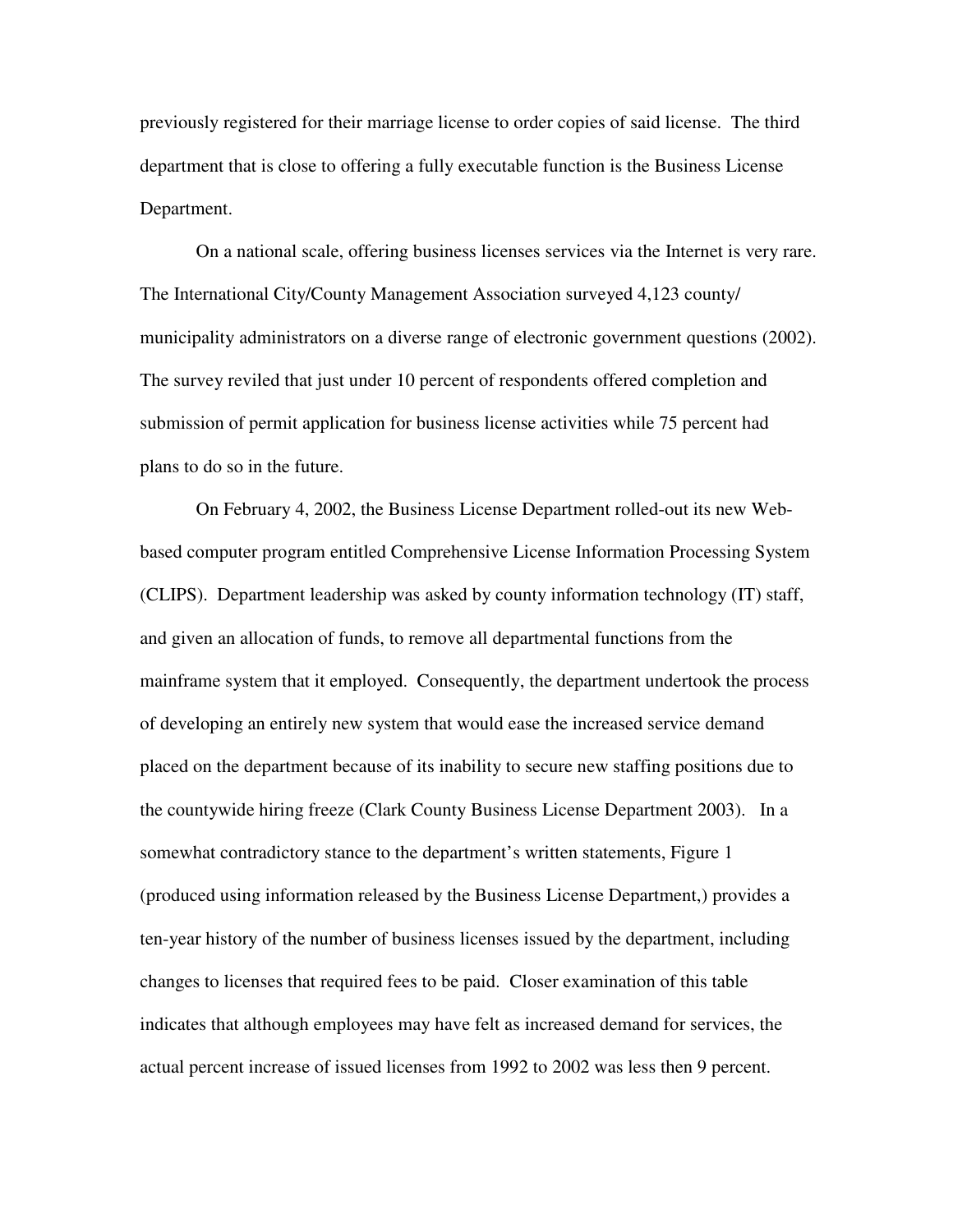previously registered for their marriage license to order copies of said license. The third department that is close to offering a fully executable function is the Business License Department.

On a national scale, offering business licenses services via the Internet is very rare. The International City/County Management Association surveyed 4,123 county/ municipality administrators on a diverse range of electronic government questions (2002). The survey reviled that just under 10 percent of respondents offered completion and submission of permit application for business license activities while 75 percent had plans to do so in the future.

On February 4, 2002, the Business License Department rolled-out its new Web-based computer program entitled Comprehensive License Information Processing System (CLIPS). Department leadership was asked by county information technology (IT) staff, and given an allocation of funds, to remove all departmental functions from the mainframe system that it employed. Consequently, the department undertook the process of developing an entirely new system that would ease the increased service demand placed on the department because of its inability to secure new staffing positions due to the countywide hiring freeze (Clark County Business License Department 2003). In a somewhat contradictory stance to the department's written statements, Figure 1 (produced using information released by the Business License Department,) provides a ten-year history of the number of business licenses issued by the department, including changes to licenses that required fees to be paid. Closer examination of this table indicates that although employees may have felt as increased demand for services, the actual percent increase of issued licenses from 1992 to 2002 was less then 9 percent.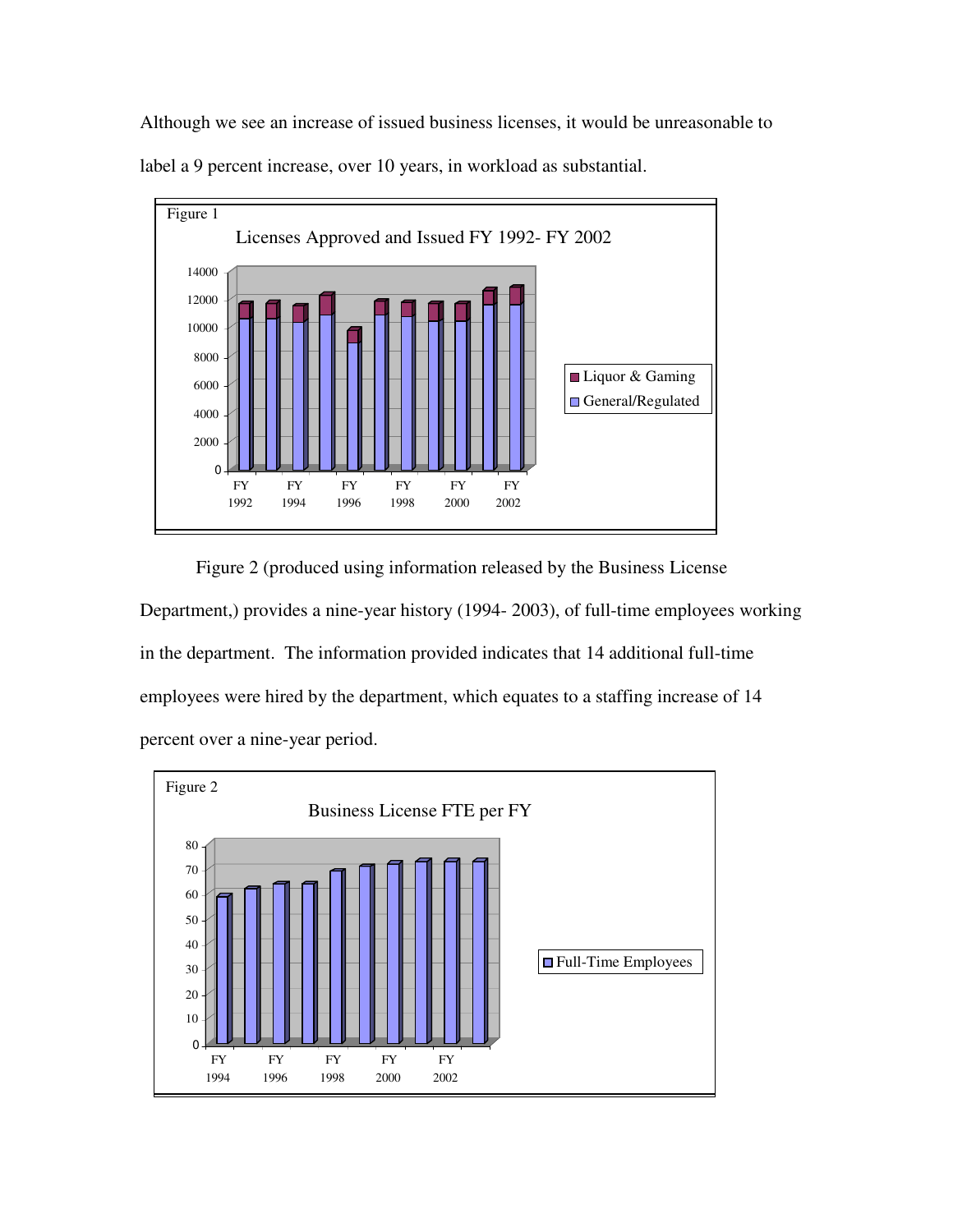Although we see an increase of issued business licenses, it would be unreasonable to label a 9 percent increase, over 10 years, in workload as substantial.

Figure 1

Licenses Approved and Issued FY 1992- FY 2002

Figure 2 (produced using information released by the Business License Department,) provides a nine-year history (1994- 2003), of full-time employees working in the department. The information provided indicates that 14 additional full-time employees were hired by the department, which equates to a staffing increase of 14 percent over a nine-year period.

Figure 2

Business License FTE per FY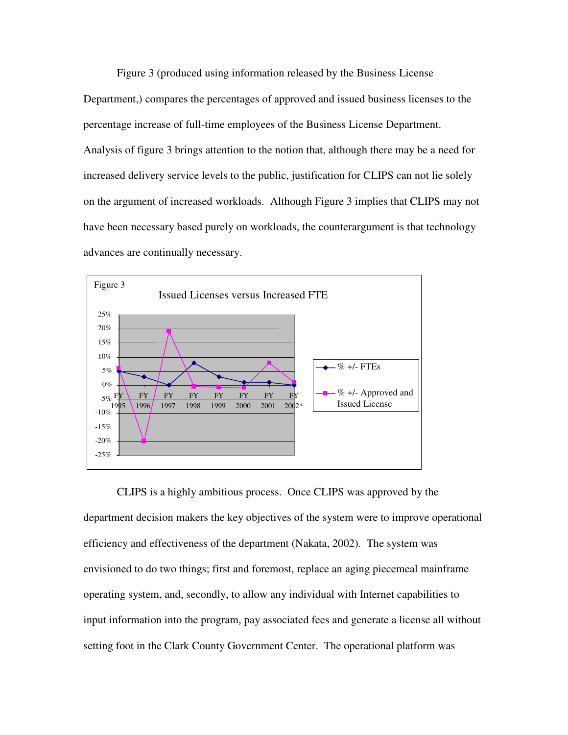Figure 3 (produced using information released by the Business License Department,) compares the percentages of approved and issued business licenses to the percentage increase of full-time employees of the Business License Department. Analysis of figure 3 brings attention to the notion that, although there may be a need for increased delivery service levels to the public, justification for CLIPS can not lie solely on the argument of increased workloads. Although Figure 3 implies that CLIPS may not have been necessary based purely on workloads, the counterargument is that technology advances are continually necessary.

Figure 3

Issued Licenses versus Increased FTE

CLIPS is a highly ambitious process. Once CLIPS was approved by the department decision makers the key objectives of the system were to improve operational efficiency and effectiveness of the department (Nakata, 2002). The system was envisioned to do two things; first and foremost, replace an aging piecemeal mainframe operating system, and, secondly, to allow any individual with Internet capabilities to input information into the program, pay associated fees and generate a license all without setting foot in the Clark County Government Center. The operational platform was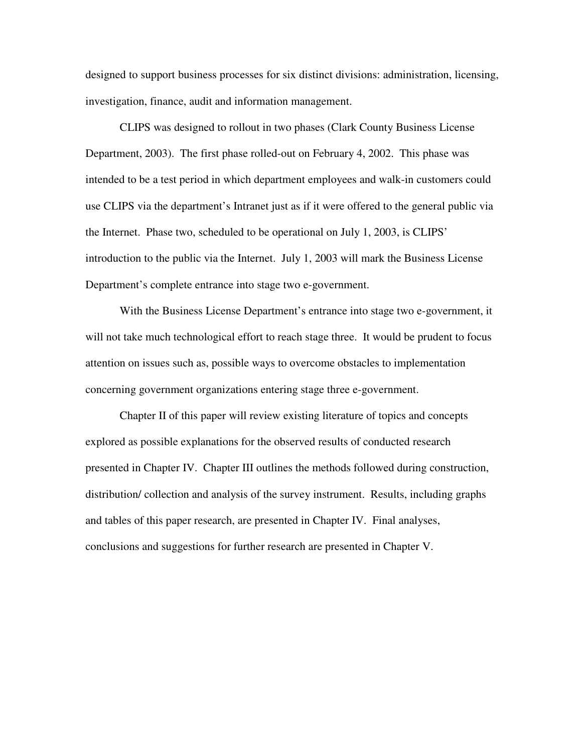designed to support business processes for six distinct divisions: administration, licensing, investigation, finance, audit and information management.

CLIPS was designed to rollout in two phases (Clark County Business License Department, 2003). The first phase rolled-out on February 4, 2002. This phase was intended to be a test period in which department employees and walk-in customers could use CLIPS via the department's Intranet just as if it were offered to the general public via the Internet. Phase two, scheduled to be operational on July 1, 2003, is CLIPS' introduction to the public via the Internet. July 1, 2003 will mark the Business License Department's complete entrance into stage two e-government.

With the Business License Department's entrance into stage two e-government, it will not take much technological effort to reach stage three. It would be prudent to focus attention on issues such as, possible ways to overcome obstacles to implementation concerning government organizations entering stage three e-government.

Chapter II of this paper will review existing literature of topics and concepts explored as possible explanations for the observed results of conducted research presented in Chapter IV. Chapter III outlines the methods followed during construction, distribution/ collection and analysis of the survey instrument. Results, including graphs and tables of this paper research, are presented in Chapter IV. Final analyses, conclusions and suggestions for further research are presented in Chapter V.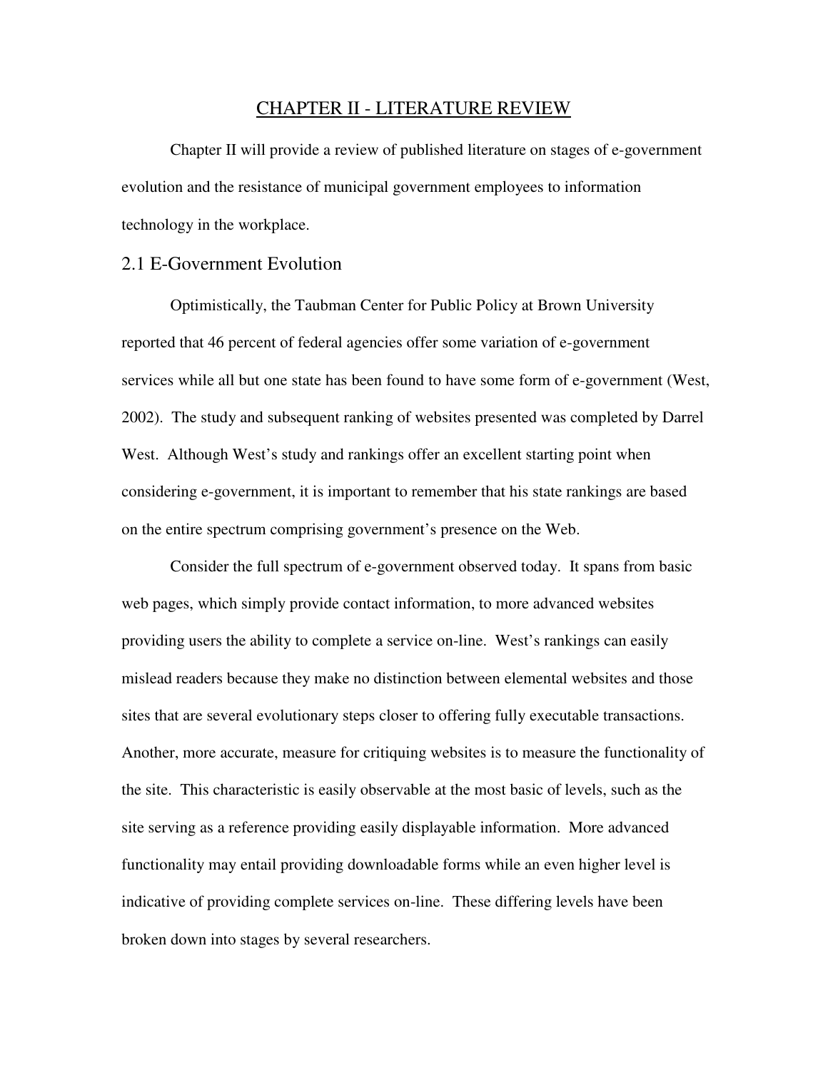# CHAPTER II - LITERATURE REVIEW

Chapter II will provide a review of published literature on stages of e-government evolution and the resistance of municipal government employees to information technology in the workplace.

## 2.1 E-Government Evolution

Optimistically, the Taubman Center for Public Policy at Brown University reported that 46 percent of federal agencies offer some variation of e-government services while all but one state has been found to have some form of e-government (West, 2002). The study and subsequent ranking of websites presented was completed by Darrel West. Although West's study and rankings offer an excellent starting point when considering e-government, it is important to remember that his state rankings are based on the entire spectrum comprising government's presence on the Web.

Consider the full spectrum of e-government observed today. It spans from basic web pages, which simply provide contact information, to more advanced websites providing users the ability to complete a service on-line. West's rankings can easily mislead readers because they make no distinction between elemental websites and those sites that are several evolutionary steps closer to offering fully executable transactions. Another, more accurate, measure for critiquing websites is to measure the functionality of the site. This characteristic is easily observable at the most basic of levels, such as the site serving as a reference providing easily displayable information. More advanced functionality may entail providing downloadable forms while an even higher level is indicative of providing complete services on-line. These differing levels have been broken down into stages by several researchers.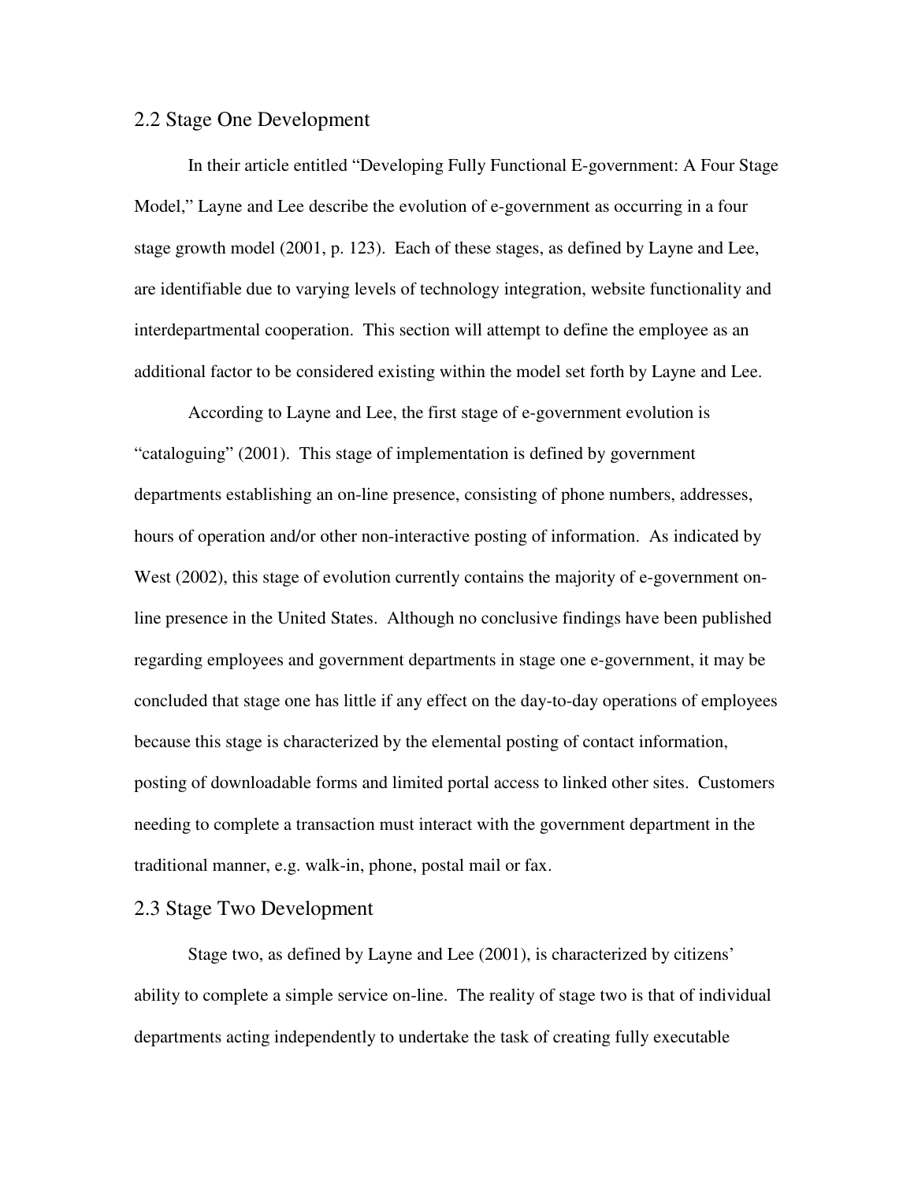## 2.2 Stage One Development

In their article entitled "Developing Fully Functional E-government: A Four Stage Model," Layne and Lee describe the evolution of e-government as occurring in a four stage growth model (2001, p. 123). Each of these stages, as defined by Layne and Lee, are identifiable due to varying levels of technology integration, website functionality and interdepartmental cooperation. This section will attempt to define the employee as an additional factor to be considered existing within the model set forth by Layne and Lee.

According to Layne and Lee, the first stage of e-government evolution is "cataloguing" (2001). This stage of implementation is defined by government departments establishing an on-line presence, consisting of phone numbers, addresses, hours of operation and/or other non-interactive posting of information. As indicated by West (2002), this stage of evolution currently contains the majority of e-government on-line presence in the United States. Although no conclusive findings have been published regarding employees and government departments in stage one e-government, it may be concluded that stage one has little if any effect on the day-to-day operations of employees because this stage is characterized by the elemental posting of contact information, posting of downloadable forms and limited portal access to linked other sites. Customers needing to complete a transaction must interact with the government department in the traditional manner, e.g. walk-in, phone, postal mail or fax.

## 2.3 Stage Two Development

Stage two, as defined by Layne and Lee (2001), is characterized by citizens' ability to complete a simple service on-line. The reality of stage two is that of individual departments acting independently to undertake the task of creating fully executable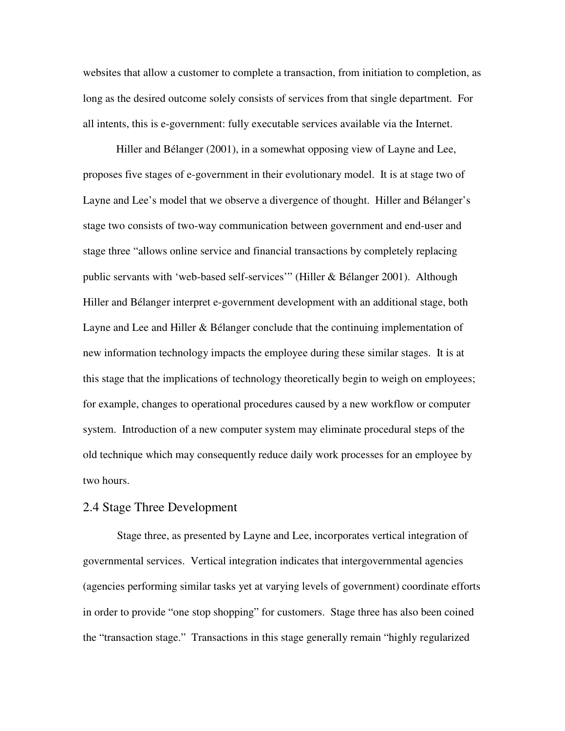websites that allow a customer to complete a transaction, from initiation to completion, as long as the desired outcome solely consists of services from that single department. For all intents, this is e-government: fully executable services available via the Internet.

Hiller and Bélanger (2001), in a somewhat opposing view of Layne and Lee, proposes five stages of e-government in their evolutionary model. It is at stage two of Layne and Lee's model that we observe a divergence of thought. Hiller and Bélanger's stage two consists of two-way communication between government and end-user and stage three "allows online service and financial transactions by completely replacing public servants with 'web-based self-services'" (Hiller & Bélanger 2001). Although Hiller and Bélanger interpret e-government development with an additional stage, both Layne and Lee and Hiller & Bélanger conclude that the continuing implementation of new information technology impacts the employee during these similar stages. It is at this stage that the implications of technology theoretically begin to weigh on employees; for example, changes to operational procedures caused by a new workflow or computer system. Introduction of a new computer system may eliminate procedural steps of the old technique which may consequently reduce daily work processes for an employee by two hours.

## 2.4 Stage Three Development

Stage three, as presented by Layne and Lee, incorporates vertical integration of governmental services. Vertical integration indicates that intergovernmental agencies (agencies performing similar tasks yet at varying levels of government) coordinate efforts in order to provide "one stop shopping" for customers. Stage three has also been coined the "transaction stage." Transactions in this stage generally remain "highly regularized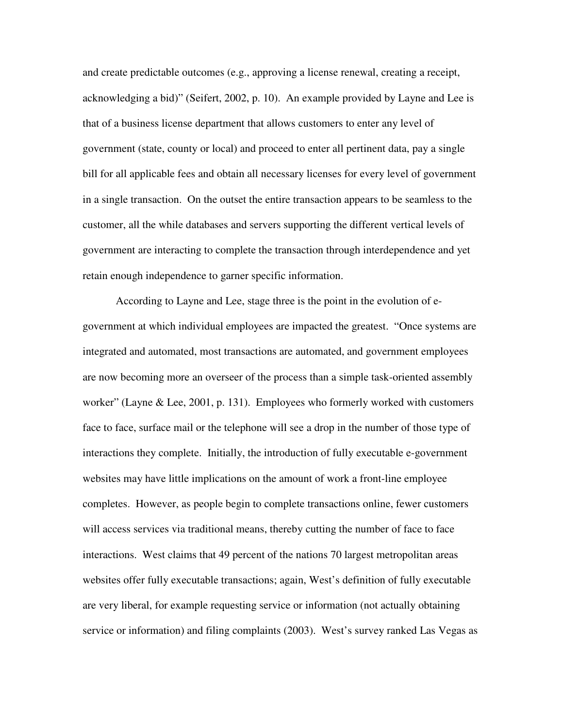and create predictable outcomes (e.g., approving a license renewal, creating a receipt, acknowledging a bid)" (Seifert, 2002, p. 10). An example provided by Layne and Lee is that of a business license department that allows customers to enter any level of government (state, county or local) and proceed to enter all pertinent data, pay a single bill for all applicable fees and obtain all necessary licenses for every level of government in a single transaction. On the outset the entire transaction appears to be seamless to the customer, all the while databases and servers supporting the different vertical levels of government are interacting to complete the transaction through interdependence and yet retain enough independence to garner specific information.

According to Layne and Lee, stage three is the point in the evolution of e-government at which individual employees are impacted the greatest. "Once systems are integrated and automated, most transactions are automated, and government employees are now becoming more an overseer of the process than a simple task-oriented assembly worker" (Layne & Lee, 2001, p. 131). Employees who formerly worked with customers face to face, surface mail or the telephone will see a drop in the number of those type of interactions they complete. Initially, the introduction of fully executable e-government websites may have little implications on the amount of work a front-line employee completes. However, as people begin to complete transactions online, fewer customers will access services via traditional means, thereby cutting the number of face to face interactions. West claims that 49 percent of the nations 70 largest metropolitan areas websites offer fully executable transactions; again, West's definition of fully executable are very liberal, for example requesting service or information (not actually obtaining service or information) and filing complaints (2003). West's survey ranked Las Vegas as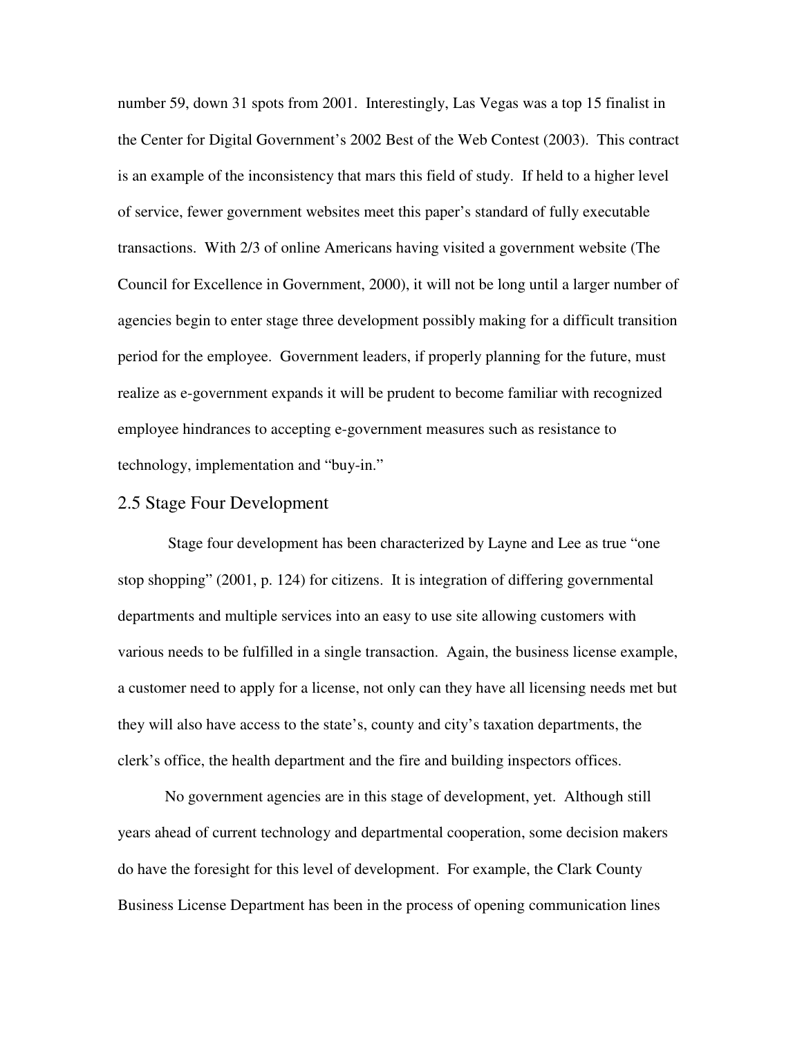number 59, down 31 spots from 2001. Interestingly, Las Vegas was a top 15 finalist in the Center for Digital Government's 2002 Best of the Web Contest (2003). This contract is an example of the inconsistency that mars this field of study. If held to a higher level of service, fewer government websites meet this paper's standard of fully executable transactions. With 2/3 of online Americans having visited a government website (The Council for Excellence in Government, 2000), it will not be long until a larger number of agencies begin to enter stage three development possibly making for a difficult transition period for the employee. Government leaders, if properly planning for the future, must realize as e-government expands it will be prudent to become familiar with recognized employee hindrances to accepting e-government measures such as resistance to technology, implementation and "buy-in."

## 2.5 Stage Four Development

Stage four development has been characterized by Layne and Lee as true "one stop shopping" (2001, p. 124) for citizens. It is integration of differing governmental departments and multiple services into an easy to use site allowing customers with various needs to be fulfilled in a single transaction. Again, the business license example, a customer need to apply for a license, not only can they have all licensing needs met but they will also have access to the state's, county and city's taxation departments, the clerk's office, the health department and the fire and building inspectors offices.

No government agencies are in this stage of development, yet. Although still years ahead of current technology and departmental cooperation, some decision makers do have the foresight for this level of development. For example, the Clark County Business License Department has been in the process of opening communication lines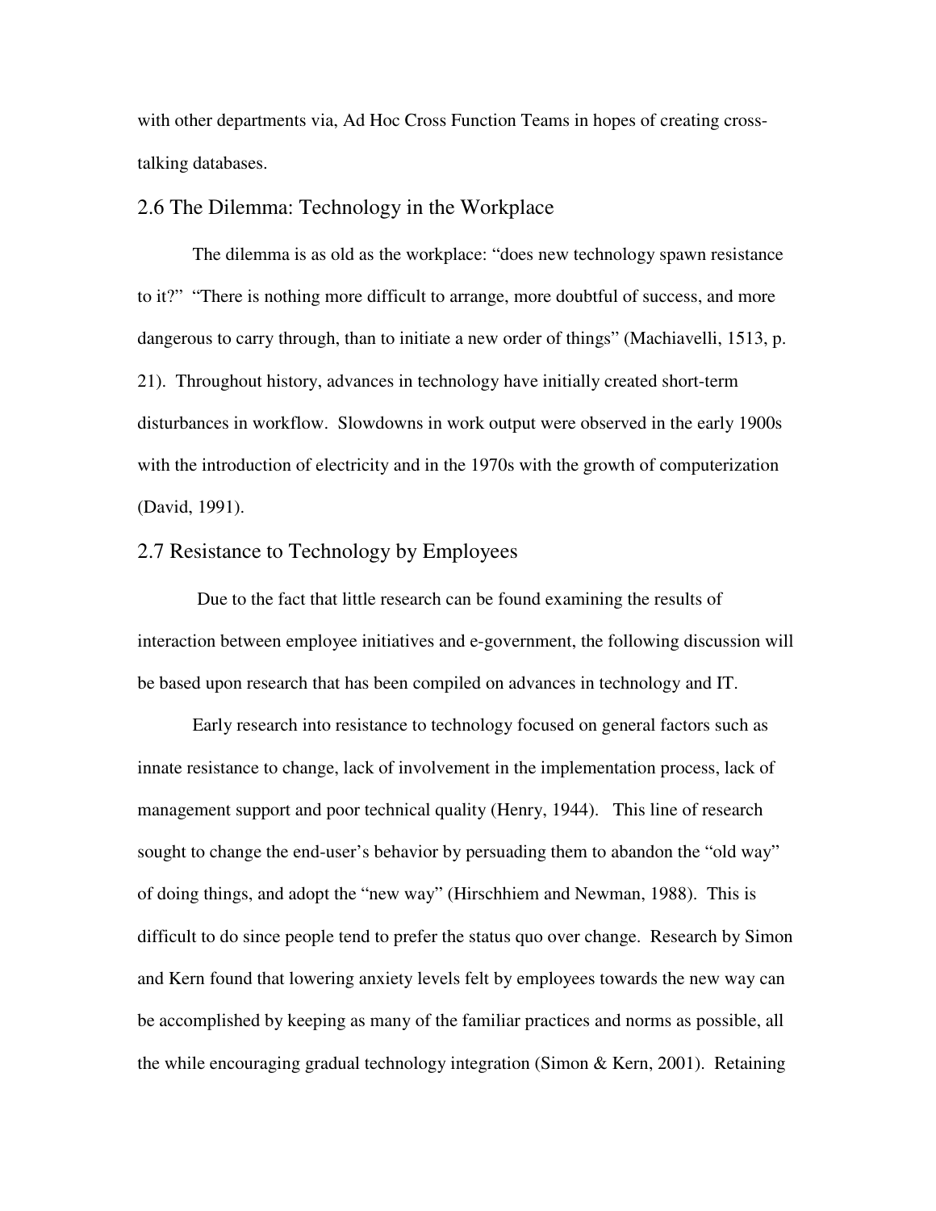with other departments via, Ad Hoc Cross Function Teams in hopes of creating cross-talking databases.

## 2.6 The Dilemma: Technology in the Workplace

The dilemma is as old as the workplace: "does new technology spawn resistance to it?" "There is nothing more difficult to arrange, more doubtful of success, and more dangerous to carry through, than to initiate a new order of things" (Machiavelli, 1513, p. 21). Throughout history, advances in technology have initially created short-term disturbances in workflow. Slowdowns in work output were observed in the early 1900s with the introduction of electricity and in the 1970s with the growth of computerization (David, 1991).

## 2.7 Resistance to Technology by Employees

Due to the fact that little research can be found examining the results of interaction between employee initiatives and e-government, the following discussion will be based upon research that has been compiled on advances in technology and IT.

Early research into resistance to technology focused on general factors such as innate resistance to change, lack of involvement in the implementation process, lack of management support and poor technical quality (Henry, 1944). This line of research sought to change the end-user's behavior by persuading them to abandon the "old way" of doing things, and adopt the "new way" (Hirschhiem and Newman, 1988). This is difficult to do since people tend to prefer the status quo over change. Research by Simon and Kern found that lowering anxiety levels felt by employees towards the new way can be accomplished by keeping as many of the familiar practices and norms as possible, all the while encouraging gradual technology integration (Simon & Kern, 2001). Retaining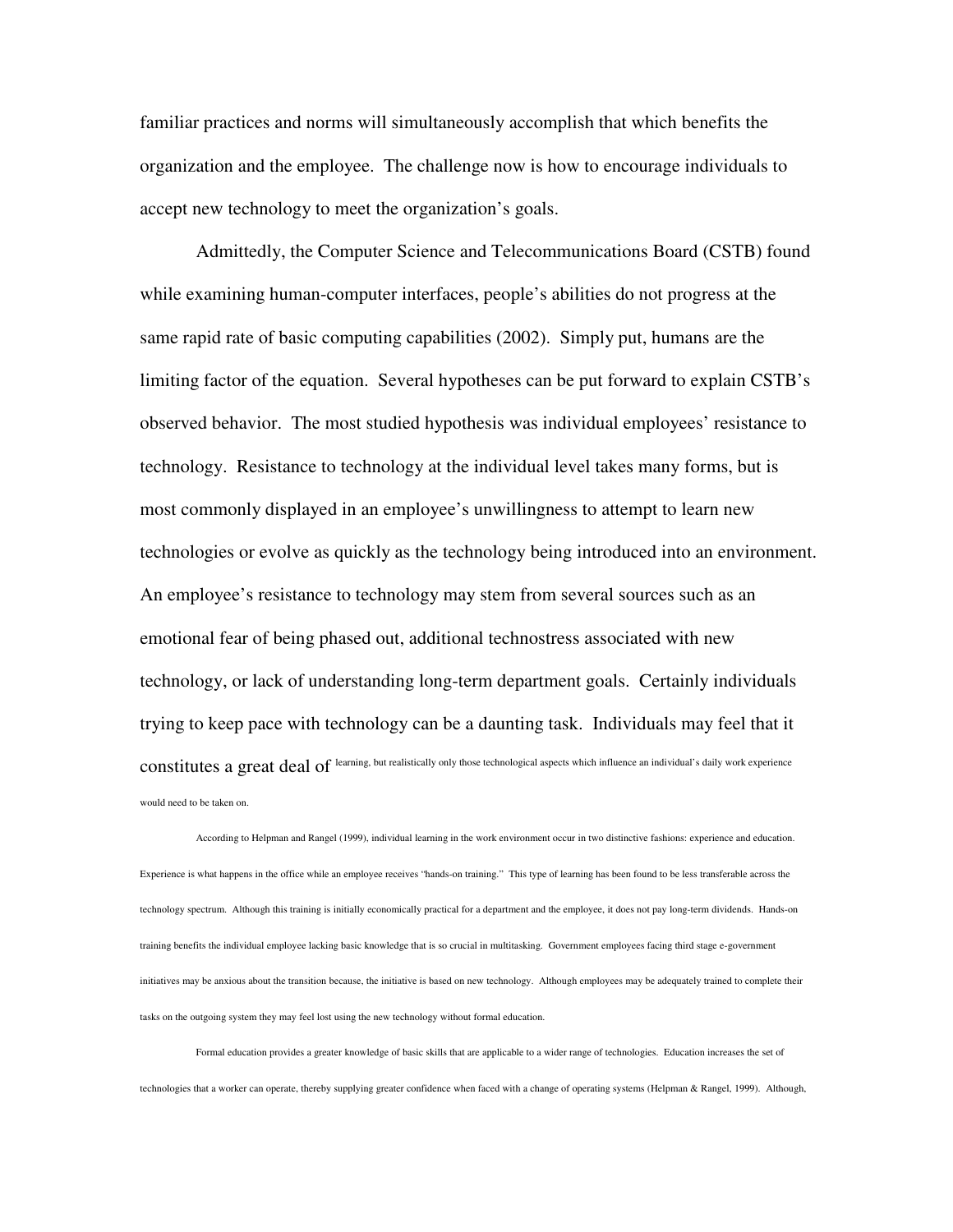familiar practices and norms will simultaneously accomplish that which benefits the organization and the employee. The challenge now is how to encourage individuals to accept new technology to meet the organization's goals.

Admittedly, the Computer Science and Telecommunications Board (CSTB) found while examining human-computer interfaces, people's abilities do not progress at the same rapid rate of basic computing capabilities (2002). Simply put, humans are the limiting factor of the equation. Several hypotheses can be put forward to explain CSTB's observed behavior. The most studied hypothesis was individual employees' resistance to technology. Resistance to technology at the individual level takes many forms, but is most commonly displayed in an employee's unwillingness to attempt to learn new technologies or evolve as quickly as the technology being introduced into an environment. An employee's resistance to technology may stem from several sources such as an emotional fear of being phased out, additional technostress associated with new technology, or lack of understanding long-term department goals. Certainly individuals trying to keep pace with technology can be a daunting task. Individuals may feel that it constitutes a great deal of learning, but realistically only those technological aspects which influence an individual's daily work experience would need to be taken on.

According to Helpman and Rangel (1999), individual learning in the work environment occur in two distinctive fashions: experience and education. Experience is what happens in the office while an employee receives "hands-on training." This type of learning has been found to be less transferable across the technology spectrum. Although this training is initially economically practical for a department and the employee, it does not pay long-term dividends. Hands-on training benefits the individual employee lacking basic knowledge that is so crucial in multitasking. Government employees facing third stage e-government initiatives may be anxious about the transition because, the initiative is based on new technology. Although employees may be adequately trained to complete their tasks on the outgoing system they may feel lost using the new technology without formal education.

Formal education provides a greater knowledge of basic skills that are applicable to a wider range of technologies. Education increases the set of technologies that a worker can operate, thereby supplying greater confidence when faced with a change of operating systems (Helpman & Rangel, 1999). Although,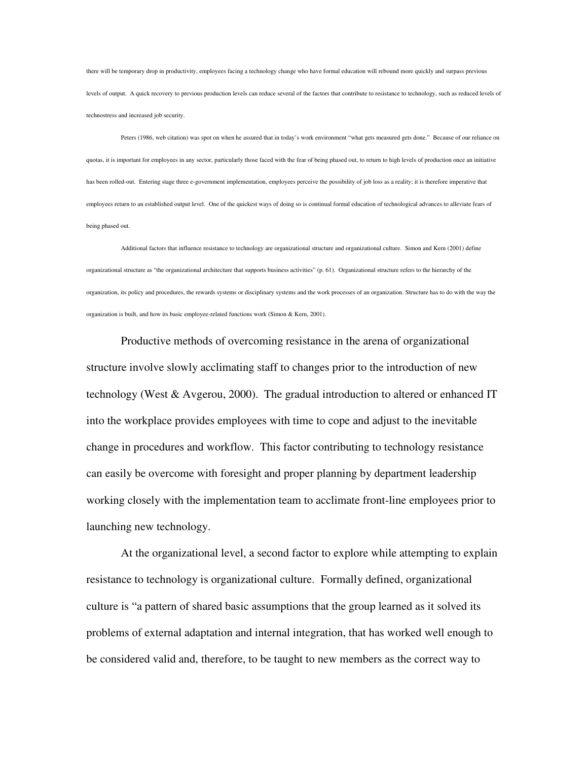there will be temporary drop in productivity, employees facing a technology change who have formal education will rebound more quickly and surpass previous levels of output. A quick recovery to previous production levels can reduce several of the factors that contribute to resistance to technology, such as reduced levels of technostress and increased job security.

Peters (1986, web citation) was spot on when he assured that in today's work environment "what gets measured gets done." Because of our reliance on quotas, it is important for employees in any sector, particularly those faced with the fear of being phased out, to return to high levels of production once an initiative has been rolled-out. Entering stage three e-government implementation, employees perceive the possibility of job loss as a reality; it is therefore imperative that employees return to an established output level. One of the quickest ways of doing so is continual formal education of technological advances to alleviate fears of being phased out.

Additional factors that influence resistance to technology are organizational structure and organizational culture. Simon and Kern (2001) define organizational structure as "the organizational architecture that supports business activities" (p. 61). Organizational structure refers to the hierarchy of the organization, its policy and procedures, the rewards systems or disciplinary systems and the work processes of an organization. Structure has to do with the way the organization is built, and how its basic employee-related functions work (Simon & Kern, 2001).

Productive methods of overcoming resistance in the arena of organizational structure involve slowly acclimating staff to changes prior to the introduction of new technology (West & Avgerou, 2000). The gradual introduction to altered or enhanced IT into the workplace provides employees with time to cope and adjust to the inevitable change in procedures and workflow. This factor contributing to technology resistance can easily be overcome with foresight and proper planning by department leadership working closely with the implementation team to acclimate front-line employees prior to launching new technology.

At the organizational level, a second factor to explore while attempting to explain resistance to technology is organizational culture. Formally defined, organizational culture is "a pattern of shared basic assumptions that the group learned as it solved its problems of external adaptation and internal integration, that has worked well enough to be considered valid and, therefore, to be taught to new members as the correct way to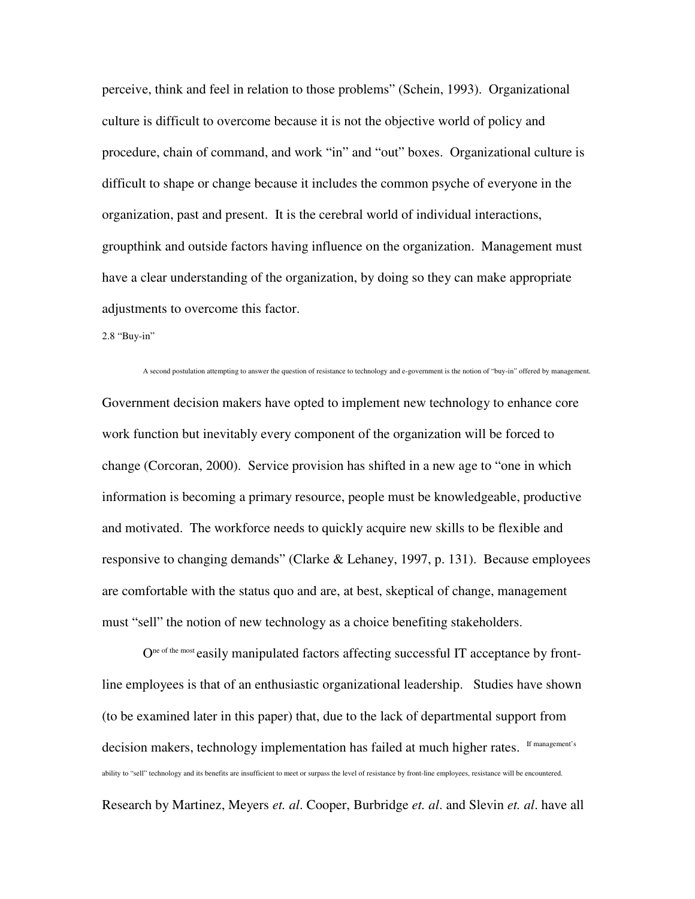perceive, think and feel in relation to those problems" (Schein, 1993). Organizational culture is difficult to overcome because it is not the objective world of policy and procedure, chain of command, and work "in" and "out" boxes. Organizational culture is difficult to shape or change because it includes the common psyche of everyone in the organization, past and present. It is the cerebral world of individual interactions, groupthink and outside factors having influence on the organization. Management must have a clear understanding of the organization, by doing so they can make appropriate adjustments to overcome this factor.

### 2.8 "Buy-in"

A second postulation attempting to answer the question of resistance to technology and e-government is the notion of "buy-in" offered by management. Government decision makers have opted to implement new technology to enhance core work function but inevitably every component of the organization will be forced to change (Corcoran, 2000). Service provision has shifted in a new age to "one in which information is becoming a primary resource, people must be knowledgeable, productive and motivated. The workforce needs to quickly acquire new skills to be flexible and responsive to changing demands" (Clarke & Lehaney, 1997, p. 131). Because employees are comfortable with the status quo and are, at best, skeptical of change, management must "sell" the notion of new technology as a choice benefiting stakeholders.

One of the most easily manipulated factors affecting successful IT acceptance by front-line employees is that of an enthusiastic organizational leadership. Studies have shown (to be examined later in this paper) that, due to the lack of departmental support from decision makers, technology implementation has failed at much higher rates. If management's ability to "sell" technology and its benefits are insufficient to meet or surpass the level of resistance by front-line employees, resistance will be encountered.

Research by Martinez, Meyers *et. al*. Cooper, Burbridge *et. al*. and Slevin *et. al*. have all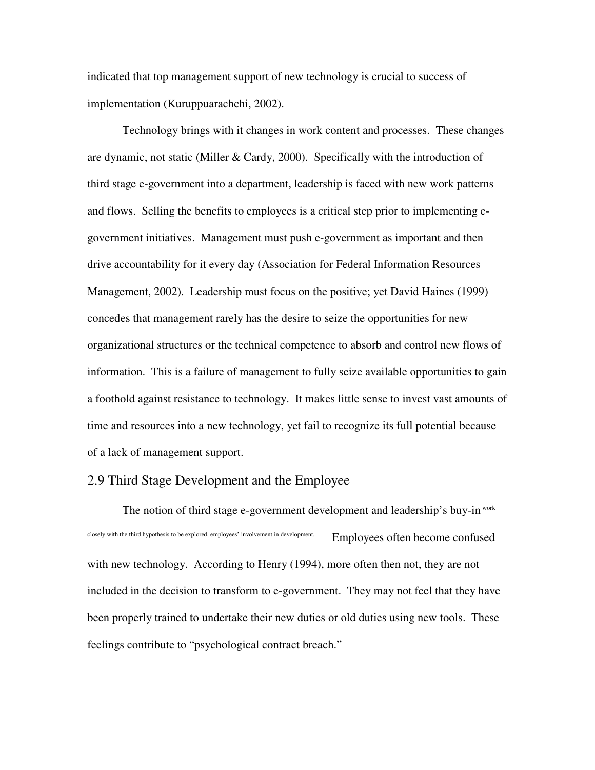indicated that top management support of new technology is crucial to success of implementation (Kuruppuarachchi, 2002).

Technology brings with it changes in work content and processes. These changes are dynamic, not static (Miller & Cardy, 2000). Specifically with the introduction of third stage e-government into a department, leadership is faced with new work patterns and flows. Selling the benefits to employees is a critical step prior to implementing e-government initiatives. Management must push e-government as important and then drive accountability for it every day (Association for Federal Information Resources Management, 2002). Leadership must focus on the positive; yet David Haines (1999) concedes that management rarely has the desire to seize the opportunities for new organizational structures or the technical competence to absorb and control new flows of information. This is a failure of management to fully seize available opportunities to gain a foothold against resistance to technology. It makes little sense to invest vast amounts of time and resources into a new technology, yet fail to recognize its full potential because of a lack of management support.

## 2.9 Third Stage Development and the Employee

The notion of third stage e-government development and leadership's buy-in work closely with the third hypothesis to be explored, employees' involvement in development. Employees often become confused with new technology. According to Henry (1994), more often then not, they are not included in the decision to transform to e-government. They may not feel that they have been properly trained to undertake their new duties or old duties using new tools. These feelings contribute to "psychological contract breach."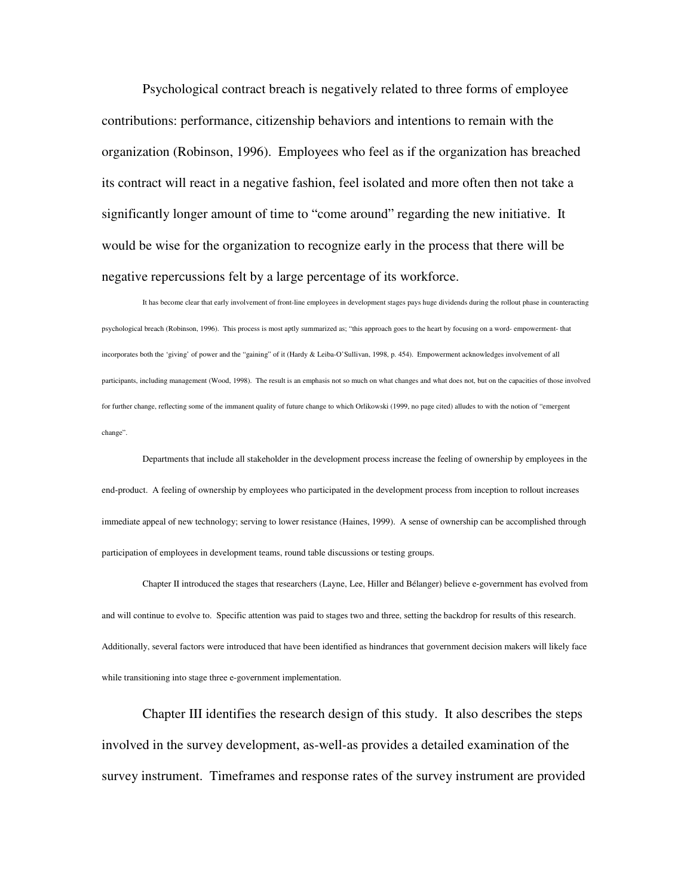Psychological contract breach is negatively related to three forms of employee contributions: performance, citizenship behaviors and intentions to remain with the organization (Robinson, 1996). Employees who feel as if the organization has breached its contract will react in a negative fashion, feel isolated and more often then not take a significantly longer amount of time to "come around" regarding the new initiative. It would be wise for the organization to recognize early in the process that there will be negative repercussions felt by a large percentage of its workforce.

It has become clear that early involvement of front-line employees in development stages pays huge dividends during the rollout phase in counteracting psychological breach (Robinson, 1996). This process is most aptly summarized as; "this approach goes to the heart by focusing on a word- empowerment- that incorporates both the 'giving' of power and the "gaining" of it (Hardy & Leiba-O'Sullivan, 1998, p. 454). Empowerment acknowledges involvement of all participants, including management (Wood, 1998). The result is an emphasis not so much on what changes and what does not, but on the capacities of those involved for further change, reflecting some of the immanent quality of future change to which Orlikowski (1999, no page cited) alludes to with the notion of "emergent change".

Departments that include all stakeholder in the development process increase the feeling of ownership by employees in the end-product. A feeling of ownership by employees who participated in the development process from inception to rollout increases immediate appeal of new technology; serving to lower resistance (Haines, 1999). A sense of ownership can be accomplished through participation of employees in development teams, round table discussions or testing groups.

Chapter II introduced the stages that researchers (Layne, Lee, Hiller and Bélanger) believe e-government has evolved from and will continue to evolve to. Specific attention was paid to stages two and three, setting the backdrop for results of this research. Additionally, several factors were introduced that have been identified as hindrances that government decision makers will likely face while transitioning into stage three e-government implementation.

Chapter III identifies the research design of this study. It also describes the steps involved in the survey development, as-well-as provides a detailed examination of the survey instrument. Timeframes and response rates of the survey instrument are provided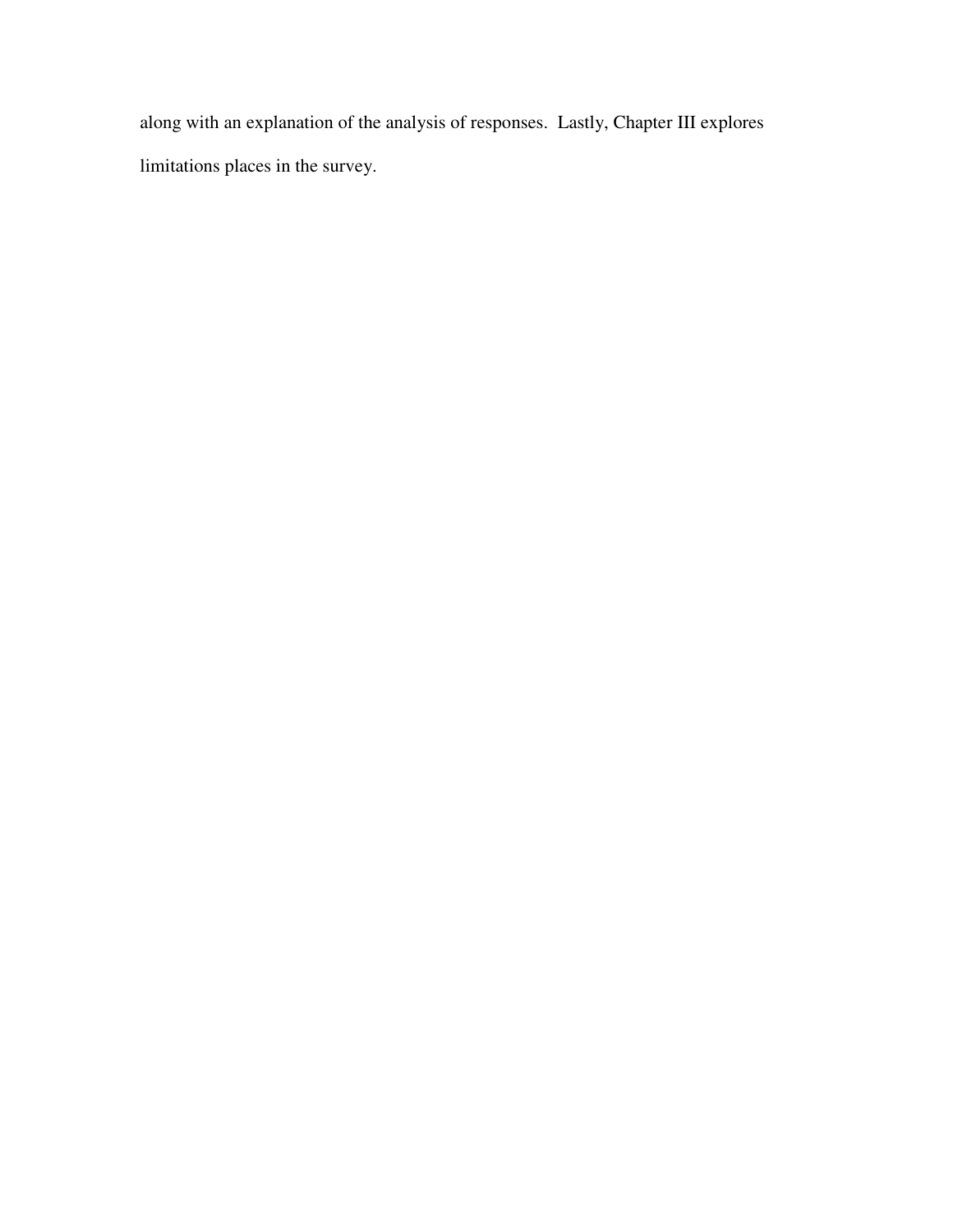along with an explanation of the analysis of responses. Lastly, Chapter III explores limitations places in the survey.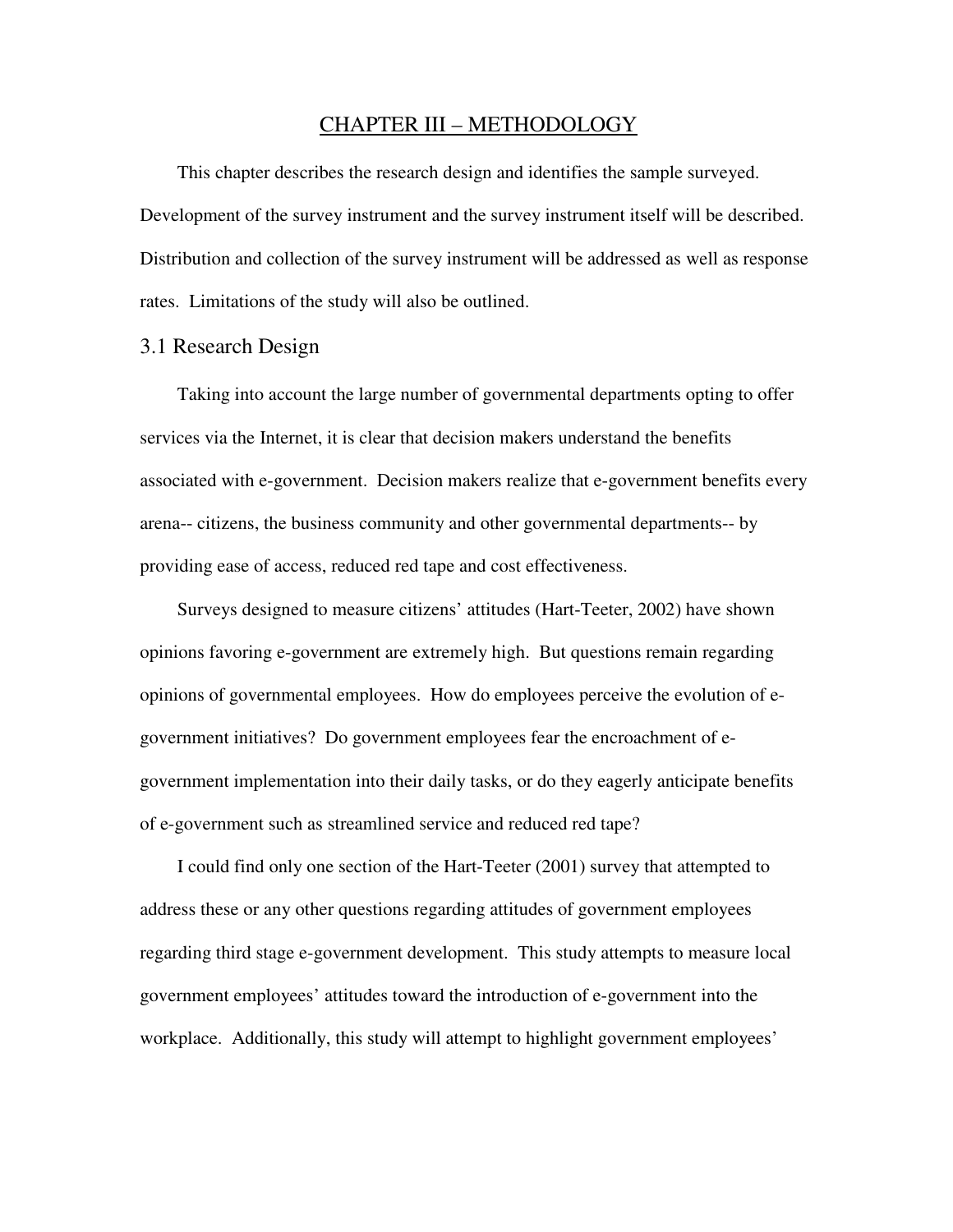# CHAPTER III – METHODOLOGY

This chapter describes the research design and identifies the sample surveyed. Development of the survey instrument and the survey instrument itself will be described. Distribution and collection of the survey instrument will be addressed as well as response rates. Limitations of the study will also be outlined.

## 3.1 Research Design

Taking into account the large number of governmental departments opting to offer services via the Internet, it is clear that decision makers understand the benefits associated with e-government. Decision makers realize that e-government benefits every arena-- citizens, the business community and other governmental departments-- by providing ease of access, reduced red tape and cost effectiveness.

Surveys designed to measure citizens' attitudes (Hart-Teeter, 2002) have shown opinions favoring e-government are extremely high. But questions remain regarding opinions of governmental employees. How do employees perceive the evolution of e-government initiatives? Do government employees fear the encroachment of e-government implementation into their daily tasks, or do they eagerly anticipate benefits of e-government such as streamlined service and reduced red tape?

I could find only one section of the Hart-Teeter (2001) survey that attempted to address these or any other questions regarding attitudes of government employees regarding third stage e-government development. This study attempts to measure local government employees' attitudes toward the introduction of e-government into the workplace. Additionally, this study will attempt to highlight government employees'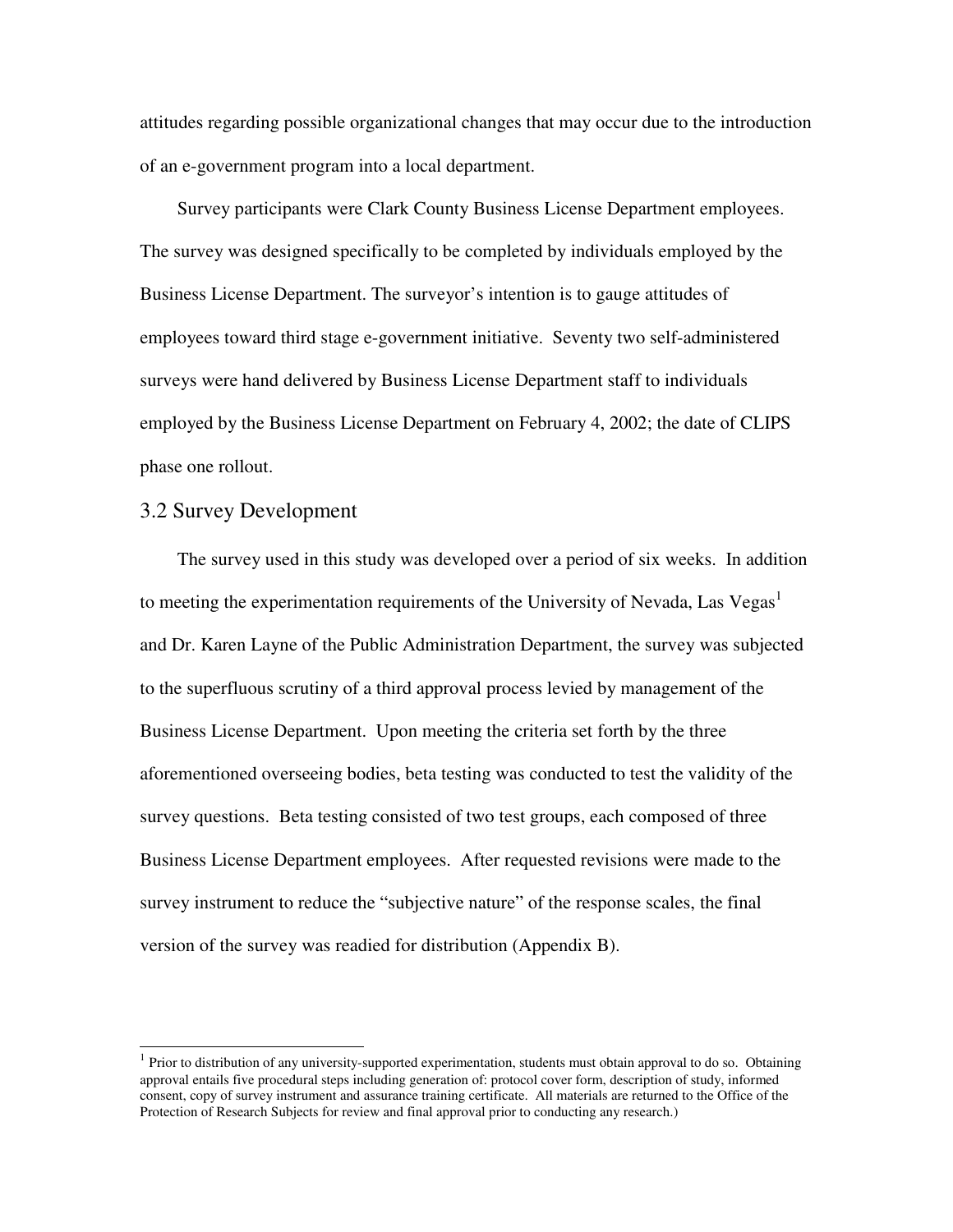attitudes regarding possible organizational changes that may occur due to the introduction of an e-government program into a local department.

Survey participants were Clark County Business License Department employees. The survey was designed specifically to be completed by individuals employed by the Business License Department. The surveyor's intention is to gauge attitudes of employees toward third stage e-government initiative. Seventy two self-administered surveys were hand delivered by Business License Department staff to individuals employed by the Business License Department on February 4, 2002; the date of CLIPS phase one rollout.

## 3.2 Survey Development

The survey used in this study was developed over a period of six weeks. In addition to meeting the experimentation requirements of the University of Nevada, Las Vegas[1] and Dr. Karen Layne of the Public Administration Department, the survey was subjected to the superfluous scrutiny of a third approval process levied by management of the Business License Department. Upon meeting the criteria set forth by the three aforementioned overseeing bodies, beta testing was conducted to test the validity of the survey questions. Beta testing consisted of two test groups, each composed of three Business License Department employees. After requested revisions were made to the survey instrument to reduce the "subjective nature" of the response scales, the final version of the survey was readied for distribution (Appendix B).

---

[1] Prior to distribution of any university-supported experimentation, students must obtain approval to do so. Obtaining approval entails five procedural steps including generation of: protocol cover form, description of study, informed consent, copy of survey instrument and assurance training certificate. All materials are returned to the Office of the Protection of Research Subjects for review and final approval prior to conducting any research.)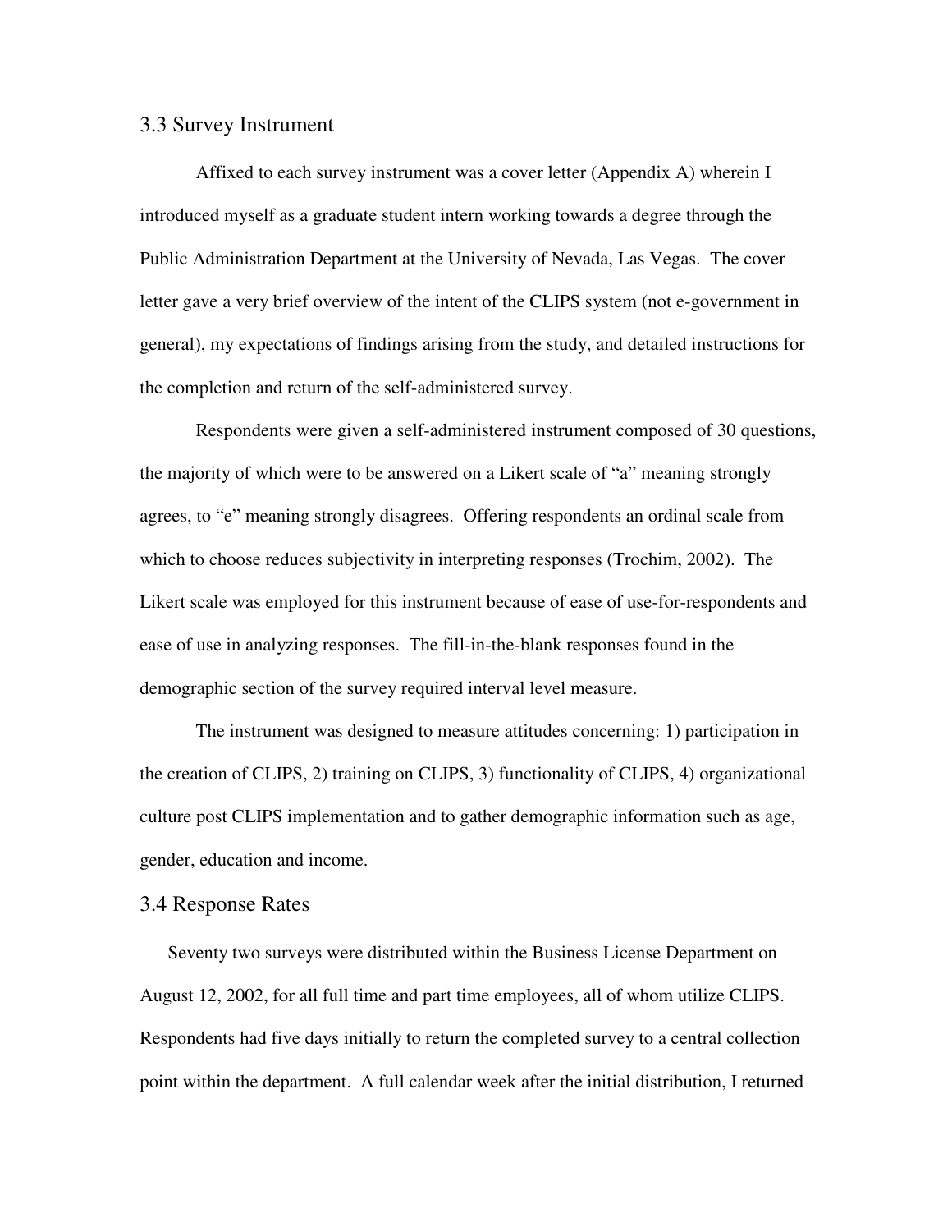### 3.3 Survey Instrument

Affixed to each survey instrument was a cover letter (Appendix A) wherein I introduced myself as a graduate student intern working towards a degree through the Public Administration Department at the University of Nevada, Las Vegas. The cover letter gave a very brief overview of the intent of the CLIPS system (not e-government in general), my expectations of findings arising from the study, and detailed instructions for the completion and return of the self-administered survey.

Respondents were given a self-administered instrument composed of 30 questions, the majority of which were to be answered on a Likert scale of "a" meaning strongly agrees, to "e" meaning strongly disagrees. Offering respondents an ordinal scale from which to choose reduces subjectivity in interpreting responses (Trochim, 2002). The Likert scale was employed for this instrument because of ease of use-for-respondents and ease of use in analyzing responses. The fill-in-the-blank responses found in the demographic section of the survey required interval level measure.

The instrument was designed to measure attitudes concerning: 1) participation in the creation of CLIPS, 2) training on CLIPS, 3) functionality of CLIPS, 4) organizational culture post CLIPS implementation and to gather demographic information such as age, gender, education and income.

### 3.4 Response Rates

Seventy two surveys were distributed within the Business License Department on August 12, 2002, for all full time and part time employees, all of whom utilize CLIPS. Respondents had five days initially to return the completed survey to a central collection point within the department. A full calendar week after the initial distribution, I returned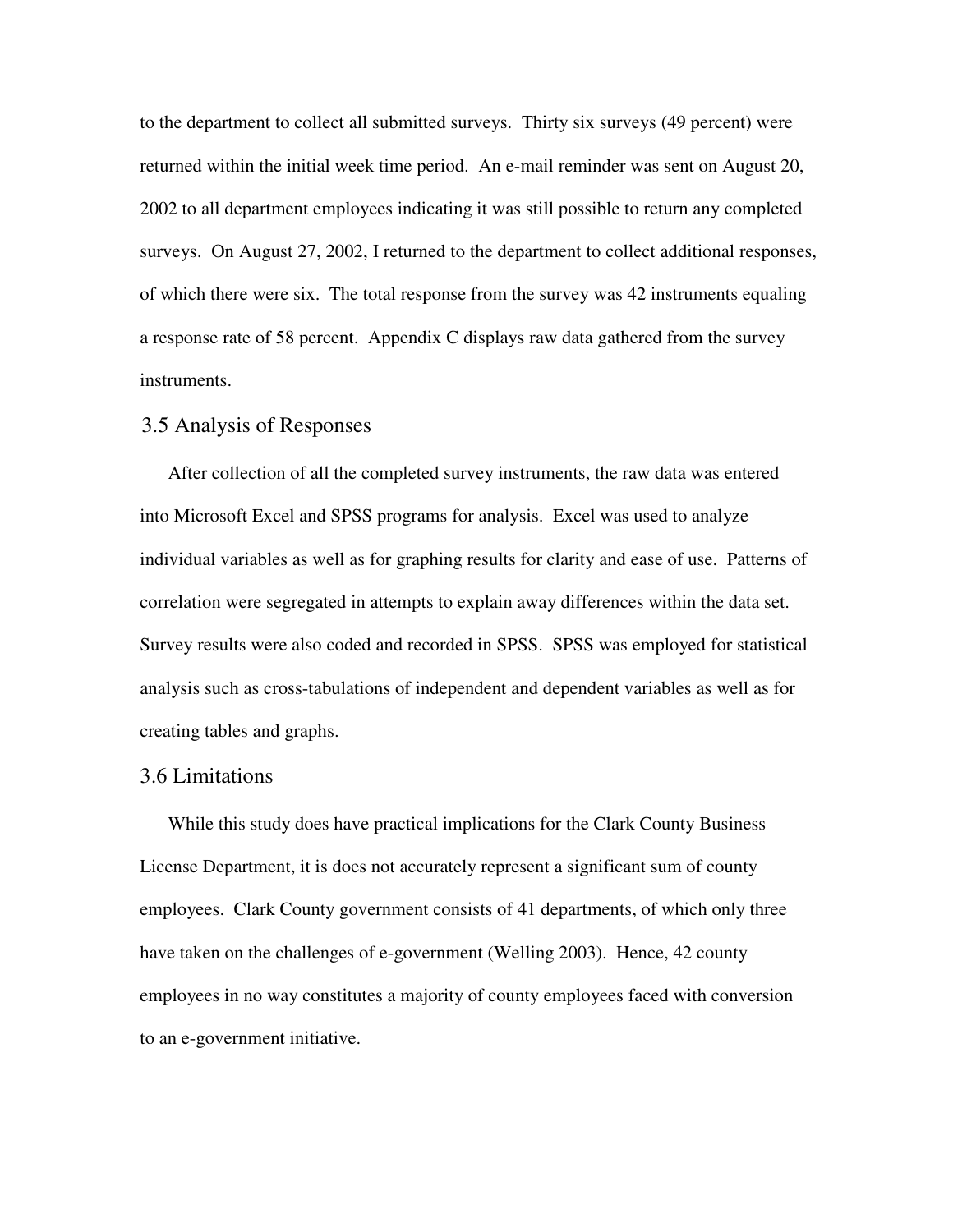to the department to collect all submitted surveys. Thirty six surveys (49 percent) were returned within the initial week time period. An e-mail reminder was sent on August 20, 2002 to all department employees indicating it was still possible to return any completed surveys. On August 27, 2002, I returned to the department to collect additional responses, of which there were six. The total response from the survey was 42 instruments equaling a response rate of 58 percent. Appendix C displays raw data gathered from the survey instruments.

## 3.5 Analysis of Responses

After collection of all the completed survey instruments, the raw data was entered into Microsoft Excel and SPSS programs for analysis. Excel was used to analyze individual variables as well as for graphing results for clarity and ease of use. Patterns of correlation were segregated in attempts to explain away differences within the data set. Survey results were also coded and recorded in SPSS. SPSS was employed for statistical analysis such as cross-tabulations of independent and dependent variables as well as for creating tables and graphs.

## 3.6 Limitations

While this study does have practical implications for the Clark County Business License Department, it is does not accurately represent a significant sum of county employees. Clark County government consists of 41 departments, of which only three have taken on the challenges of e-government (Welling 2003). Hence, 42 county employees in no way constitutes a majority of county employees faced with conversion to an e-government initiative.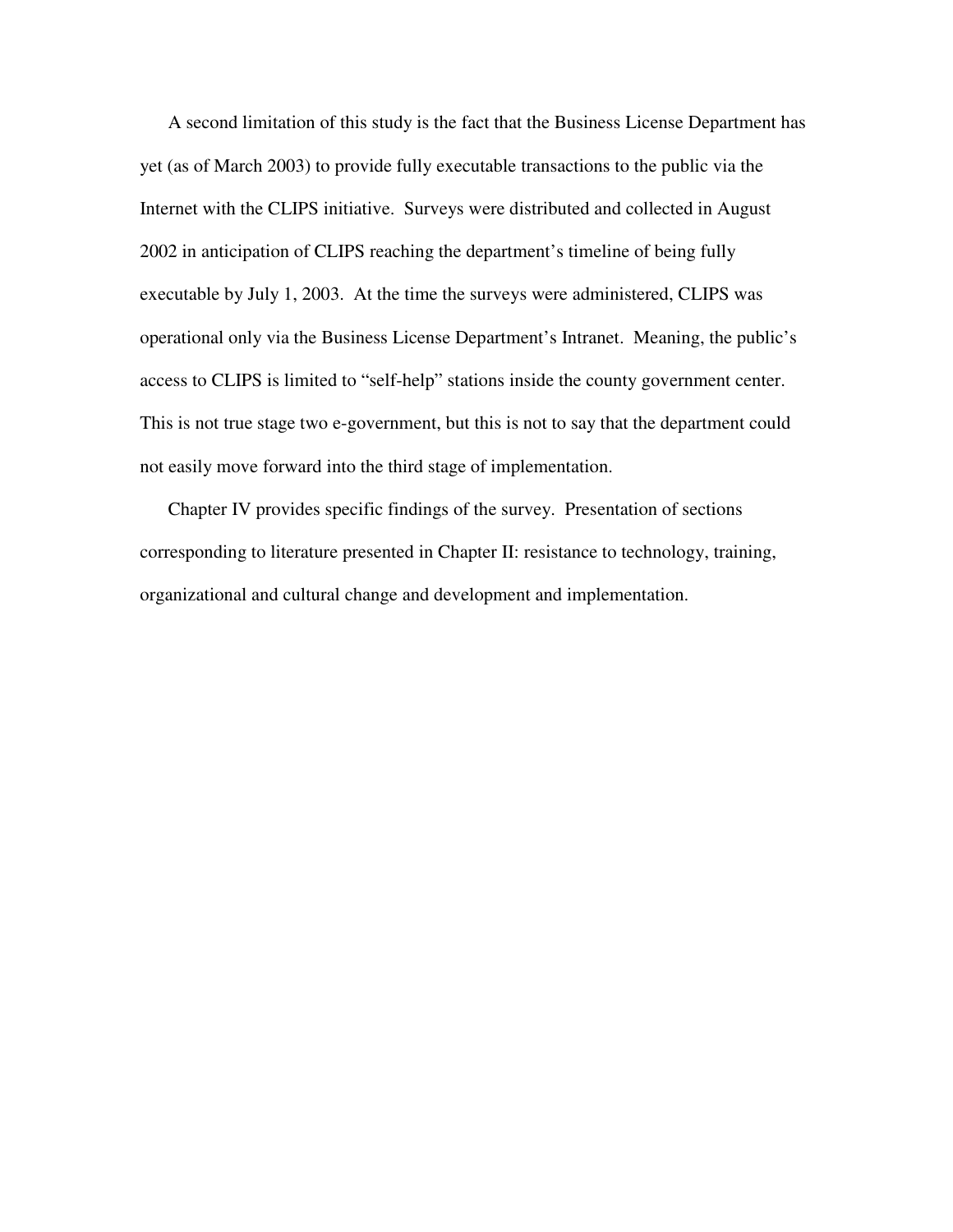A second limitation of this study is the fact that the Business License Department has yet (as of March 2003) to provide fully executable transactions to the public via the Internet with the CLIPS initiative. Surveys were distributed and collected in August 2002 in anticipation of CLIPS reaching the department's timeline of being fully executable by July 1, 2003. At the time the surveys were administered, CLIPS was operational only via the Business License Department's Intranet. Meaning, the public's access to CLIPS is limited to "self-help" stations inside the county government center. This is not true stage two e-government, but this is not to say that the department could not easily move forward into the third stage of implementation.

Chapter IV provides specific findings of the survey. Presentation of sections corresponding to literature presented in Chapter II: resistance to technology, training, organizational and cultural change and development and implementation.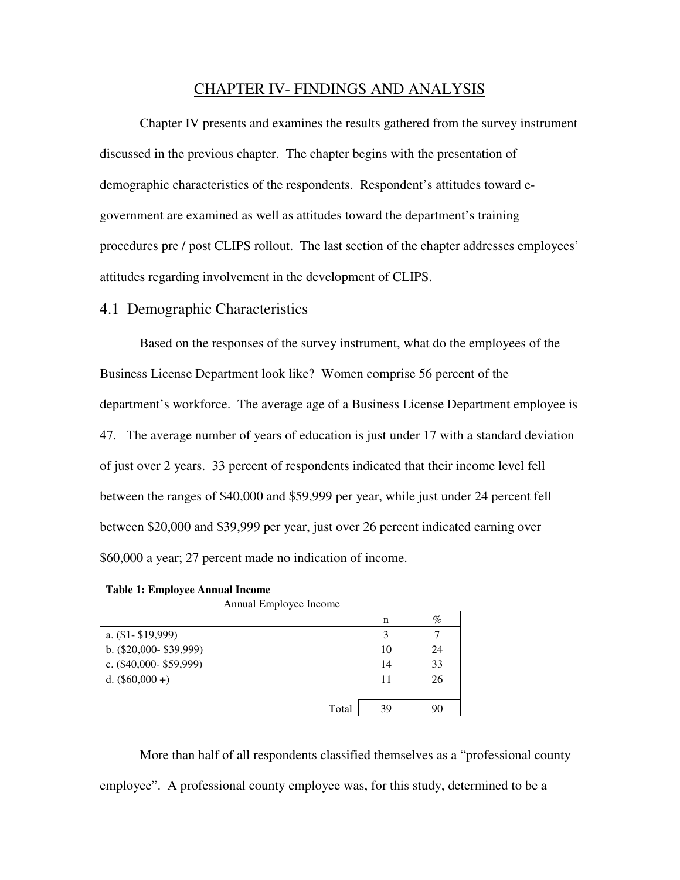# CHAPTER IV- FINDINGS AND ANALYSIS

Chapter IV presents and examines the results gathered from the survey instrument discussed in the previous chapter. The chapter begins with the presentation of demographic characteristics of the respondents. Respondent's attitudes toward e-government are examined as well as attitudes toward the department's training procedures pre / post CLIPS rollout. The last section of the chapter addresses employees' attitudes regarding involvement in the development of CLIPS.

## 4.1 Demographic Characteristics

Based on the responses of the survey instrument, what do the employees of the Business License Department look like? Women comprise 56 percent of the department's workforce. The average age of a Business License Department employee is 47. The average number of years of education is just under 17 with a standard deviation of just over 2 years. 33 percent of respondents indicated that their income level fell between the ranges of $40,000 and $59,999 per year, while just under 24 percent fell between $20,000 and $39,999 per year, just over 26 percent indicated earning over $60,000 a year; 27 percent made no indication of income.

**Table 1: Employee Annual Income**

Annual Employee Income

| | n | % |
|---|---|---|
| a. ($1- $19,999) | 3 | 7 |
| b. ($20,000- $39,999) | 10 | 24 |
| c. ($40,000- $59,999) | 14 | 33 |
| d. ($60,000 +) | 11 | 26 |
| Total | 39 | 90 |

More than half of all respondents classified themselves as a "professional county employee". A professional county employee was, for this study, determined to be a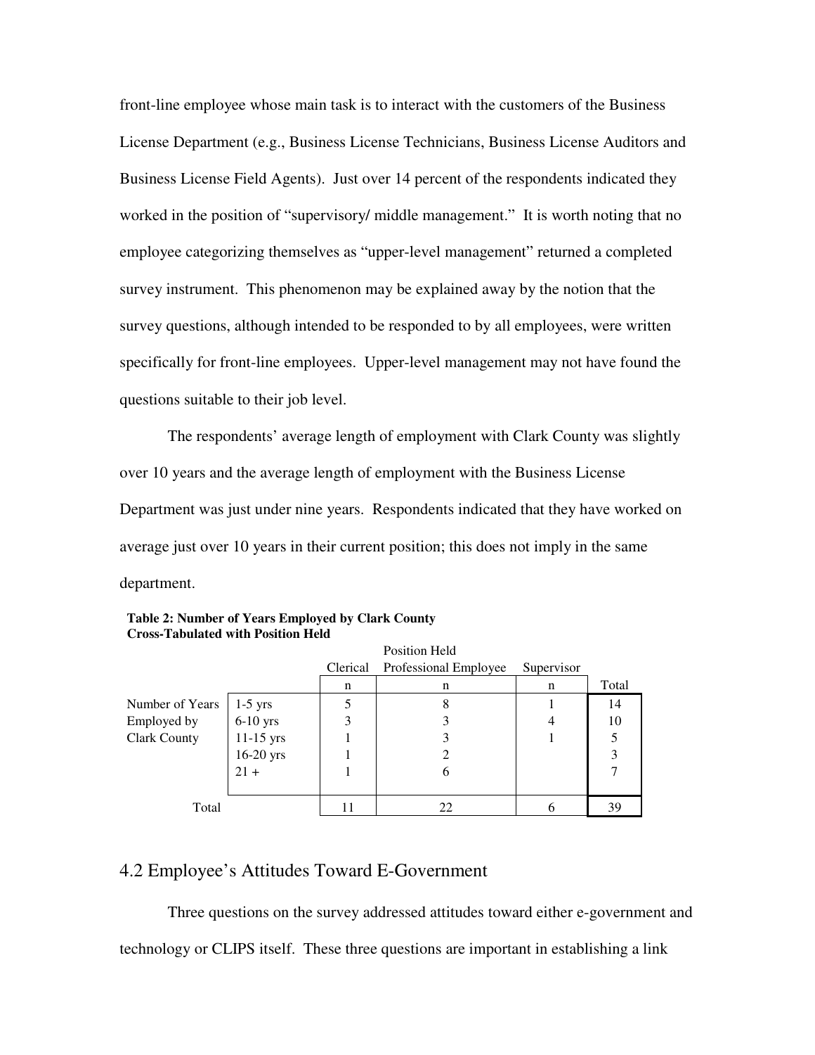front-line employee whose main task is to interact with the customers of the Business License Department (e.g., Business License Technicians, Business License Auditors and Business License Field Agents). Just over 14 percent of the respondents indicated they worked in the position of "supervisory/ middle management." It is worth noting that no employee categorizing themselves as "upper-level management" returned a completed survey instrument. This phenomenon may be explained away by the notion that the survey questions, although intended to be responded to by all employees, were written specifically for front-line employees. Upper-level management may not have found the questions suitable to their job level.

The respondents' average length of employment with Clark County was slightly over 10 years and the average length of employment with the Business License Department was just under nine years. Respondents indicated that they have worked on average just over 10 years in their current position; this does not imply in the same department.

**Table 2: Number of Years Employed by Clark County Cross-Tabulated with Position Held**

| | | Position Held | | | |
|---|---|---|---|---|---|
| | | Clerical | Professional Employee | Supervisor | |
| | | n | n | n | Total |
| Number of Years Employed by Clark County | 1-5 yrs | 5 | 8 | 1 | 14 |
| | 6-10 yrs | 3 | 3 | 4 | 10 |
| | 11-15 yrs | 1 | 3 | 1 | 5 |
| | 16-20 yrs | 1 | 2 | | 3 |
| | 21 + | 1 | 6 | | 7 |
| Total | | 11 | 22 | 6 | 39 |

## 4.2 Employee's Attitudes Toward E-Government

Three questions on the survey addressed attitudes toward either e-government and technology or CLIPS itself. These three questions are important in establishing a link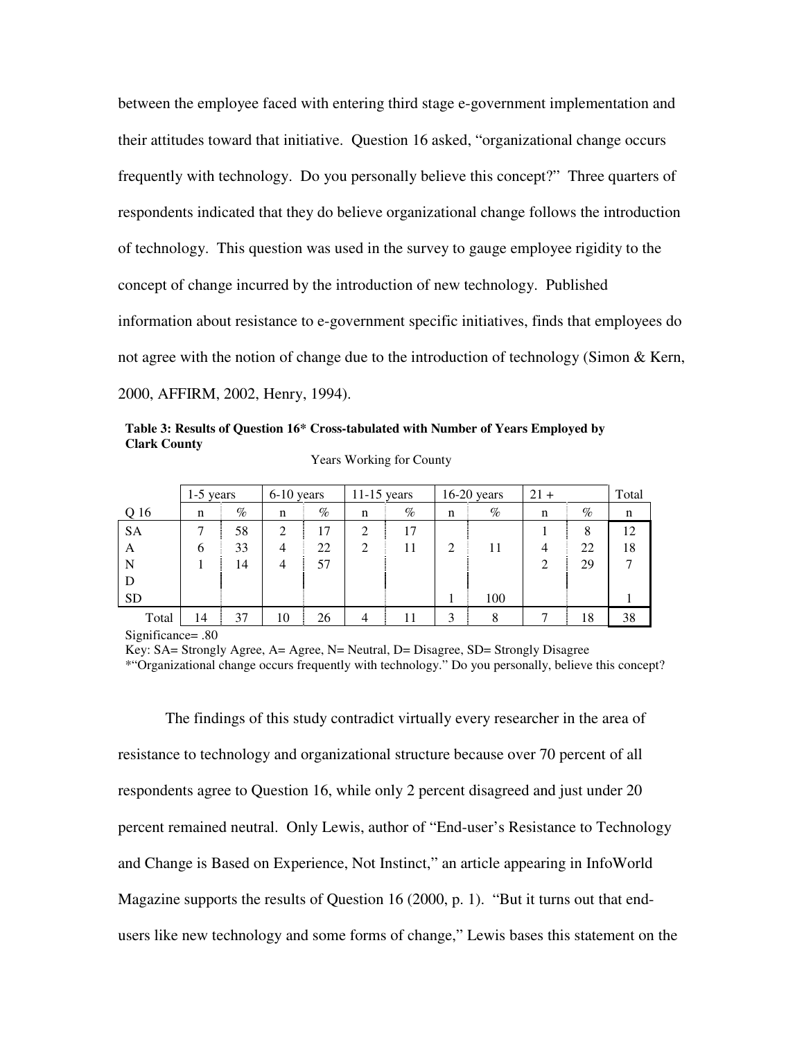between the employee faced with entering third stage e-government implementation and their attitudes toward that initiative. Question 16 asked, "organizational change occurs frequently with technology. Do you personally believe this concept?" Three quarters of respondents indicated that they do believe organizational change follows the introduction of technology. This question was used in the survey to gauge employee rigidity to the concept of change incurred by the introduction of new technology. Published information about resistance to e-government specific initiatives, finds that employees do not agree with the notion of change due to the introduction of technology (Simon & Kern, 2000, AFFIRM, 2002, Henry, 1994).

**Table 3: Results of Question 16* Cross-tabulated with Number of Years Employed by Clark County**

Years Working for County

| | 1-5 years | | 6-10 years | | 11-15 years | | 16-20 years | | 21 + | | Total |
|---|---|---|---|---|---|---|---|---|---|---|---|
| Q 16 | n | % | n | % | n | % | n | % | n | % | n |
| SA | 7 | 58 | 2 | 17 | 2 | 17 | | | 1 | 8 | 12 |
| A | 6 | 33 | 4 | 22 | 2 | 11 | 2 | 11 | 4 | 22 | 18 |
| N | 1 | 14 | 4 | 57 | | | | | 2 | 29 | 7 |
| D | | | | | | | | | | | |
| SD | | | | | | | 1 | 100 | | | 1 |
| Total | 14 | 37 | 10 | 26 | 4 | 11 | 3 | 8 | 7 | 18 | 38 |

Significance= .80

Key: SA= Strongly Agree, A= Agree, N= Neutral, D= Disagree, SD= Strongly Disagree

*"Organizational change occurs frequently with technology." Do you personally, believe this concept?

The findings of this study contradict virtually every researcher in the area of resistance to technology and organizational structure because over 70 percent of all respondents agree to Question 16, while only 2 percent disagreed and just under 20 percent remained neutral. Only Lewis, author of "End-user's Resistance to Technology and Change is Based on Experience, Not Instinct," an article appearing in InfoWorld Magazine supports the results of Question 16 (2000, p. 1). "But it turns out that end-users like new technology and some forms of change," Lewis bases this statement on the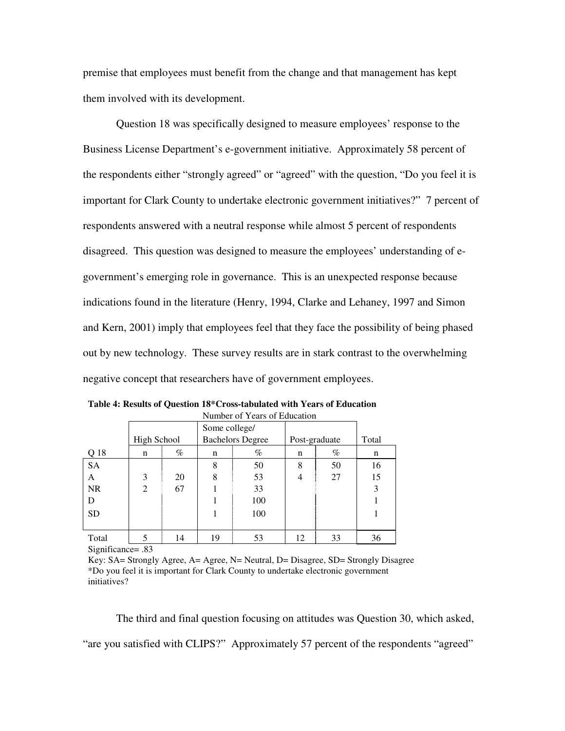premise that employees must benefit from the change and that management has kept them involved with its development.

Question 18 was specifically designed to measure employees' response to the Business License Department's e-government initiative. Approximately 58 percent of the respondents either "strongly agreed" or "agreed" with the question, "Do you feel it is important for Clark County to undertake electronic government initiatives?" 7 percent of respondents answered with a neutral response while almost 5 percent of respondents disagreed. This question was designed to measure the employees' understanding of e-government's emerging role in governance. This is an unexpected response because indications found in the literature (Henry, 1994, Clarke and Lehaney, 1997 and Simon and Kern, 2001) imply that employees feel that they face the possibility of being phased out by new technology. These survey results are in stark contrast to the overwhelming negative concept that researchers have of government employees.

**Table 4: Results of Question 18*Cross-tabulated with Years of Education**

| | Number of Years of Education | | | | | | |
|---|---|---|---|---|---|---|---|
| | High School | | Some college/ Bachelors Degree | | Post-graduate | | Total |
| Q 18 | n | % | n | % | n | % | n |
| SA | | | 8 | 50 | 8 | 50 | 16 |
| A | 3 | 20 | 8 | 53 | 4 | 27 | 15 |
| NR | 2 | 67 | 1 | 33 | | | 3 |
| D | | | 1 | 100 | | | 1 |
| SD | | | 1 | 100 | | | 1 |
| Total | 5 | 14 | 19 | 53 | 12 | 33 | 36 |

Significance= .83

Key: SA= Strongly Agree, A= Agree, N= Neutral, D= Disagree, SD= Strongly Disagree

*Do you feel it is important for Clark County to undertake electronic government initiatives?

The third and final question focusing on attitudes was Question 30, which asked, "are you satisfied with CLIPS?" Approximately 57 percent of the respondents "agreed"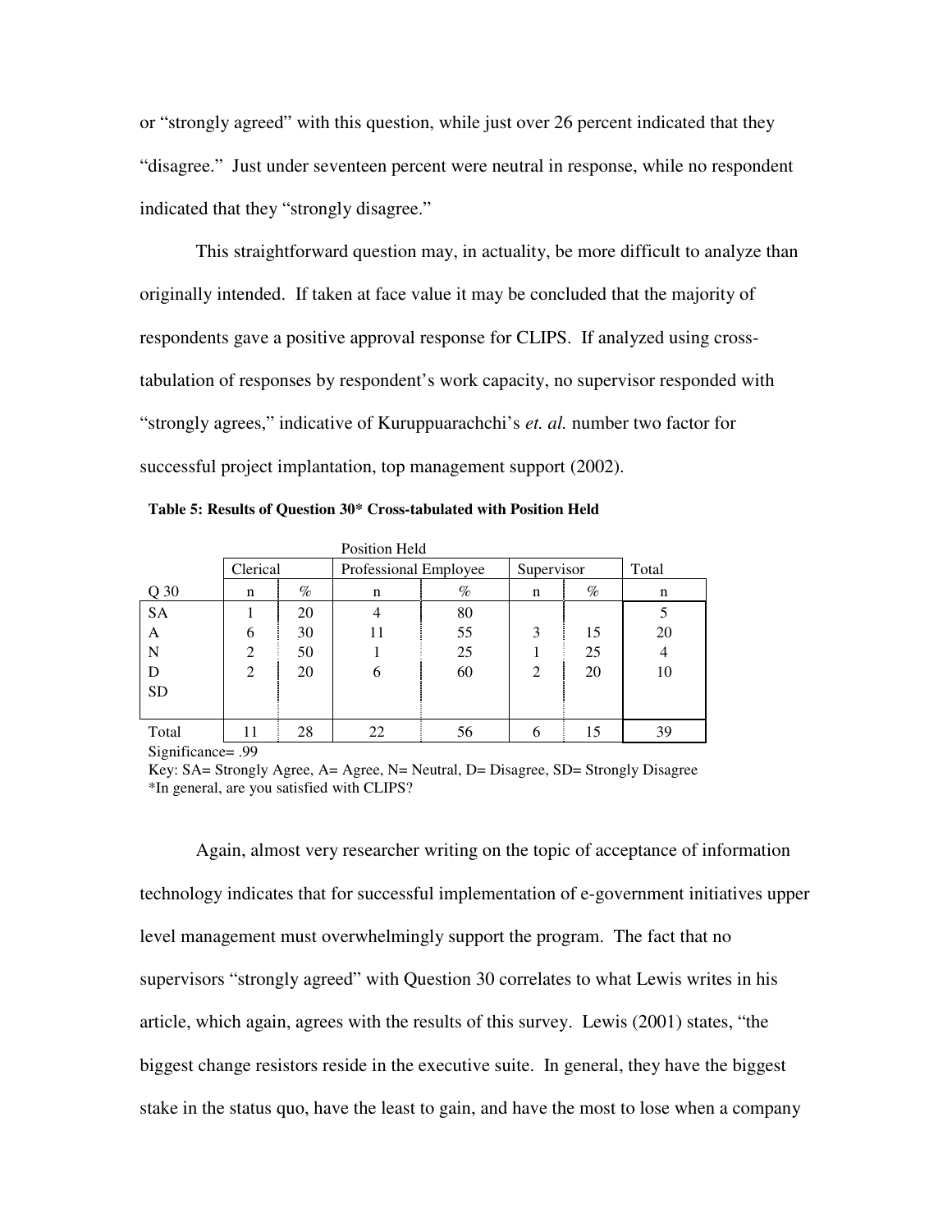or "strongly agreed" with this question, while just over 26 percent indicated that they "disagree." Just under seventeen percent were neutral in response, while no respondent indicated that they "strongly disagree."

This straightforward question may, in actuality, be more difficult to analyze than originally intended. If taken at face value it may be concluded that the majority of respondents gave a positive approval response for CLIPS. If analyzed using cross-tabulation of responses by respondent's work capacity, no supervisor responded with "strongly agrees," indicative of Kuruppuarachchi's *et. al.* number two factor for successful project implantation, top management support (2002).

**Table 5: Results of Question 30* Cross-tabulated with Position Held**

| | Position Held | | | | | | |
|---|---|---|---|---|---|---|---|
| | Clerical | | Professional Employee | | Supervisor | | Total |
| Q 30 | n | % | n | % | n | % | n |
| SA | 1 | 20 | 4 | 80 | | | 5 |
| A | 6 | 30 | 11 | 55 | 3 | 15 | 20 |
| N | 2 | 50 | 1 | 25 | 1 | 25 | 4 |
| D | 2 | 20 | 6 | 60 | 2 | 20 | 10 |
| SD | | | | | | | |
| Total | 11 | 28 | 22 | 56 | 6 | 15 | 39 |

Significance= .99

Key: SA= Strongly Agree, A= Agree, N= Neutral, D= Disagree, SD= Strongly Disagree

*In general, are you satisfied with CLIPS?

Again, almost very researcher writing on the topic of acceptance of information technology indicates that for successful implementation of e-government initiatives upper level management must overwhelmingly support the program. The fact that no supervisors "strongly agreed" with Question 30 correlates to what Lewis writes in his article, which again, agrees with the results of this survey. Lewis (2001) states, "the biggest change resistors reside in the executive suite. In general, they have the biggest stake in the status quo, have the least to gain, and have the most to lose when a company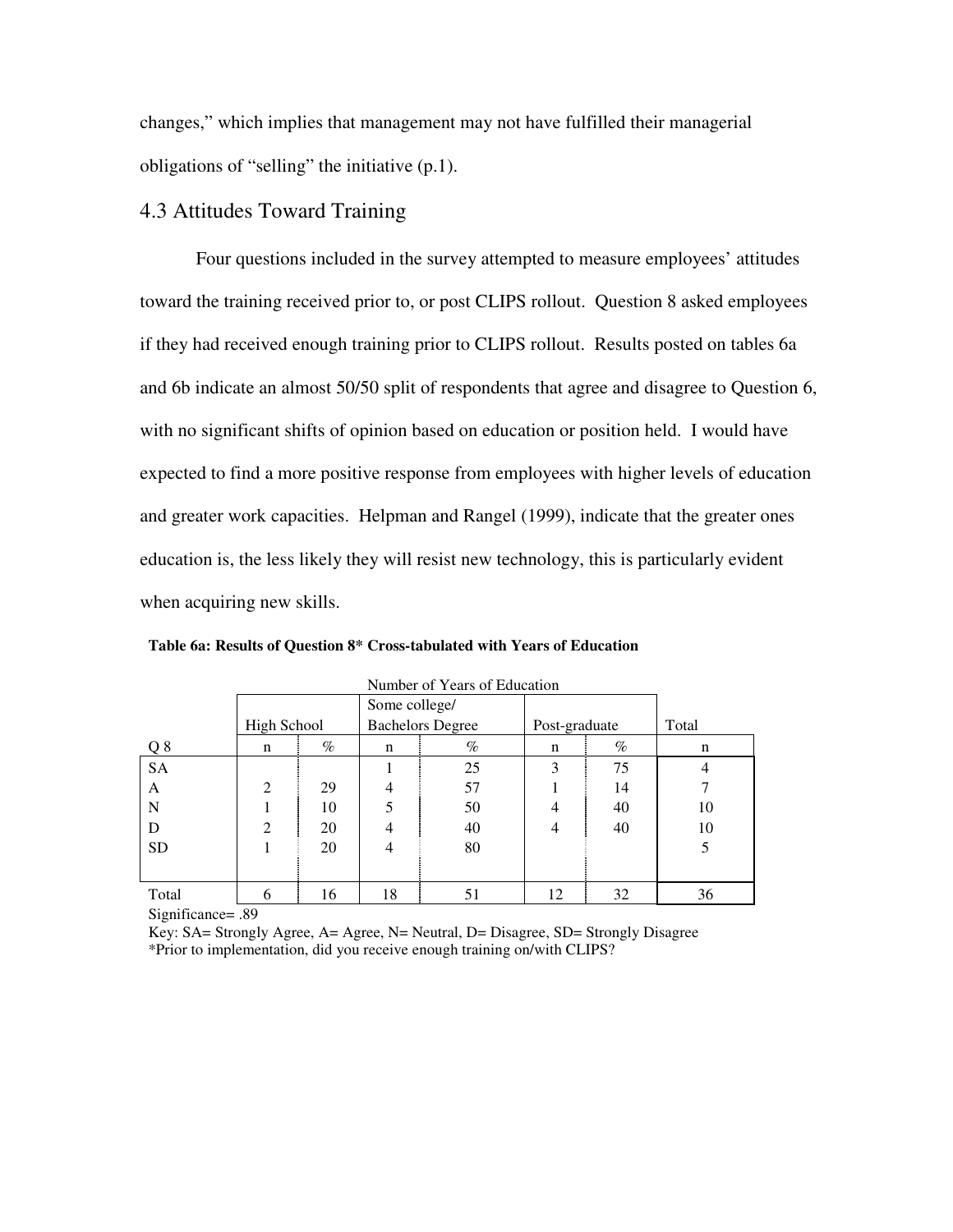changes," which implies that management may not have fulfilled their managerial obligations of "selling" the initiative (p.1).

## 4.3 Attitudes Toward Training

Four questions included in the survey attempted to measure employees' attitudes toward the training received prior to, or post CLIPS rollout. Question 8 asked employees if they had received enough training prior to CLIPS rollout. Results posted on tables 6a and 6b indicate an almost 50/50 split of respondents that agree and disagree to Question 6, with no significant shifts of opinion based on education or position held. I would have expected to find a more positive response from employees with higher levels of education and greater work capacities. Helpman and Rangel (1999), indicate that the greater ones education is, the less likely they will resist new technology, this is particularly evident when acquiring new skills.

**Table 6a: Results of Question 8* Cross-tabulated with Years of Education**

| | Number of Years of Education | | | | | | |
|---|---|---|---|---|---|---|---|
| | High School | | Some college/ Bachelors Degree | | Post-graduate | | Total |
| Q 8 | n | % | n | % | n | % | n |
| SA | | | 1 | 25 | 3 | 75 | 4 |
| A | 2 | 29 | 4 | 57 | 1 | 14 | 7 |
| N | 1 | 10 | 5 | 50 | 4 | 40 | 10 |
| D | 2 | 20 | 4 | 40 | 4 | 40 | 10 |
| SD | 1 | 20 | 4 | 80 | | | 5 |
| Total | 6 | 16 | 18 | 51 | 12 | 32 | 36 |

Significance= .89

Key: SA= Strongly Agree, A= Agree, N= Neutral, D= Disagree, SD= Strongly Disagree

*Prior to implementation, did you receive enough training on/with CLIPS?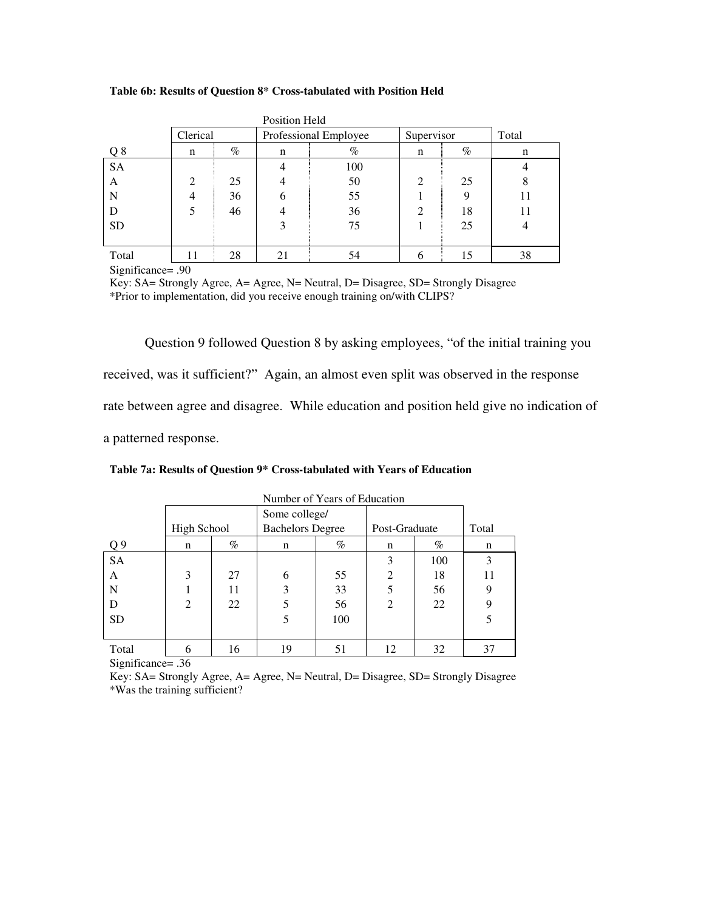**Table 6b: Results of Question 8* Cross-tabulated with Position Held**

| | Position Held | | | | | | |
|---|---|---|---|---|---|---|---|
| | Clerical | | Professional Employee | | Supervisor | | Total |
| Q 8 | n | % | n | % | n | % | n |
| SA | | | 4 | 100 | | | 4 |
| A | 2 | 25 | 4 | 50 | 2 | 25 | 8 |
| N | 4 | 36 | 6 | 55 | 1 | 9 | 11 |
| D | 5 | 46 | 4 | 36 | 2 | 18 | 11 |
| SD | | | 3 | 75 | 1 | 25 | 4 |
| Total | 11 | 28 | 21 | 54 | 6 | 15 | 38 |

Significance= .90

Key: SA= Strongly Agree, A= Agree, N= Neutral, D= Disagree, SD= Strongly Disagree

*Prior to implementation, did you receive enough training on/with CLIPS?

Question 9 followed Question 8 by asking employees, "of the initial training you received, was it sufficient?" Again, an almost even split was observed in the response rate between agree and disagree. While education and position held give no indication of a patterned response.

**Table 7a: Results of Question 9* Cross-tabulated with Years of Education**

| | Number of Years of Education | | | | | | |
|---|---|---|---|---|---|---|---|
| | High School | | Some college/ Bachelors Degree | | Post-Graduate | | Total |
| Q 9 | n | % | n | % | n | % | n |
| SA | | | | | 3 | 100 | 3 |
| A | 3 | 27 | 6 | 55 | 2 | 18 | 11 |
| N | 1 | 11 | 3 | 33 | 5 | 56 | 9 |
| D | 2 | 22 | 5 | 56 | 2 | 22 | 9 |
| SD | | | 5 | 100 | | | 5 |
| Total | 6 | 16 | 19 | 51 | 12 | 32 | 37 |

Significance= .36

Key: SA= Strongly Agree, A= Agree, N= Neutral, D= Disagree, SD= Strongly Disagree

*Was the training sufficient?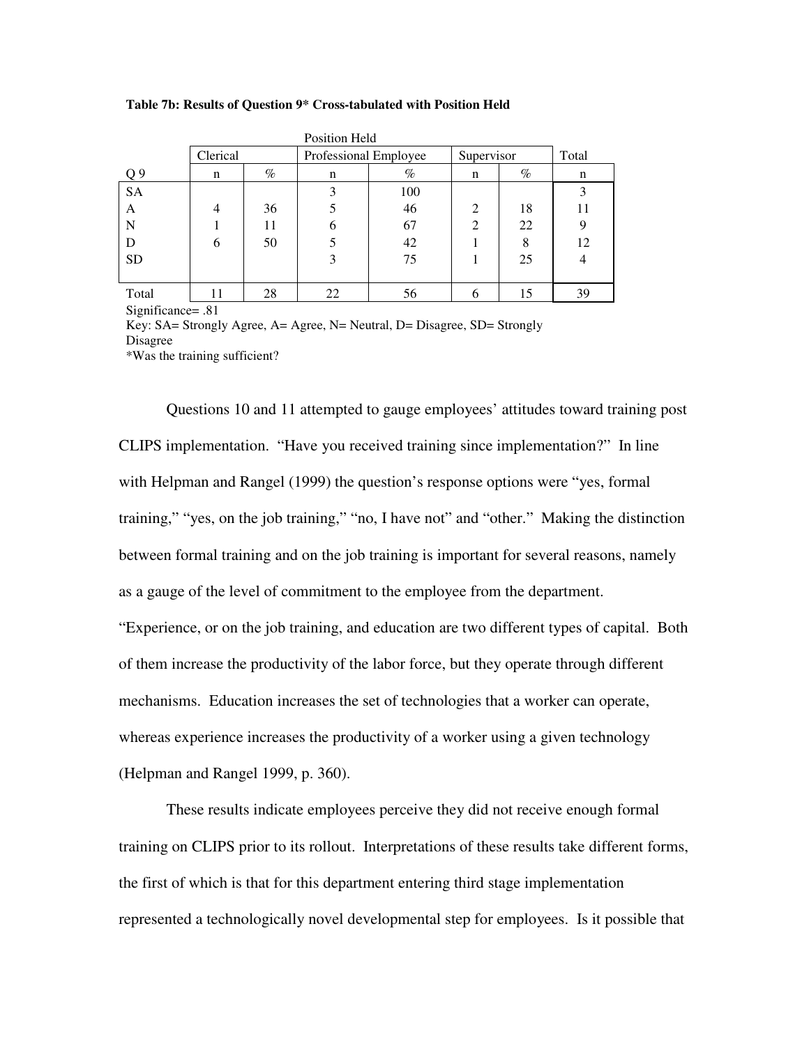**Table 7b: Results of Question 9* Cross-tabulated with Position Held**

| | Position Held | | | | | | |
|---|---|---|---|---|---|---|---|
| | Clerical | | Professional Employee | | Supervisor | | Total |
| Q 9 | n | % | n | % | n | % | n |
| SA | | | 3 | 100 | | | 3 |
| A | 4 | 36 | 5 | 46 | 2 | 18 | 11 |
| N | 1 | 11 | 6 | 67 | 2 | 22 | 9 |
| D | 6 | 50 | 5 | 42 | 1 | 8 | 12 |
| SD | | | 3 | 75 | 1 | 25 | 4 |
| Total | 11 | 28 | 22 | 56 | 6 | 15 | 39 |

Significance= .81

Key: SA= Strongly Agree, A= Agree, N= Neutral, D= Disagree, SD= Strongly Disagree

*Was the training sufficient?

Questions 10 and 11 attempted to gauge employees' attitudes toward training post CLIPS implementation. "Have you received training since implementation?" In line with Helpman and Rangel (1999) the question's response options were "yes, formal training," "yes, on the job training," "no, I have not" and "other." Making the distinction between formal training and on the job training is important for several reasons, namely as a gauge of the level of commitment to the employee from the department. "Experience, or on the job training, and education are two different types of capital. Both of them increase the productivity of the labor force, but they operate through different mechanisms. Education increases the set of technologies that a worker can operate, whereas experience increases the productivity of a worker using a given technology (Helpman and Rangel 1999, p. 360).

These results indicate employees perceive they did not receive enough formal training on CLIPS prior to its rollout. Interpretations of these results take different forms, the first of which is that for this department entering third stage implementation represented a technologically novel developmental step for employees. Is it possible that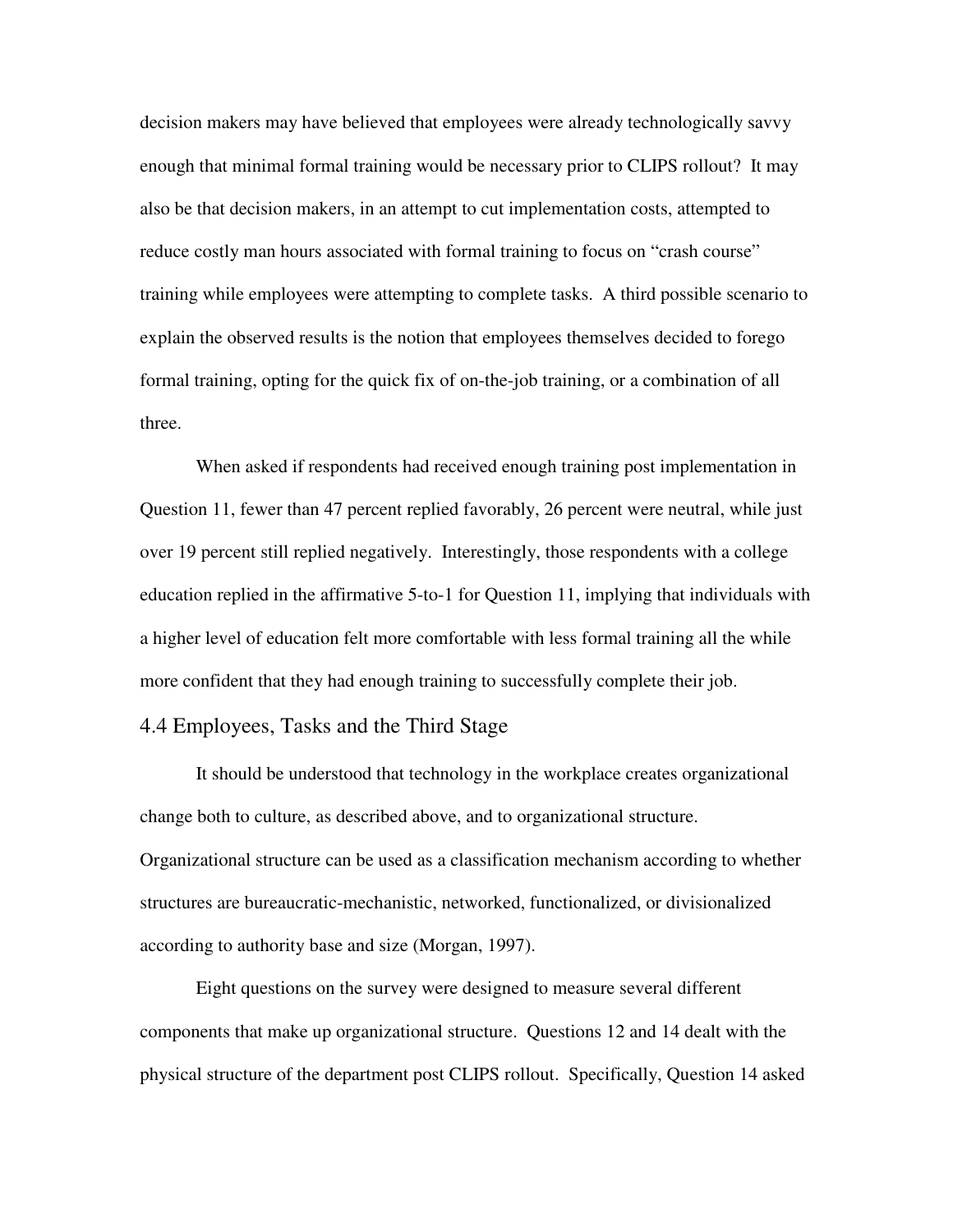decision makers may have believed that employees were already technologically savvy enough that minimal formal training would be necessary prior to CLIPS rollout? It may also be that decision makers, in an attempt to cut implementation costs, attempted to reduce costly man hours associated with formal training to focus on "crash course" training while employees were attempting to complete tasks. A third possible scenario to explain the observed results is the notion that employees themselves decided to forego formal training, opting for the quick fix of on-the-job training, or a combination of all three.

When asked if respondents had received enough training post implementation in Question 11, fewer than 47 percent replied favorably, 26 percent were neutral, while just over 19 percent still replied negatively. Interestingly, those respondents with a college education replied in the affirmative 5-to-1 for Question 11, implying that individuals with a higher level of education felt more comfortable with less formal training all the while more confident that they had enough training to successfully complete their job.

## 4.4 Employees, Tasks and the Third Stage

It should be understood that technology in the workplace creates organizational change both to culture, as described above, and to organizational structure. Organizational structure can be used as a classification mechanism according to whether structures are bureaucratic-mechanistic, networked, functionalized, or divisionalized according to authority base and size (Morgan, 1997).

Eight questions on the survey were designed to measure several different components that make up organizational structure. Questions 12 and 14 dealt with the physical structure of the department post CLIPS rollout. Specifically, Question 14 asked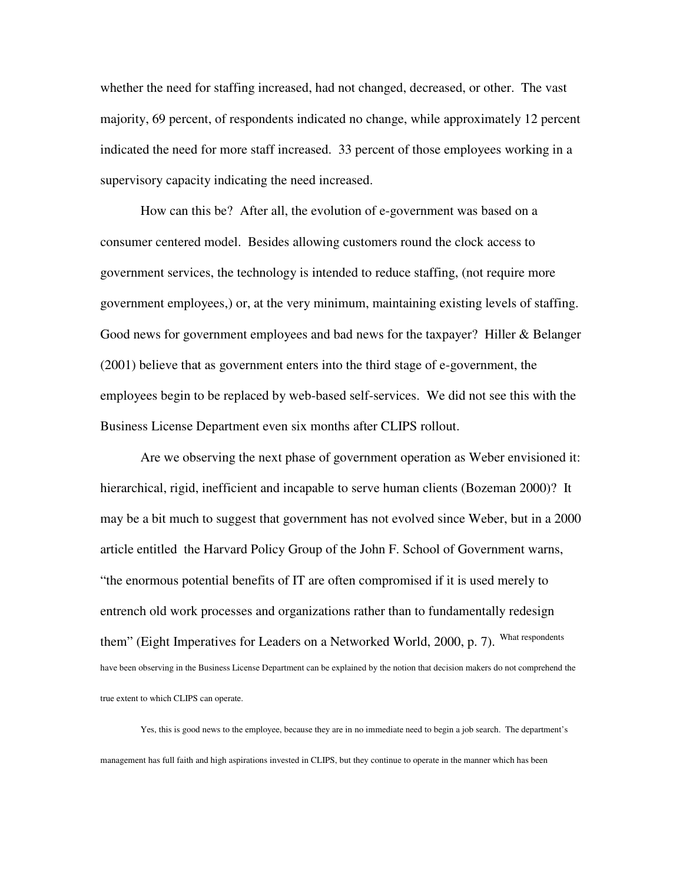whether the need for staffing increased, had not changed, decreased, or other. The vast majority, 69 percent, of respondents indicated no change, while approximately 12 percent indicated the need for more staff increased. 33 percent of those employees working in a supervisory capacity indicating the need increased.

How can this be? After all, the evolution of e-government was based on a consumer centered model. Besides allowing customers round the clock access to government services, the technology is intended to reduce staffing, (not require more government employees,) or, at the very minimum, maintaining existing levels of staffing. Good news for government employees and bad news for the taxpayer? Hiller & Belanger (2001) believe that as government enters into the third stage of e-government, the employees begin to be replaced by web-based self-services. We did not see this with the Business License Department even six months after CLIPS rollout.

Are we observing the next phase of government operation as Weber envisioned it: hierarchical, rigid, inefficient and incapable to serve human clients (Bozeman 2000)? It may be a bit much to suggest that government has not evolved since Weber, but in a 2000 article entitled the Harvard Policy Group of the John F. School of Government warns, "the enormous potential benefits of IT are often compromised if it is used merely to entrench old work processes and organizations rather than to fundamentally redesign them" (Eight Imperatives for Leaders on a Networked World, 2000, p. 7). What respondents have been observing in the Business License Department can be explained by the notion that decision makers do not comprehend the true extent to which CLIPS can operate.

Yes, this is good news to the employee, because they are in no immediate need to begin a job search. The department's management has full faith and high aspirations invested in CLIPS, but they continue to operate in the manner which has been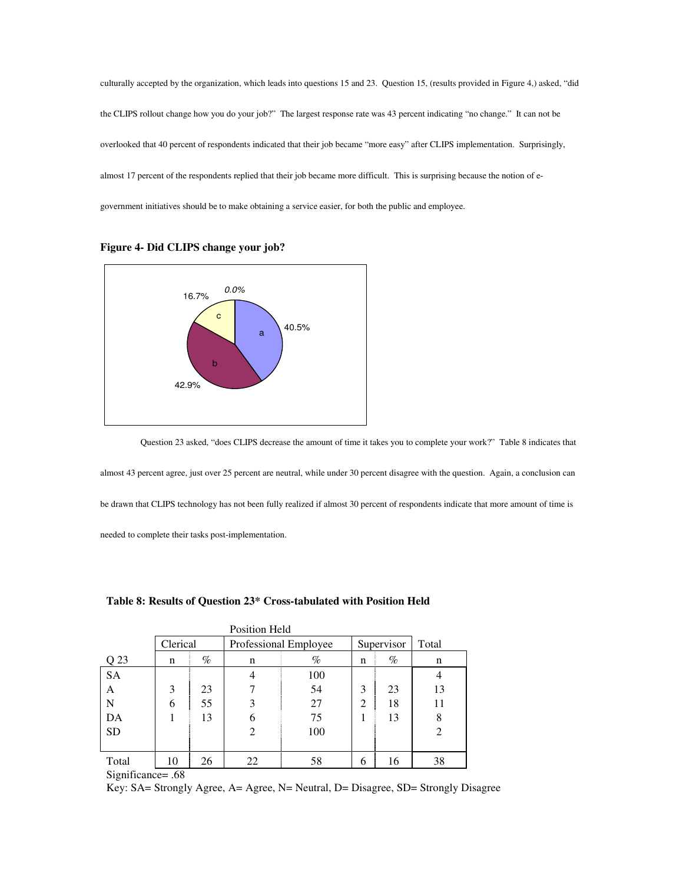culturally accepted by the organization, which leads into questions 15 and 23. Question 15, (results provided in Figure 4,) asked, "did the CLIPS rollout change how you do your job?" The largest response rate was 43 percent indicating "no change." It can not be overlooked that 40 percent of respondents indicated that their job became "more easy" after CLIPS implementation. Surprisingly, almost 17 percent of the respondents replied that their job became more difficult. This is surprising because the notion of e-government initiatives should be to make obtaining a service easier, for both the public and employee.

**Figure 4- Did CLIPS change your job?**

Question 23 asked, "does CLIPS decrease the amount of time it takes you to complete your work?" Table 8 indicates that almost 43 percent agree, just over 25 percent are neutral, while under 30 percent disagree with the question. Again, a conclusion can be drawn that CLIPS technology has not been fully realized if almost 30 percent of respondents indicate that more amount of time is needed to complete their tasks post-implementation.

**Table 8: Results of Question 23* Cross-tabulated with Position Held**

| | Position Held | | | | | | |
|---|---|---|---|---|---|---|---|
| | Clerical | | Professional Employee | | Supervisor | | Total |
| Q 23 | n | % | n | % | n | % | n |
| SA | | | 4 | 100 | | | 4 |
| A | 3 | 23 | 7 | 54 | 3 | 23 | 13 |
| N | 6 | 55 | 3 | 27 | 2 | 18 | 11 |
| DA | 1 | 13 | 6 | 75 | 1 | 13 | 8 |
| SD | | | 2 | 100 | | | 2 |
| Total | 10 | 26 | 22 | 58 | 6 | 16 | 38 |

Significance= .68

Key: SA= Strongly Agree, A= Agree, N= Neutral, D= Disagree, SD= Strongly Disagree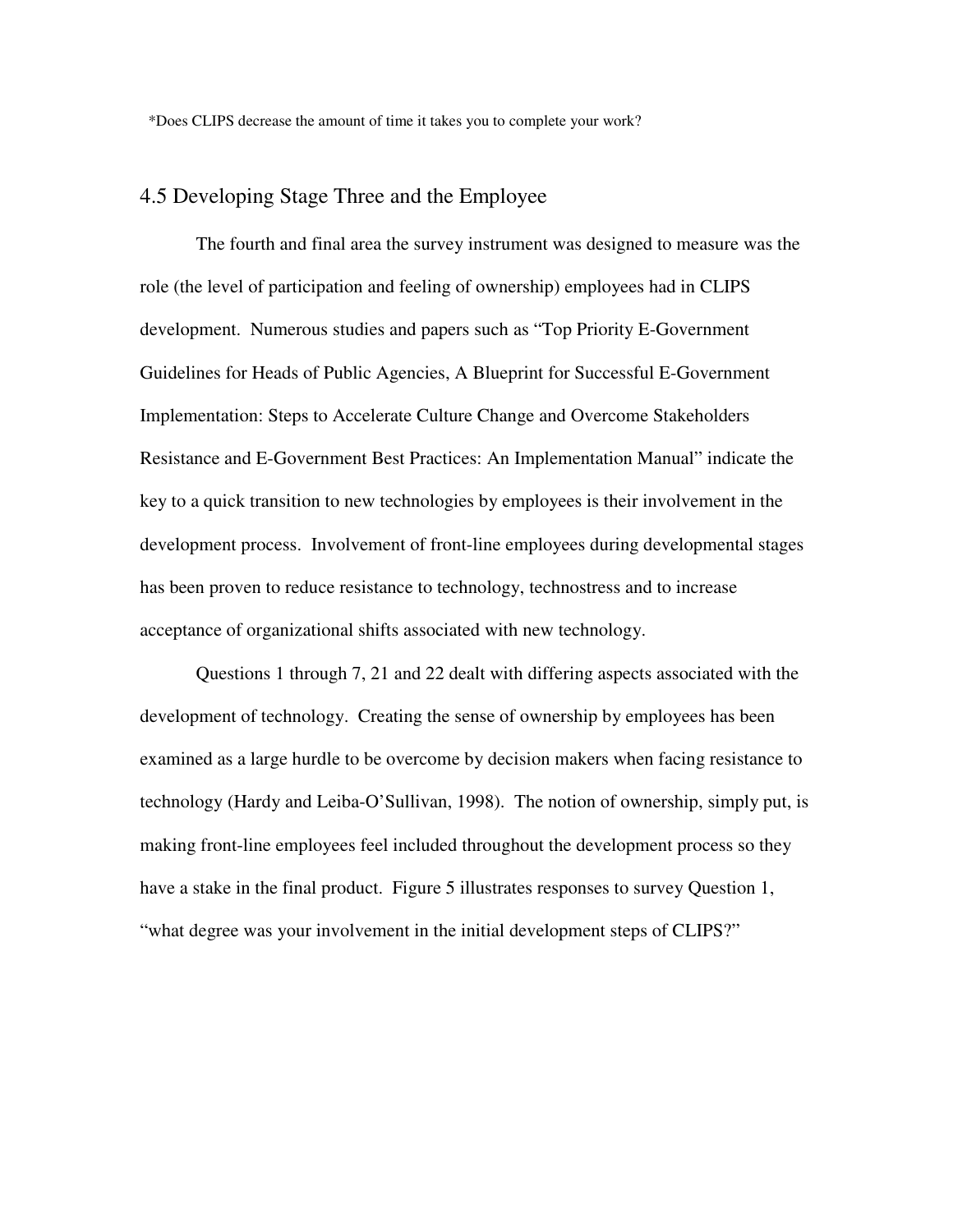*Does CLIPS decrease the amount of time it takes you to complete your work?

## 4.5 Developing Stage Three and the Employee

The fourth and final area the survey instrument was designed to measure was the role (the level of participation and feeling of ownership) employees had in CLIPS development. Numerous studies and papers such as "Top Priority E-Government Guidelines for Heads of Public Agencies, A Blueprint for Successful E-Government Implementation: Steps to Accelerate Culture Change and Overcome Stakeholders Resistance and E-Government Best Practices: An Implementation Manual" indicate the key to a quick transition to new technologies by employees is their involvement in the development process. Involvement of front-line employees during developmental stages has been proven to reduce resistance to technology, technostress and to increase acceptance of organizational shifts associated with new technology.

Questions 1 through 7, 21 and 22 dealt with differing aspects associated with the development of technology. Creating the sense of ownership by employees has been examined as a large hurdle to be overcome by decision makers when facing resistance to technology (Hardy and Leiba-O'Sullivan, 1998). The notion of ownership, simply put, is making front-line employees feel included throughout the development process so they have a stake in the final product. Figure 5 illustrates responses to survey Question 1, "what degree was your involvement in the initial development steps of CLIPS?"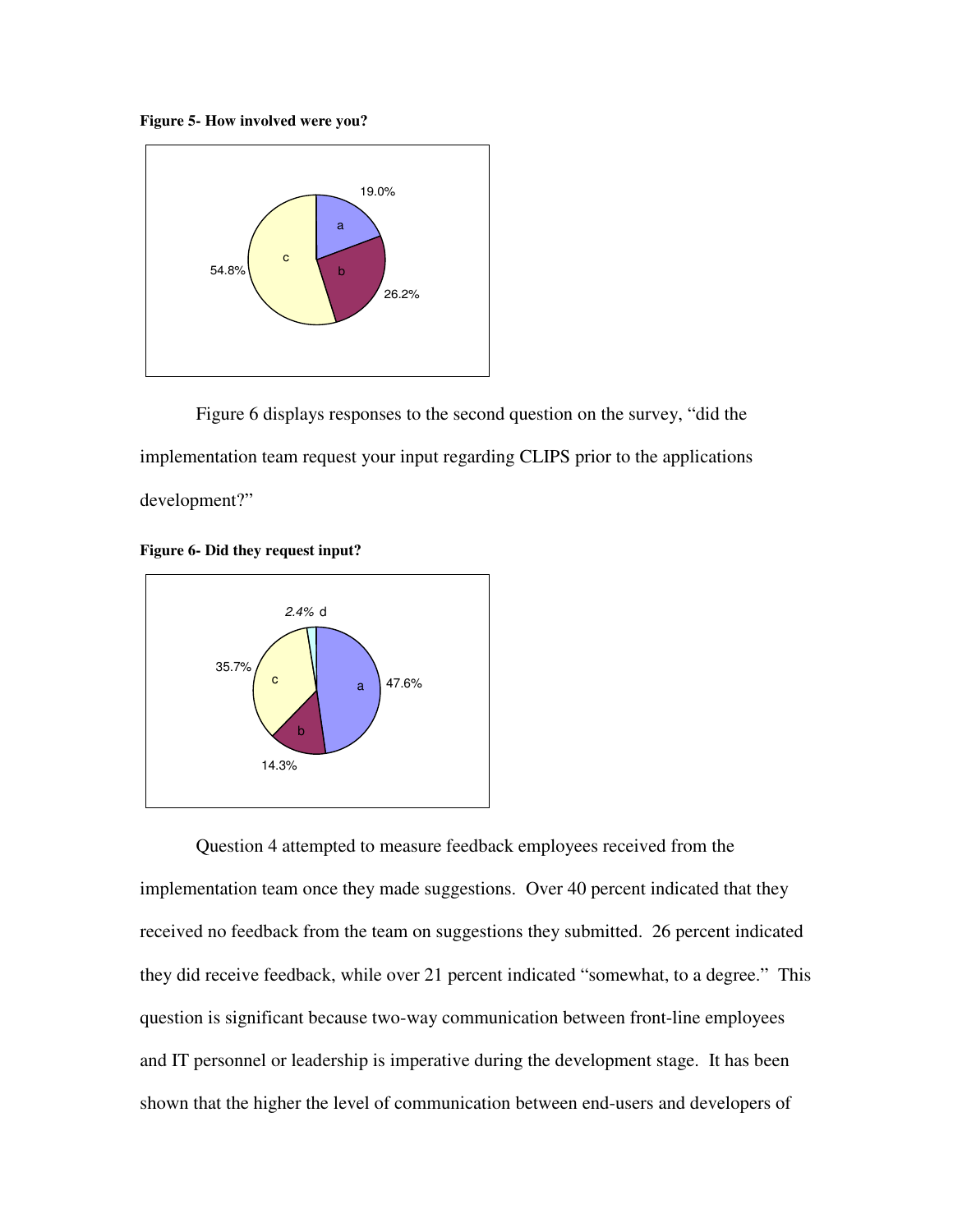**Figure 5- How involved were you?**

| Option | Percentage |
|---|---|
| a | 19.0% |
| b | 26.2% |
| c | 54.8% |

Figure 6 displays responses to the second question on the survey, "did the implementation team request your input regarding CLIPS prior to the applications development?"

**Figure 6- Did they request input?**

| Option | Percentage |
|---|---|
| a | 47.6% |
| b | 14.3% |
| c | 35.7% |
| d | 2.4% |

Question 4 attempted to measure feedback employees received from the implementation team once they made suggestions. Over 40 percent indicated that they received no feedback from the team on suggestions they submitted. 26 percent indicated they did receive feedback, while over 21 percent indicated "somewhat, to a degree." This question is significant because two-way communication between front-line employees and IT personnel or leadership is imperative during the development stage. It has been shown that the higher the level of communication between end-users and developers of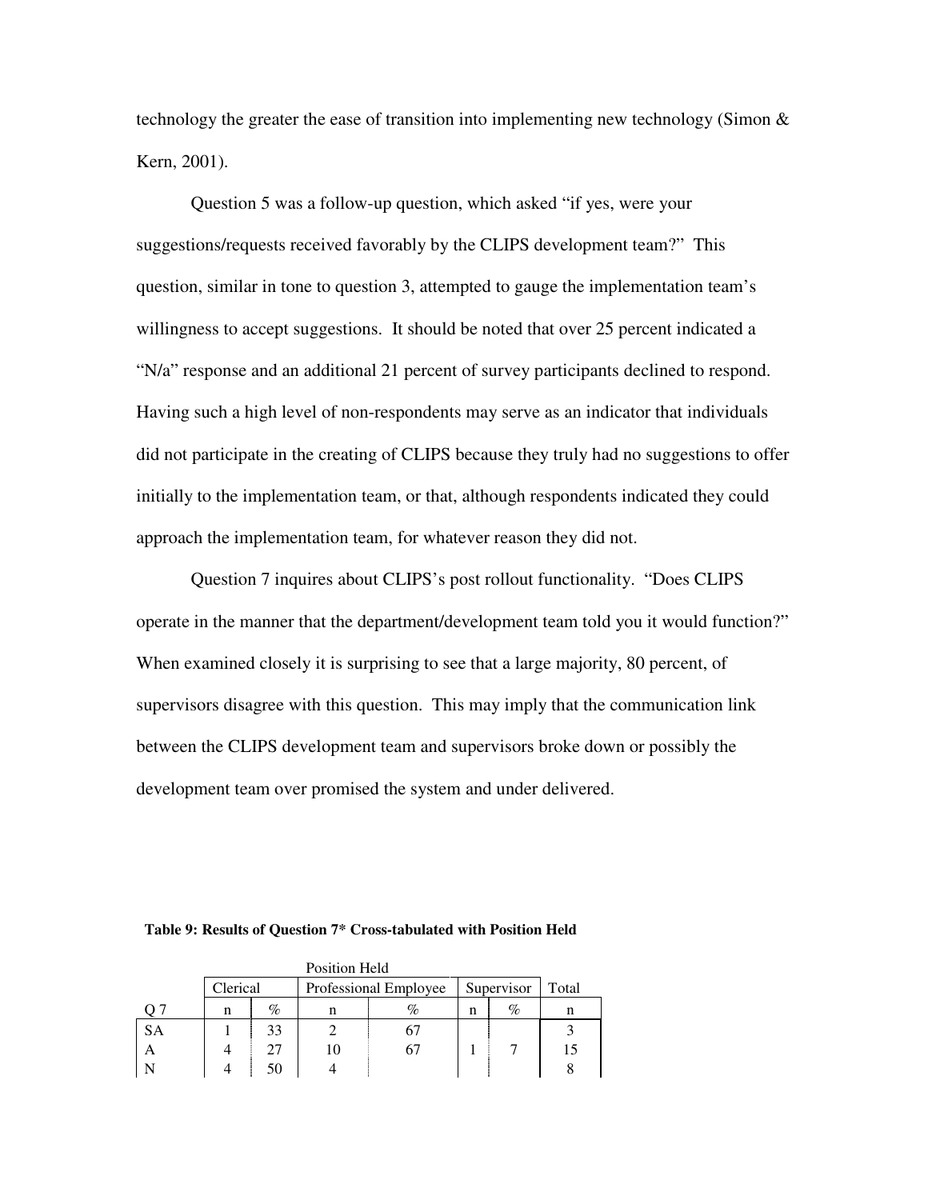technology the greater the ease of transition into implementing new technology (Simon & Kern, 2001).

Question 5 was a follow-up question, which asked "if yes, were your suggestions/requests received favorably by the CLIPS development team?" This question, similar in tone to question 3, attempted to gauge the implementation team's willingness to accept suggestions. It should be noted that over 25 percent indicated a "N/a" response and an additional 21 percent of survey participants declined to respond. Having such a high level of non-respondents may serve as an indicator that individuals did not participate in the creating of CLIPS because they truly had no suggestions to offer initially to the implementation team, or that, although respondents indicated they could approach the implementation team, for whatever reason they did not.

Question 7 inquires about CLIPS's post rollout functionality. "Does CLIPS operate in the manner that the department/development team told you it would function?" When examined closely it is surprising to see that a large majority, 80 percent, of supervisors disagree with this question. This may imply that the communication link between the CLIPS development team and supervisors broke down or possibly the development team over promised the system and under delivered.

**Table 9: Results of Question 7* Cross-tabulated with Position Held**

| | Position Held | | | | | | |
|---|---|---|---|---|---|---|---|
| | Clerical | | Professional Employee | | Supervisor | | Total |
| Q 7 | n | % | n | % | n | % | n |
| SA | 1 | 33 | 2 | 67 | | | 3 |
| A | 4 | 27 | 10 | 67 | 1 | 7 | 15 |
| N | 4 | 50 | 4 | | | | 8 |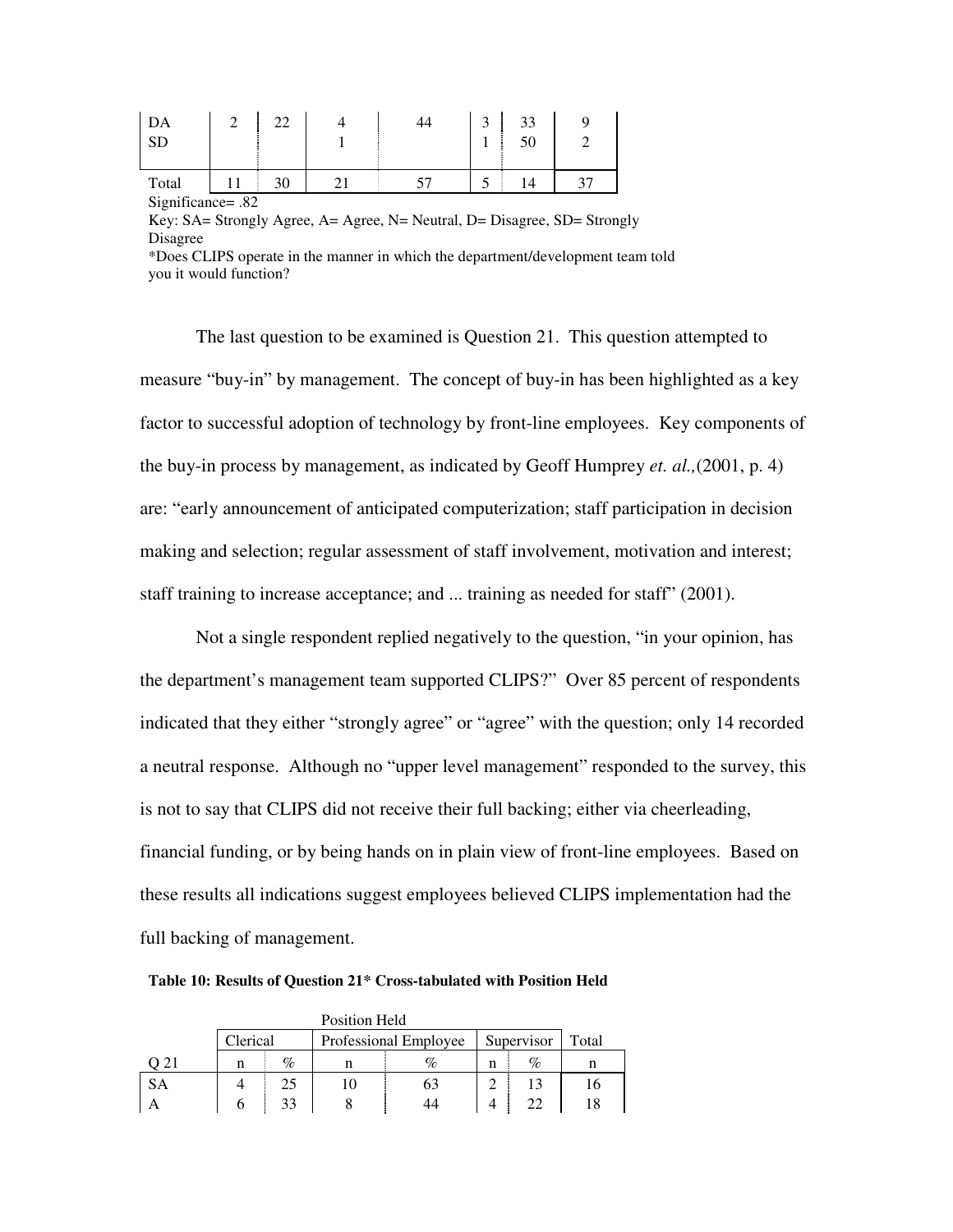| | | | | | | | |
|---|---|---|---|---|---|---|---|
| DA | 2 | 22 | 4 | 44 | 3 | 33 | 9 |
| SD | | | 1 | | 1 | 50 | 2 |
| Total | 11 | 30 | 21 | 57 | 5 | 14 | 37 |

Significance= .82

Key: SA= Strongly Agree, A= Agree, N= Neutral, D= Disagree, SD= Strongly Disagree

*Does CLIPS operate in the manner in which the department/development team told you it would function?

The last question to be examined is Question 21. This question attempted to measure "buy-in" by management. The concept of buy-in has been highlighted as a key factor to successful adoption of technology by front-line employees. Key components of the buy-in process by management, as indicated by Geoff Humprey *et. al.,*(2001, p. 4) are: "early announcement of anticipated computerization; staff participation in decision making and selection; regular assessment of staff involvement, motivation and interest; staff training to increase acceptance; and ... training as needed for staff" (2001).

Not a single respondent replied negatively to the question, "in your opinion, has the department's management team supported CLIPS?" Over 85 percent of respondents indicated that they either "strongly agree" or "agree" with the question; only 14 recorded a neutral response. Although no "upper level management" responded to the survey, this is not to say that CLIPS did not receive their full backing; either via cheerleading, financial funding, or by being hands on in plain view of front-line employees. Based on these results all indications suggest employees believed CLIPS implementation had the full backing of management.

**Table 10: Results of Question 21* Cross-tabulated with Position Held**

| | Position Held | | | | | | |
|---|---|---|---|---|---|---|---|
| | Clerical | | Professional Employee | | Supervisor | | Total |
| Q 21 | n | % | n | % | n | % | n |
| SA | 4 | 25 | 10 | 63 | 2 | 13 | 16 |
| A | 6 | 33 | 8 | 44 | 4 | 22 | 18 |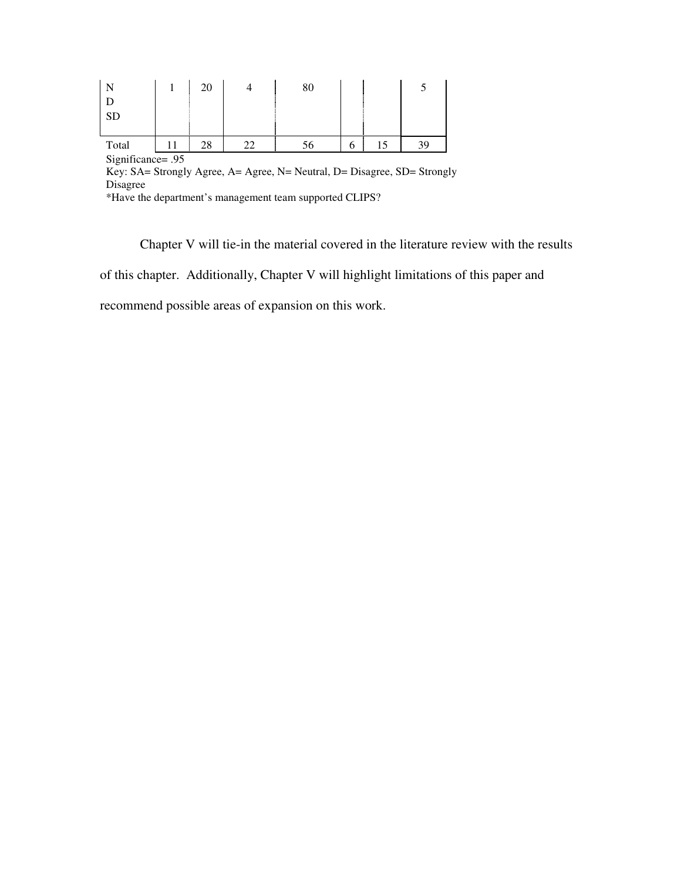| | | | | | | | |
|---|---|---|---|---|---|---|---|
| N<br>D<br>SD | 1 | 20 | 4 | 80 | | | 5 |
| Total | 11 | 28 | 22 | 56 | 6 | 15 | 39 |

Significance= .95

Key: SA= Strongly Agree, A= Agree, N= Neutral, D= Disagree, SD= Strongly Disagree

*Have the department's management team supported CLIPS?

Chapter V will tie-in the material covered in the literature review with the results of this chapter. Additionally, Chapter V will highlight limitations of this paper and recommend possible areas of expansion on this work.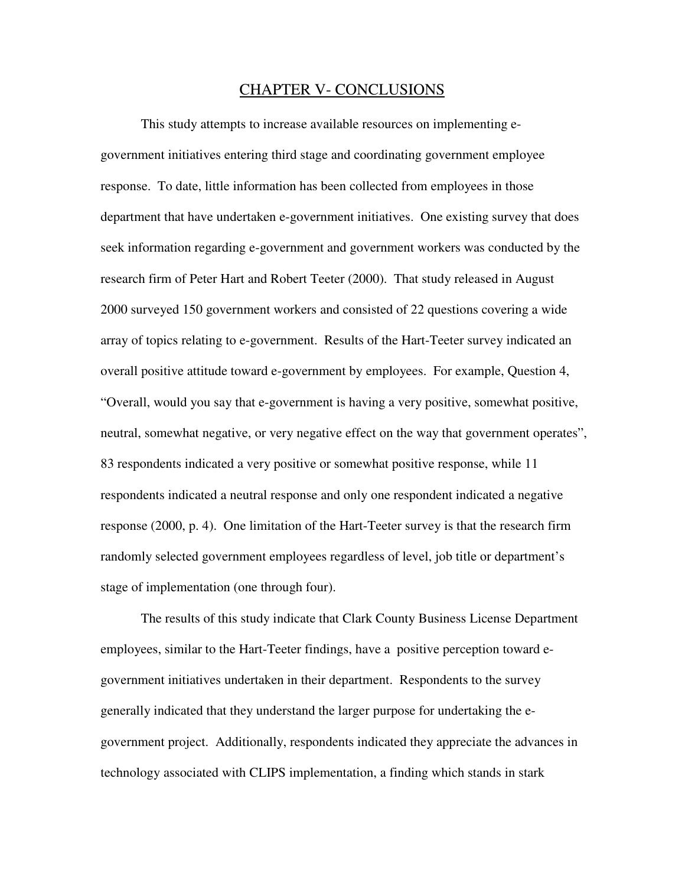# CHAPTER V- CONCLUSIONS

This study attempts to increase available resources on implementing e-government initiatives entering third stage and coordinating government employee response. To date, little information has been collected from employees in those department that have undertaken e-government initiatives. One existing survey that does seek information regarding e-government and government workers was conducted by the research firm of Peter Hart and Robert Teeter (2000). That study released in August 2000 surveyed 150 government workers and consisted of 22 questions covering a wide array of topics relating to e-government. Results of the Hart-Teeter survey indicated an overall positive attitude toward e-government by employees. For example, Question 4, "Overall, would you say that e-government is having a very positive, somewhat positive, neutral, somewhat negative, or very negative effect on the way that government operates", 83 respondents indicated a very positive or somewhat positive response, while 11 respondents indicated a neutral response and only one respondent indicated a negative response (2000, p. 4). One limitation of the Hart-Teeter survey is that the research firm randomly selected government employees regardless of level, job title or department's stage of implementation (one through four).

The results of this study indicate that Clark County Business License Department employees, similar to the Hart-Teeter findings, have a positive perception toward e-government initiatives undertaken in their department. Respondents to the survey generally indicated that they understand the larger purpose for undertaking the e-government project. Additionally, respondents indicated they appreciate the advances in technology associated with CLIPS implementation, a finding which stands in stark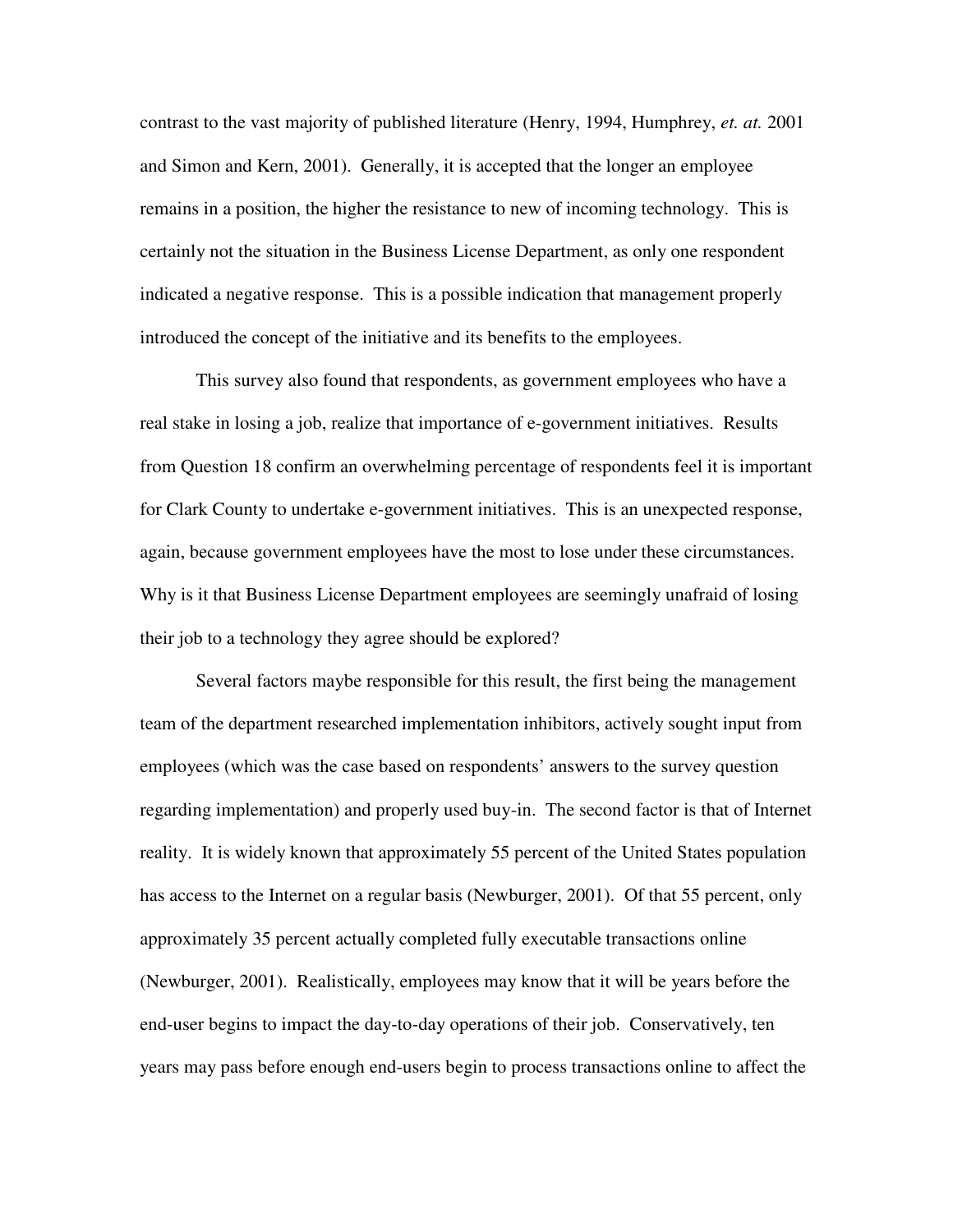contrast to the vast majority of published literature (Henry, 1994, Humphrey, *et. at.* 2001 and Simon and Kern, 2001). Generally, it is accepted that the longer an employee remains in a position, the higher the resistance to new of incoming technology. This is certainly not the situation in the Business License Department, as only one respondent indicated a negative response. This is a possible indication that management properly introduced the concept of the initiative and its benefits to the employees.

This survey also found that respondents, as government employees who have a real stake in losing a job, realize that importance of e-government initiatives. Results from Question 18 confirm an overwhelming percentage of respondents feel it is important for Clark County to undertake e-government initiatives. This is an unexpected response, again, because government employees have the most to lose under these circumstances. Why is it that Business License Department employees are seemingly unafraid of losing their job to a technology they agree should be explored?

Several factors maybe responsible for this result, the first being the management team of the department researched implementation inhibitors, actively sought input from employees (which was the case based on respondents' answers to the survey question regarding implementation) and properly used buy-in. The second factor is that of Internet reality. It is widely known that approximately 55 percent of the United States population has access to the Internet on a regular basis (Newburger, 2001). Of that 55 percent, only approximately 35 percent actually completed fully executable transactions online (Newburger, 2001). Realistically, employees may know that it will be years before the end-user begins to impact the day-to-day operations of their job. Conservatively, ten years may pass before enough end-users begin to process transactions online to affect the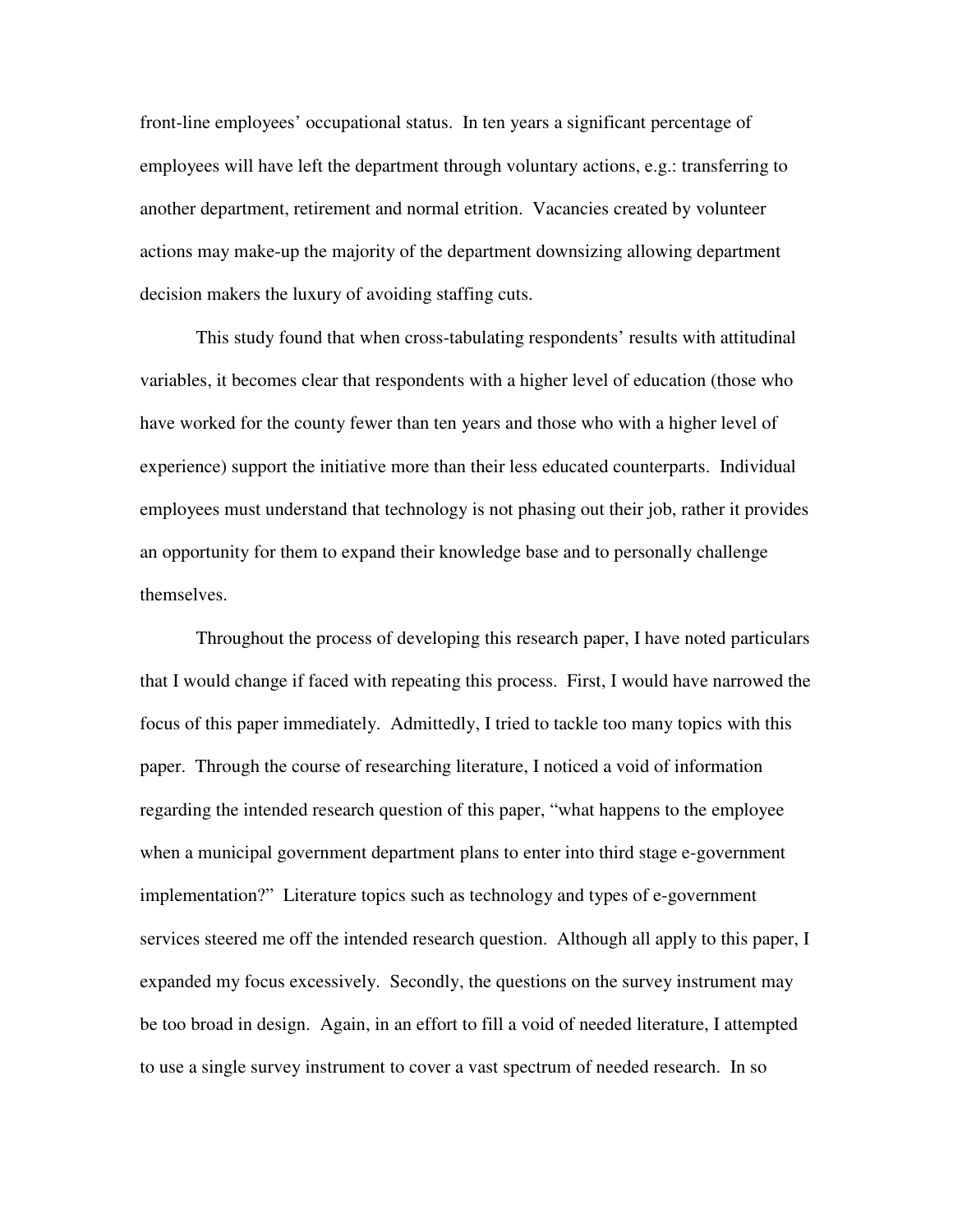front-line employees' occupational status. In ten years a significant percentage of employees will have left the department through voluntary actions, e.g.: transferring to another department, retirement and normal etrition. Vacancies created by volunteer actions may make-up the majority of the department downsizing allowing department decision makers the luxury of avoiding staffing cuts.

This study found that when cross-tabulating respondents' results with attitudinal variables, it becomes clear that respondents with a higher level of education (those who have worked for the county fewer than ten years and those who with a higher level of experience) support the initiative more than their less educated counterparts. Individual employees must understand that technology is not phasing out their job, rather it provides an opportunity for them to expand their knowledge base and to personally challenge themselves.

Throughout the process of developing this research paper, I have noted particulars that I would change if faced with repeating this process. First, I would have narrowed the focus of this paper immediately. Admittedly, I tried to tackle too many topics with this paper. Through the course of researching literature, I noticed a void of information regarding the intended research question of this paper, "what happens to the employee when a municipal government department plans to enter into third stage e-government implementation?" Literature topics such as technology and types of e-government services steered me off the intended research question. Although all apply to this paper, I expanded my focus excessively. Secondly, the questions on the survey instrument may be too broad in design. Again, in an effort to fill a void of needed literature, I attempted to use a single survey instrument to cover a vast spectrum of needed research. In so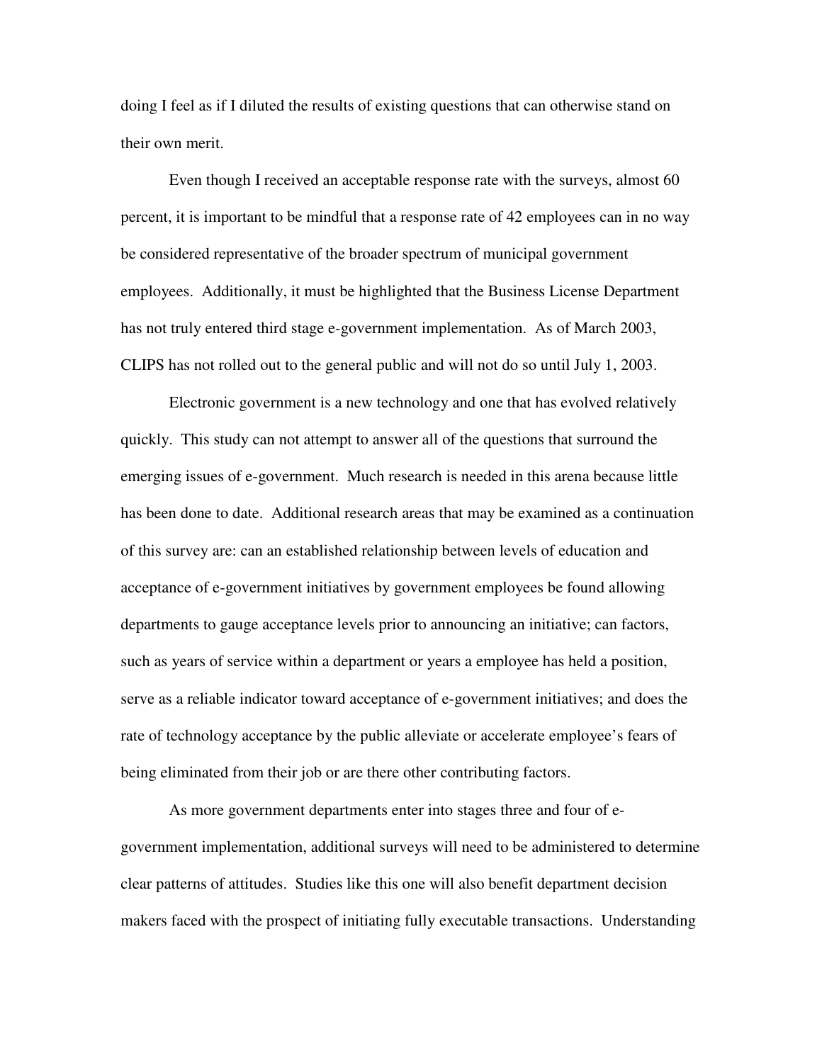doing I feel as if I diluted the results of existing questions that can otherwise stand on their own merit.

Even though I received an acceptable response rate with the surveys, almost 60 percent, it is important to be mindful that a response rate of 42 employees can in no way be considered representative of the broader spectrum of municipal government employees. Additionally, it must be highlighted that the Business License Department has not truly entered third stage e-government implementation. As of March 2003, CLIPS has not rolled out to the general public and will not do so until July 1, 2003.

Electronic government is a new technology and one that has evolved relatively quickly. This study can not attempt to answer all of the questions that surround the emerging issues of e-government. Much research is needed in this arena because little has been done to date. Additional research areas that may be examined as a continuation of this survey are: can an established relationship between levels of education and acceptance of e-government initiatives by government employees be found allowing departments to gauge acceptance levels prior to announcing an initiative; can factors, such as years of service within a department or years a employee has held a position, serve as a reliable indicator toward acceptance of e-government initiatives; and does the rate of technology acceptance by the public alleviate or accelerate employee's fears of being eliminated from their job or are there other contributing factors.

As more government departments enter into stages three and four of e-government implementation, additional surveys will need to be administered to determine clear patterns of attitudes. Studies like this one will also benefit department decision makers faced with the prospect of initiating fully executable transactions. Understanding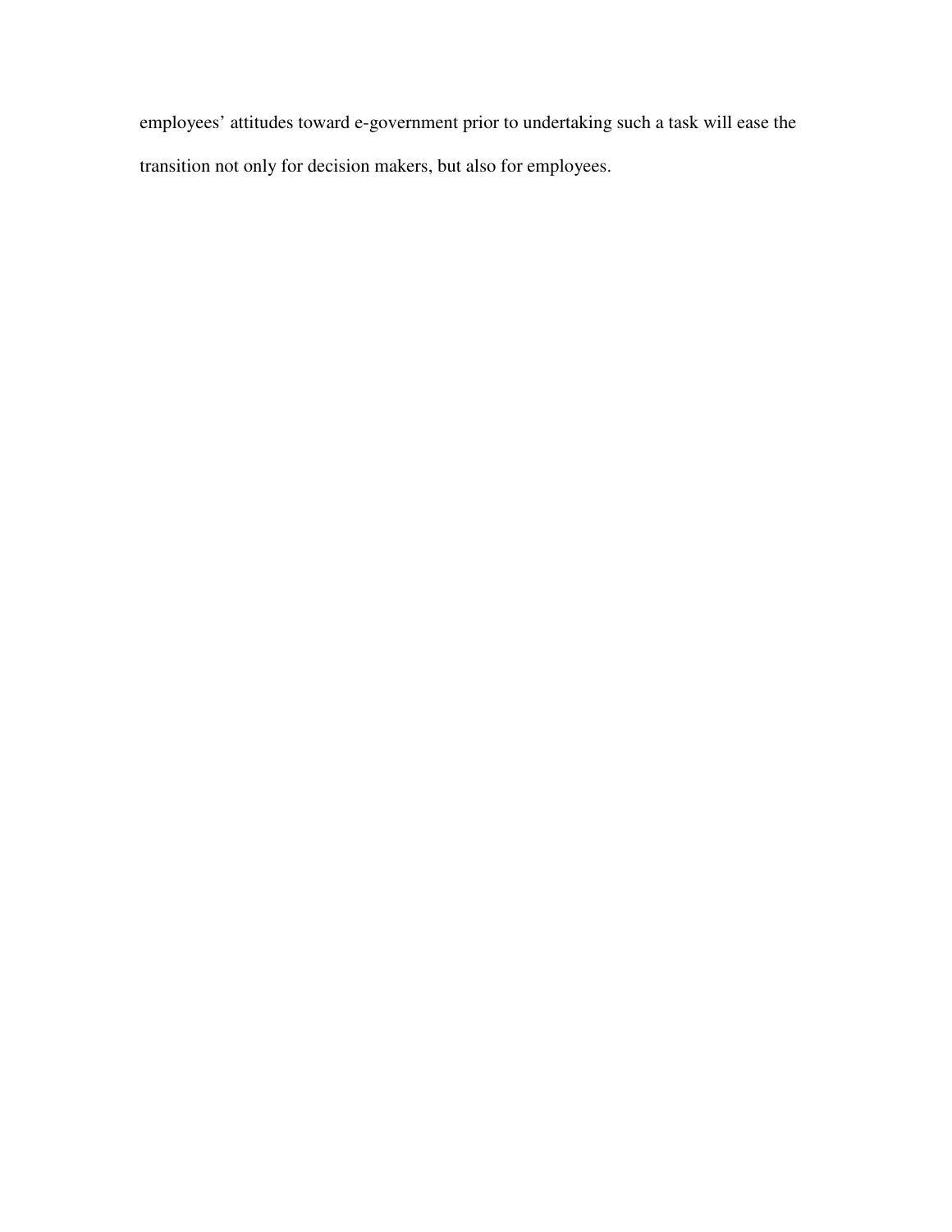employees' attitudes toward e-government prior to undertaking such a task will ease the transition not only for decision makers, but also for employees.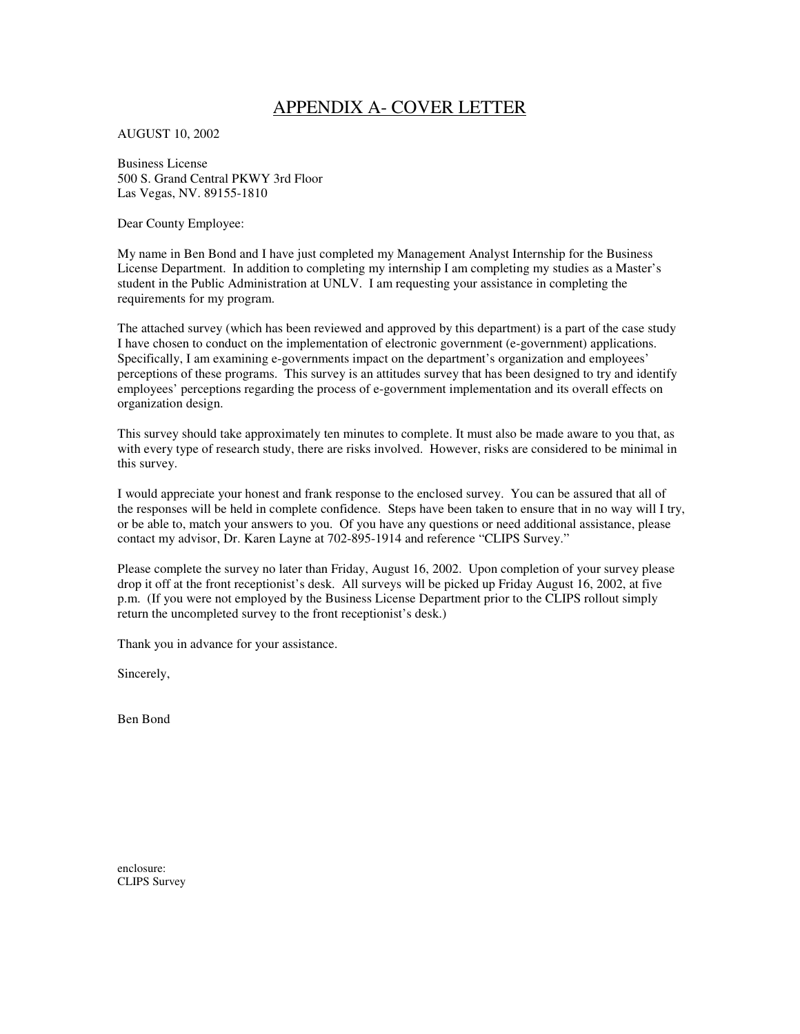# APPENDIX A- COVER LETTER

AUGUST 10, 2002

Business License  
500 S. Grand Central PKWY 3rd Floor  
Las Vegas, NV. 89155-1810

Dear County Employee:

My name in Ben Bond and I have just completed my Management Analyst Internship for the Business License Department. In addition to completing my internship I am completing my studies as a Master's student in the Public Administration at UNLV. I am requesting your assistance in completing the requirements for my program.

The attached survey (which has been reviewed and approved by this department) is a part of the case study I have chosen to conduct on the implementation of electronic government (e-government) applications. Specifically, I am examining e-governments impact on the department's organization and employees' perceptions of these programs. This survey is an attitudes survey that has been designed to try and identify employees' perceptions regarding the process of e-government implementation and its overall effects on organization design.

This survey should take approximately ten minutes to complete. It must also be made aware to you that, as with every type of research study, there are risks involved. However, risks are considered to be minimal in this survey.

I would appreciate your honest and frank response to the enclosed survey. You can be assured that all of the responses will be held in complete confidence. Steps have been taken to ensure that in no way will I try, or be able to, match your answers to you. Of you have any questions or need additional assistance, please contact my advisor, Dr. Karen Layne at 702-895-1914 and reference "CLIPS Survey."

Please complete the survey no later than Friday, August 16, 2002. Upon completion of your survey please drop it off at the front receptionist's desk. All surveys will be picked up Friday August 16, 2002, at five p.m. (If you were not employed by the Business License Department prior to the CLIPS rollout simply return the uncompleted survey to the front receptionist's desk.)

Thank you in advance for your assistance.

Sincerely,

Ben Bond

enclosure:  
CLIPS Survey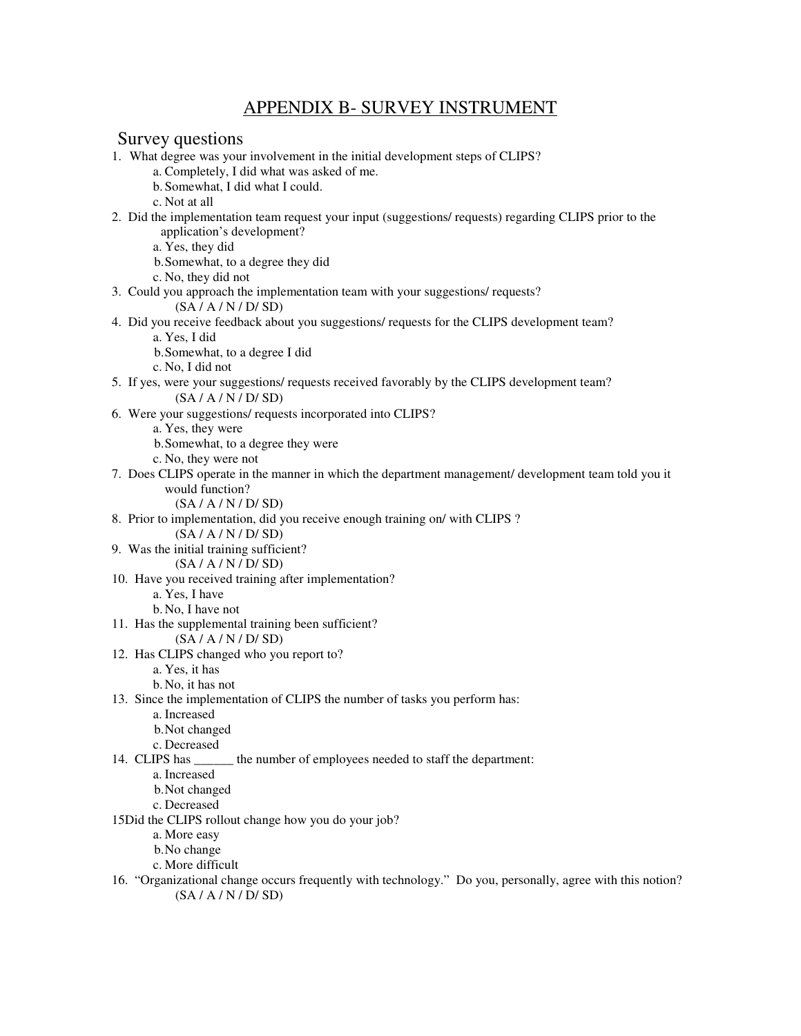# APPENDIX B- SURVEY INSTRUMENT

## Survey questions

1. What degree was your involvement in the initial development steps of CLIPS?
   - a. Completely, I did what was asked of me.
   - b. Somewhat, I did what I could.
   - c. Not at all
2. Did the implementation team request your input (suggestions/ requests) regarding CLIPS prior to the application's development?
   - a. Yes, they did
   - b. Somewhat, to a degree they did
   - c. No, they did not
3. Could you approach the implementation team with your suggestions/ requests?
   (SA / A / N / D/ SD)
4. Did you receive feedback about you suggestions/ requests for the CLIPS development team?
   - a. Yes, I did
   - b. Somewhat, to a degree I did
   - c. No, I did not
5. If yes, were your suggestions/ requests received favorably by the CLIPS development team?
   (SA / A / N / D/ SD)
6. Were your suggestions/ requests incorporated into CLIPS?
   - a. Yes, they were
   - b. Somewhat, to a degree they were
   - c. No, they were not
7. Does CLIPS operate in the manner in which the department management/ development team told you it would function?
   (SA / A / N / D/ SD)
8. Prior to implementation, did you receive enough training on/ with CLIPS ?
   (SA / A / N / D/ SD)
9. Was the initial training sufficient?
   (SA / A / N / D/ SD)
10. Have you received training after implementation?
    - a. Yes, I have
    - b. No, I have not
11. Has the supplemental training been sufficient?
    (SA / A / N / D/ SD)
12. Has CLIPS changed who you report to?
    - a. Yes, it has
    - b. No, it has not
13. Since the implementation of CLIPS the number of tasks you perform has:
    - a. Increased
    - b. Not changed
    - c. Decreased
14. CLIPS has ______ the number of employees needed to staff the department:
    - a. Increased
    - b. Not changed
    - c. Decreased
15. Did the CLIPS rollout change how you do your job?
    - a. More easy
    - b. No change
    - c. More difficult
16. "Organizational change occurs frequently with technology." Do you, personally, agree with this notion?
    (SA / A / N / D/ SD)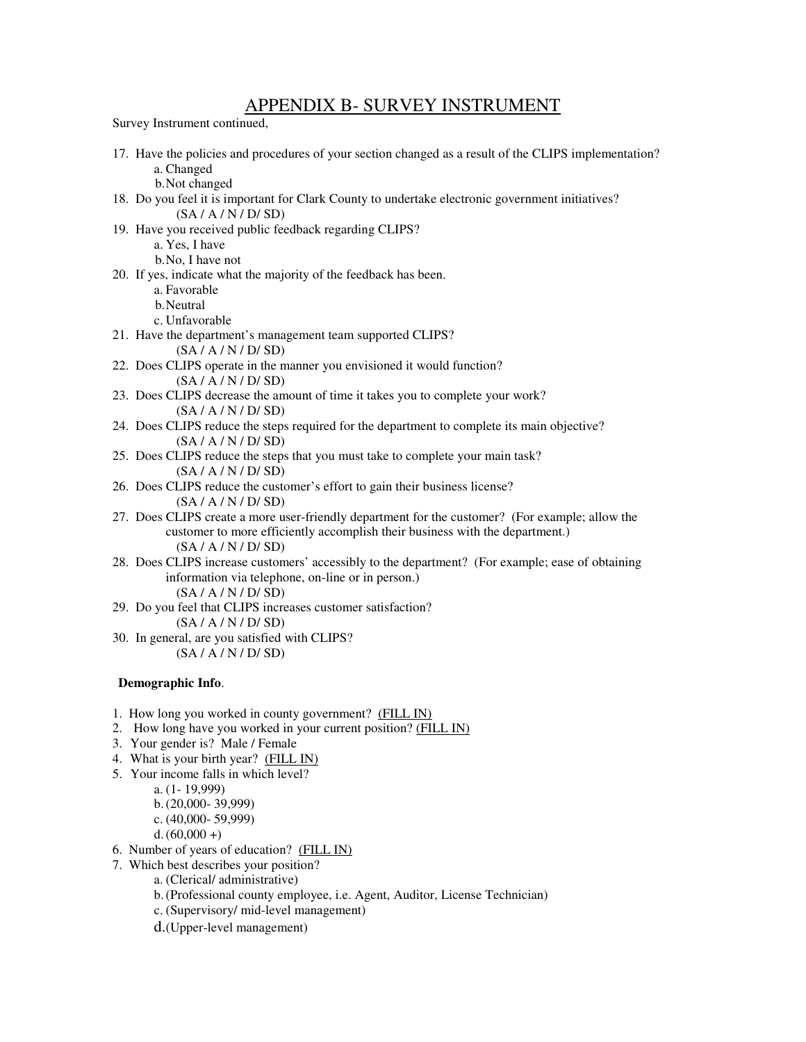# APPENDIX B- SURVEY INSTRUMENT

Survey Instrument continued,

17. Have the policies and procedures of your section changed as a result of the CLIPS implementation?
    a. Changed
    b. Not changed
18. Do you feel it is important for Clark County to undertake electronic government initiatives?
    (SA / A / N / D/ SD)
19. Have you received public feedback regarding CLIPS?
    a. Yes, I have
    b. No, I have not
20. If yes, indicate what the majority of the feedback has been.
    a. Favorable
    b. Neutral
    c. Unfavorable
21. Have the department's management team supported CLIPS?
    (SA / A / N / D/ SD)
22. Does CLIPS operate in the manner you envisioned it would function?
    (SA / A / N / D/ SD)
23. Does CLIPS decrease the amount of time it takes you to complete your work?
    (SA / A / N / D/ SD)
24. Does CLIPS reduce the steps required for the department to complete its main objective?
    (SA / A / N / D/ SD)
25. Does CLIPS reduce the steps that you must take to complete your main task?
    (SA / A / N / D/ SD)
26. Does CLIPS reduce the customer's effort to gain their business license?
    (SA / A / N / D/ SD)
27. Does CLIPS create a more user-friendly department for the customer? (For example; allow the customer to more efficiently accomplish their business with the department.)
    (SA / A / N / D/ SD)
28. Does CLIPS increase customers' accessibly to the department? (For example; ease of obtaining information via telephone, on-line or in person.)
    (SA / A / N / D/ SD)
29. Do you feel that CLIPS increases customer satisfaction?
    (SA / A / N / D/ SD)
30. In general, are you satisfied with CLIPS?
    (SA / A / N / D/ SD)

**Demographic Info**.

1. How long you worked in county government? (FILL IN)
2. How long have you worked in your current position? (FILL IN)
3. Your gender is? Male / Female
4. What is your birth year? (FILL IN)
5. Your income falls in which level?
    a. (1- 19,999)
    b. (20,000- 39,999)
    c. (40,000- 59,999)
    d. (60,000 +)
6. Number of years of education? (FILL IN)
7. Which best describes your position?
    a. (Clerical/ administrative)
    b. (Professional county employee, i.e. Agent, Auditor, License Technician)
    c. (Supervisory/ mid-level management)
    d. (Upper-level management)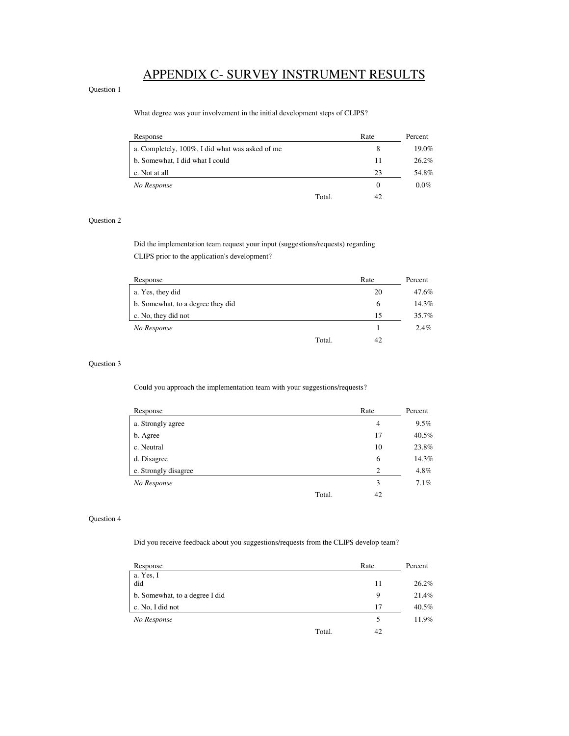# APPENDIX C- SURVEY INSTRUMENT RESULTS

Question 1

What degree was your involvement in the initial development steps of CLIPS?

| Response | Rate | Percent |
|---|---|---|
| a. Completely, 100%, I did what was asked of me | 8 | 19.0% |
| b. Somewhat, I did what I could | 11 | 26.2% |
| c. Not at all | 23 | 54.8% |
| *No Response* | 0 | 0.0% |
| Total. | 42 | |

Question 2

Did the implementation team request your input (suggestions/requests) regarding CLIPS prior to the application's development?

| Response | Rate | Percent |
|---|---|---|
| a. Yes, they did | 20 | 47.6% |
| b. Somewhat, to a degree they did | 6 | 14.3% |
| c. No, they did not | 15 | 35.7% |
| *No Response* | 1 | 2.4% |
| Total. | 42 | |

Question 3

Could you approach the implementation team with your suggestions/requests?

| Response | Rate | Percent |
|---|---|---|
| a. Strongly agree | 4 | 9.5% |
| b. Agree | 17 | 40.5% |
| c. Neutral | 10 | 23.8% |
| d. Disagree | 6 | 14.3% |
| e. Strongly disagree | 2 | 4.8% |
| *No Response* | 3 | 7.1% |
| Total. | 42 | |

Question 4

Did you receive feedback about you suggestions/requests from the CLIPS develop team?

| Response | Rate | Percent |
|---|---|---|
| a. Yes, I did | 11 | 26.2% |
| b. Somewhat, to a degree I did | 9 | 21.4% |
| c. No, I did not | 17 | 40.5% |
| *No Response* | 5 | 11.9% |
| Total. | 42 | |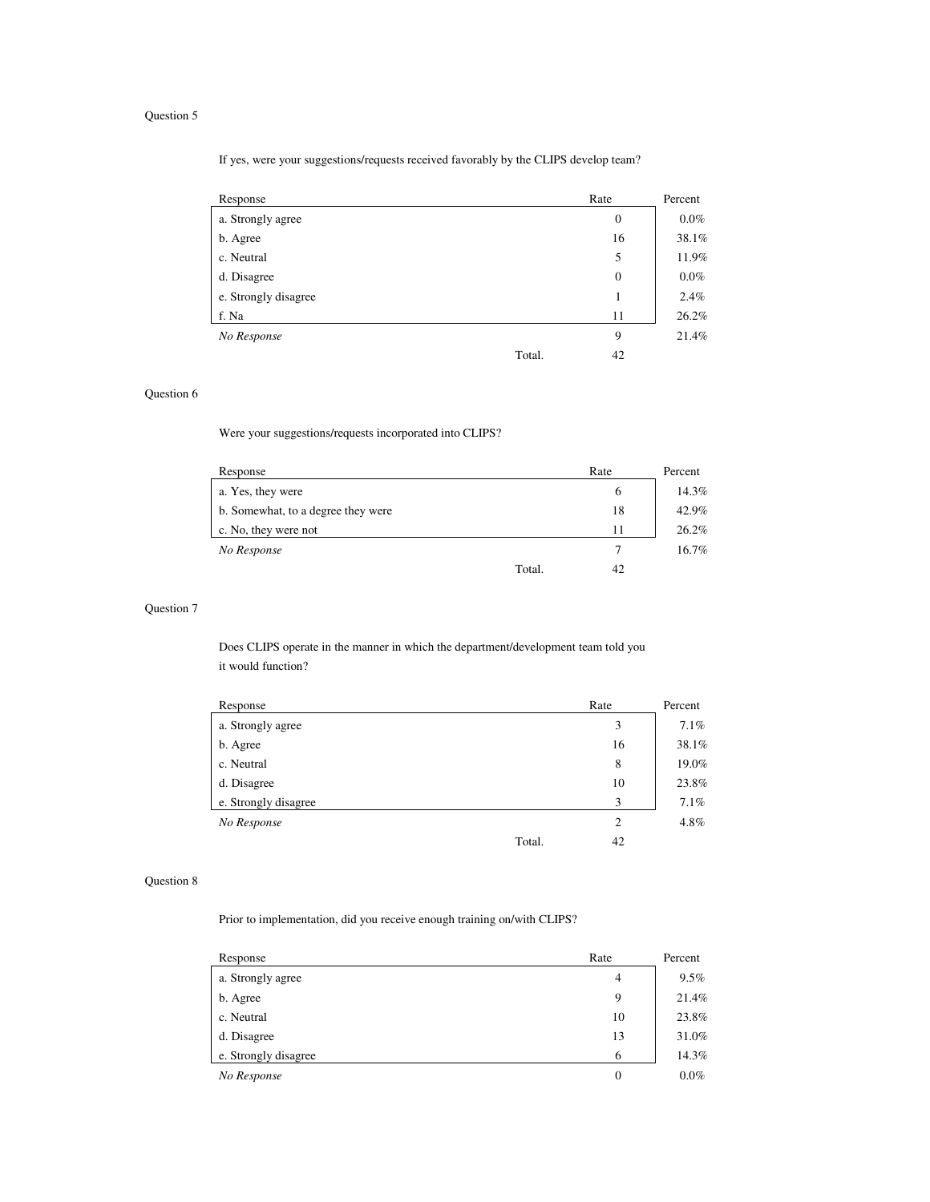Question 5

If yes, were your suggestions/requests received favorably by the CLIPS develop team?

| Response | Rate | Percent |
|---|---|---|
| a. Strongly agree | 0 | 0.0% |
| b. Agree | 16 | 38.1% |
| c. Neutral | 5 | 11.9% |
| d. Disagree | 0 | 0.0% |
| e. Strongly disagree | 1 | 2.4% |
| f. Na | 11 | 26.2% |
| *No Response* | 9 | 21.4% |
| Total. | 42 | |

Question 6

Were your suggestions/requests incorporated into CLIPS?

| Response | Rate | Percent |
|---|---|---|
| a. Yes, they were | 6 | 14.3% |
| b. Somewhat, to a degree they were | 18 | 42.9% |
| c. No, they were not | 11 | 26.2% |
| *No Response* | 7 | 16.7% |
| Total. | 42 | |

Question 7

Does CLIPS operate in the manner in which the department/development team told you it would function?

| Response | Rate | Percent |
|---|---|---|
| a. Strongly agree | 3 | 7.1% |
| b. Agree | 16 | 38.1% |
| c. Neutral | 8 | 19.0% |
| d. Disagree | 10 | 23.8% |
| e. Strongly disagree | 3 | 7.1% |
| *No Response* | 2 | 4.8% |
| Total. | 42 | |

Question 8

Prior to implementation, did you receive enough training on/with CLIPS?

| Response | Rate | Percent |
|---|---|---|
| a. Strongly agree | 4 | 9.5% |
| b. Agree | 9 | 21.4% |
| c. Neutral | 10 | 23.8% |
| d. Disagree | 13 | 31.0% |
| e. Strongly disagree | 6 | 14.3% |
| *No Response* | 0 | 0.0% |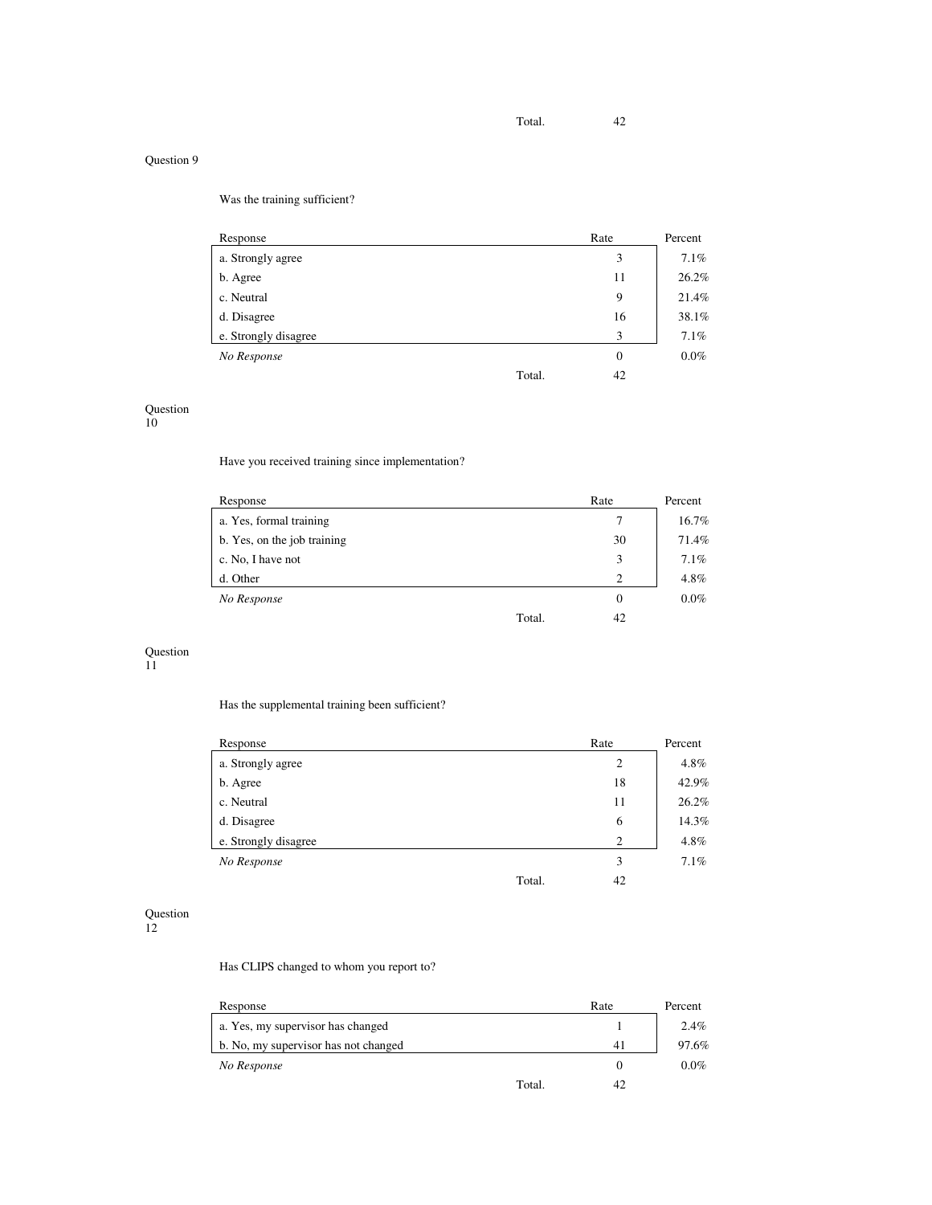| | Total. | 42 | |
|---|---|---|---|

Question 9

Was the training sufficient?

| Response | | Rate | Percent |
|---|---|---|---|
| a. Strongly agree | | 3 | 7.1% |
| b. Agree | | 11 | 26.2% |
| c. Neutral | | 9 | 21.4% |
| d. Disagree | | 16 | 38.1% |
| e. Strongly disagree | | 3 | 7.1% |
| *No Response* | | 0 | 0.0% |
| | Total. | 42 | |

Question 10

Have you received training since implementation?

| Response | | Rate | Percent |
|---|---|---|---|
| a. Yes, formal training | | 7 | 16.7% |
| b. Yes, on the job training | | 30 | 71.4% |
| c. No, I have not | | 3 | 7.1% |
| d. Other | | 2 | 4.8% |
| *No Response* | | 0 | 0.0% |
| | Total. | 42 | |

Question 11

Has the supplemental training been sufficient?

| Response | | Rate | Percent |
|---|---|---|---|
| a. Strongly agree | | 2 | 4.8% |
| b. Agree | | 18 | 42.9% |
| c. Neutral | | 11 | 26.2% |
| d. Disagree | | 6 | 14.3% |
| e. Strongly disagree | | 2 | 4.8% |
| *No Response* | | 3 | 7.1% |
| | Total. | 42 | |

Question 12

Has CLIPS changed to whom you report to?

| Response | | Rate | Percent |
|---|---|---|---|
| a. Yes, my supervisor has changed | | 1 | 2.4% |
| b. No, my supervisor has not changed | | 41 | 97.6% |
| *No Response* | | 0 | 0.0% |
| | Total. | 42 | |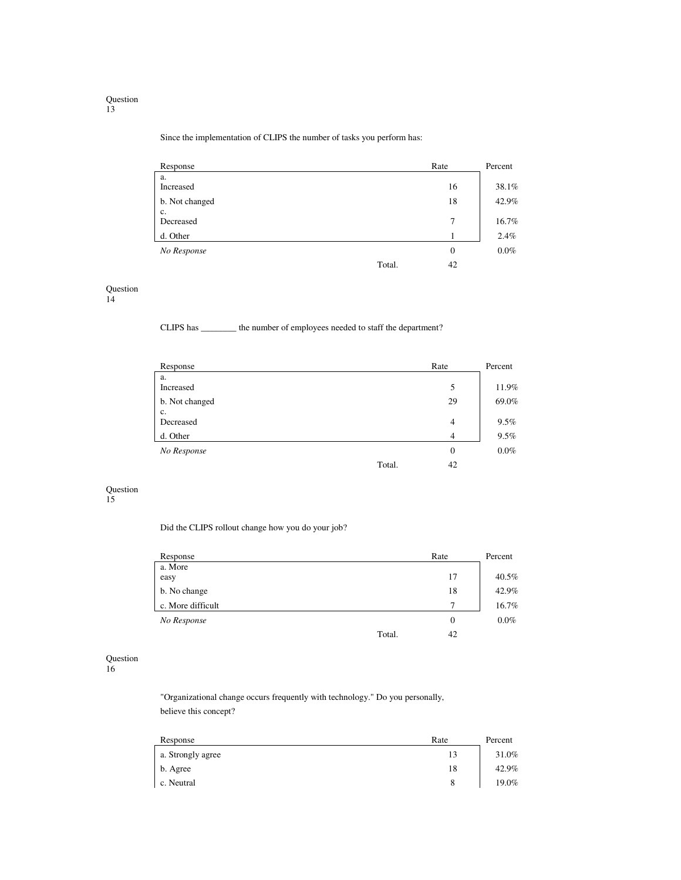Question 13

Since the implementation of CLIPS the number of tasks you perform has:

| Response | | Rate | Percent |
|---|---|---|---|
| a. Increased | | 16 | 38.1% |
| b. Not changed | | 18 | 42.9% |
| c. Decreased | | 7 | 16.7% |
| d. Other | | 1 | 2.4% |
| *No Response* | | 0 | 0.0% |
| | Total. | 42 | |

Question 14

CLIPS has ________ the number of employees needed to staff the department?

| Response | | Rate | Percent |
|---|---|---|---|
| a. Increased | | 5 | 11.9% |
| b. Not changed | | 29 | 69.0% |
| c. Decreased | | 4 | 9.5% |
| d. Other | | 4 | 9.5% |
| *No Response* | | 0 | 0.0% |
| | Total. | 42 | |

Question 15

Did the CLIPS rollout change how you do your job?

| Response | | Rate | Percent |
|---|---|---|---|
| a. More easy | | 17 | 40.5% |
| b. No change | | 18 | 42.9% |
| c. More difficult | | 7 | 16.7% |
| *No Response* | | 0 | 0.0% |
| | Total. | 42 | |

Question 16

"Organizational change occurs frequently with technology." Do you personally, believe this concept?

| Response | Rate | Percent |
|---|---|---|
| a. Strongly agree | 13 | 31.0% |
| b. Agree | 18 | 42.9% |
| c. Neutral | 8 | 19.0% |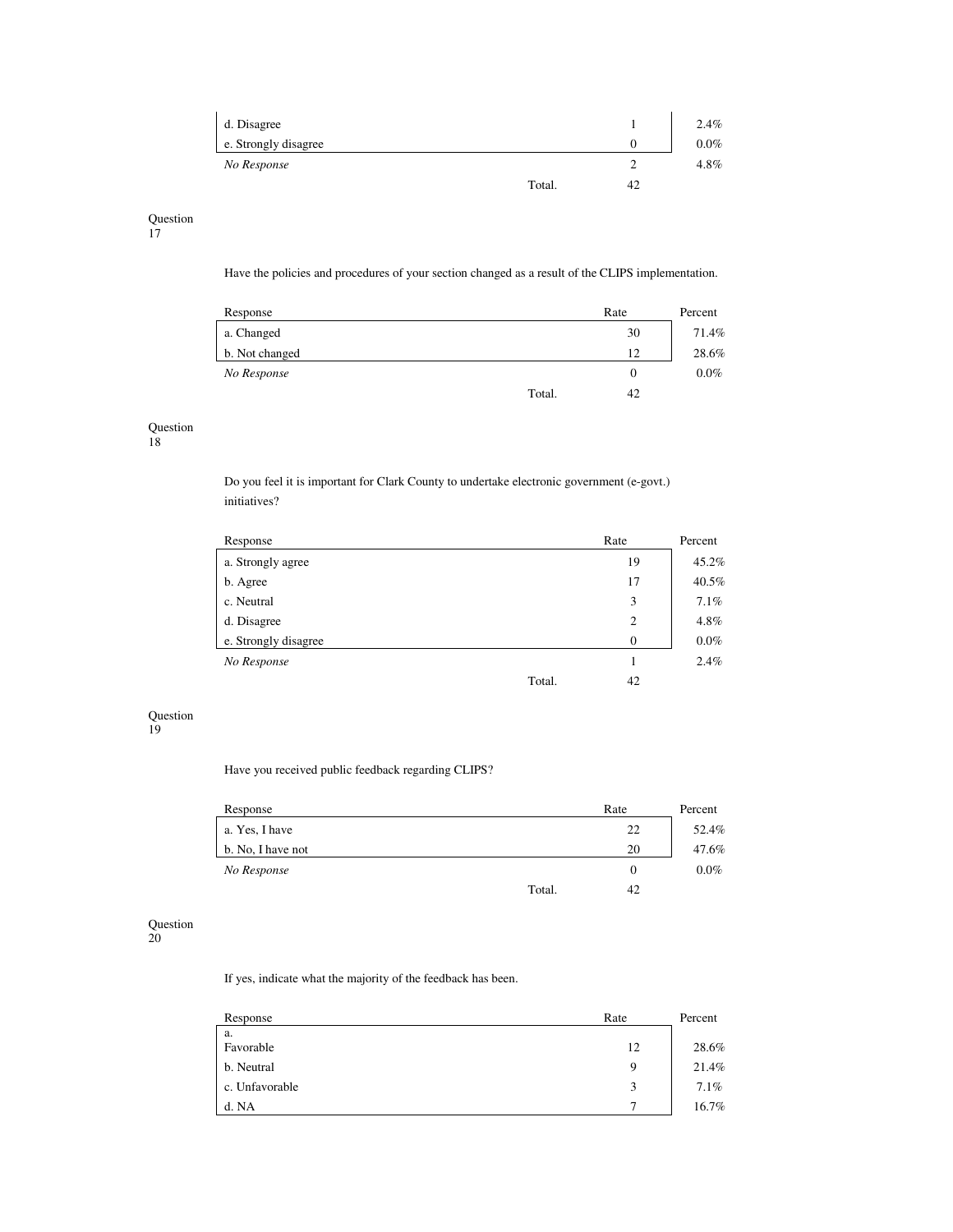| | | |
|---|---|---|
| d. Disagree | 1 | 2.4% |
| e. Strongly disagree | 0 | 0.0% |
| *No Response* | 2 | 4.8% |
| Total. | 42 | |

Question 17

Have the policies and procedures of your section changed as a result of the CLIPS implementation.

| Response | Rate | Percent |
|---|---|---|
| a. Changed | 30 | 71.4% |
| b. Not changed | 12 | 28.6% |
| *No Response* | 0 | 0.0% |
| Total. | 42 | |

Question 18

Do you feel it is important for Clark County to undertake electronic government (e-govt.) initiatives?

| Response | Rate | Percent |
|---|---|---|
| a. Strongly agree | 19 | 45.2% |
| b. Agree | 17 | 40.5% |
| c. Neutral | 3 | 7.1% |
| d. Disagree | 2 | 4.8% |
| e. Strongly disagree | 0 | 0.0% |
| *No Response* | 1 | 2.4% |
| Total. | 42 | |

Question 19

Have you received public feedback regarding CLIPS?

| Response | Rate | Percent |
|---|---|---|
| a. Yes, I have | 22 | 52.4% |
| b. No, I have not | 20 | 47.6% |
| *No Response* | 0 | 0.0% |
| Total. | 42 | |

Question 20

If yes, indicate what the majority of the feedback has been.

| Response | Rate | Percent |
|---|---|---|
| a. Favorable | 12 | 28.6% |
| b. Neutral | 9 | 21.4% |
| c. Unfavorable | 3 | 7.1% |
| d. NA | 7 | 16.7% |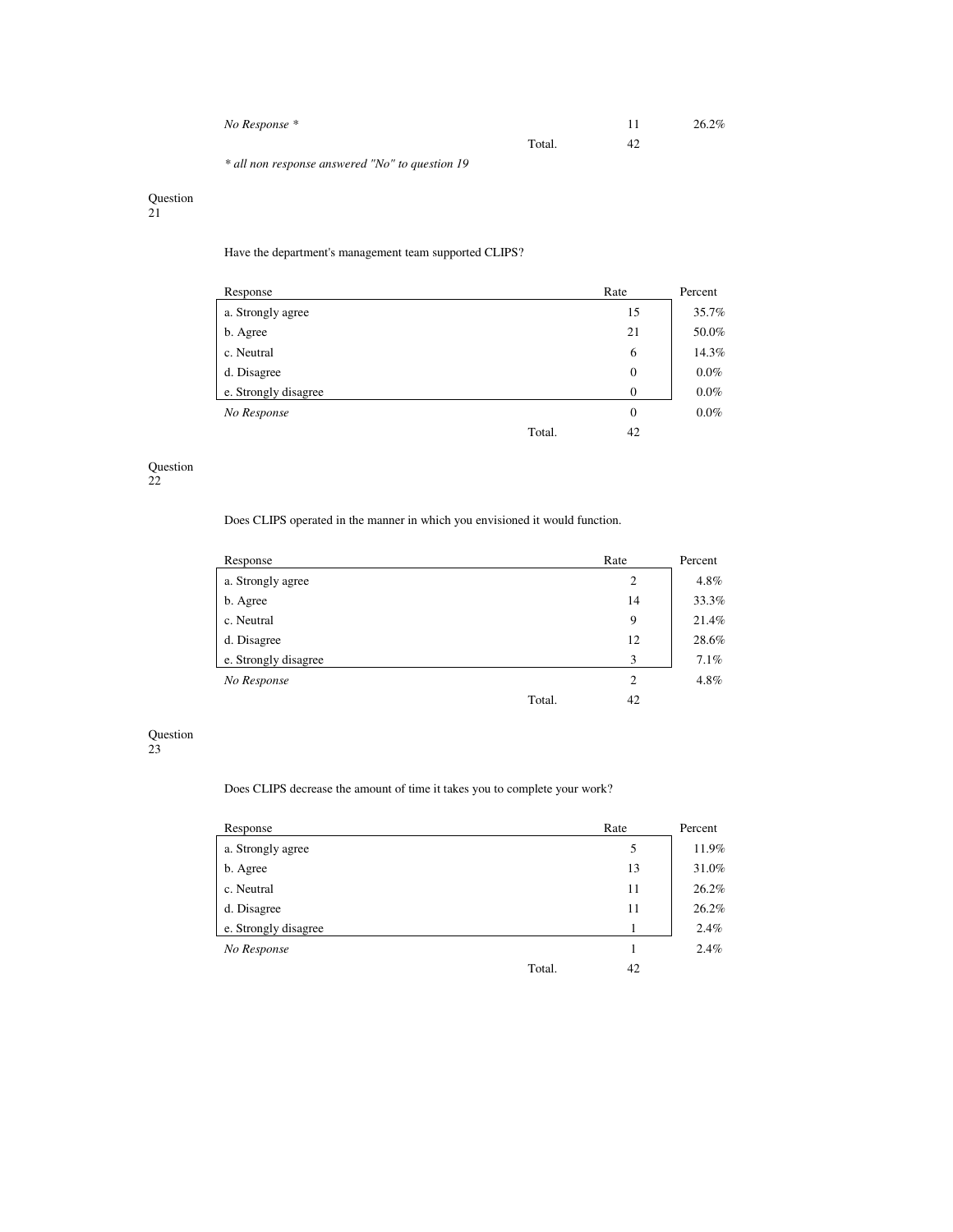| | | | |
|---|---|---|---|
| *No Response \** | | 11 | 26.2% |
| | Total. | 42 | |

*\* all non response answered "No" to question 19*

Question 21

Have the department's management team supported CLIPS?

| Response | | Rate | Percent |
|---|---|---|---|
| a. Strongly agree | | 15 | 35.7% |
| b. Agree | | 21 | 50.0% |
| c. Neutral | | 6 | 14.3% |
| d. Disagree | | 0 | 0.0% |
| e. Strongly disagree | | 0 | 0.0% |
| *No Response* | | 0 | 0.0% |
| | Total. | 42 | |

Question 22

Does CLIPS operated in the manner in which you envisioned it would function.

| Response | | Rate | Percent |
|---|---|---|---|
| a. Strongly agree | | 2 | 4.8% |
| b. Agree | | 14 | 33.3% |
| c. Neutral | | 9 | 21.4% |
| d. Disagree | | 12 | 28.6% |
| e. Strongly disagree | | 3 | 7.1% |
| *No Response* | | 2 | 4.8% |
| | Total. | 42 | |

Question 23

Does CLIPS decrease the amount of time it takes you to complete your work?

| Response | | Rate | Percent |
|---|---|---|---|
| a. Strongly agree | | 5 | 11.9% |
| b. Agree | | 13 | 31.0% |
| c. Neutral | | 11 | 26.2% |
| d. Disagree | | 11 | 26.2% |
| e. Strongly disagree | | 1 | 2.4% |
| *No Response* | | 1 | 2.4% |
| | Total. | 42 | |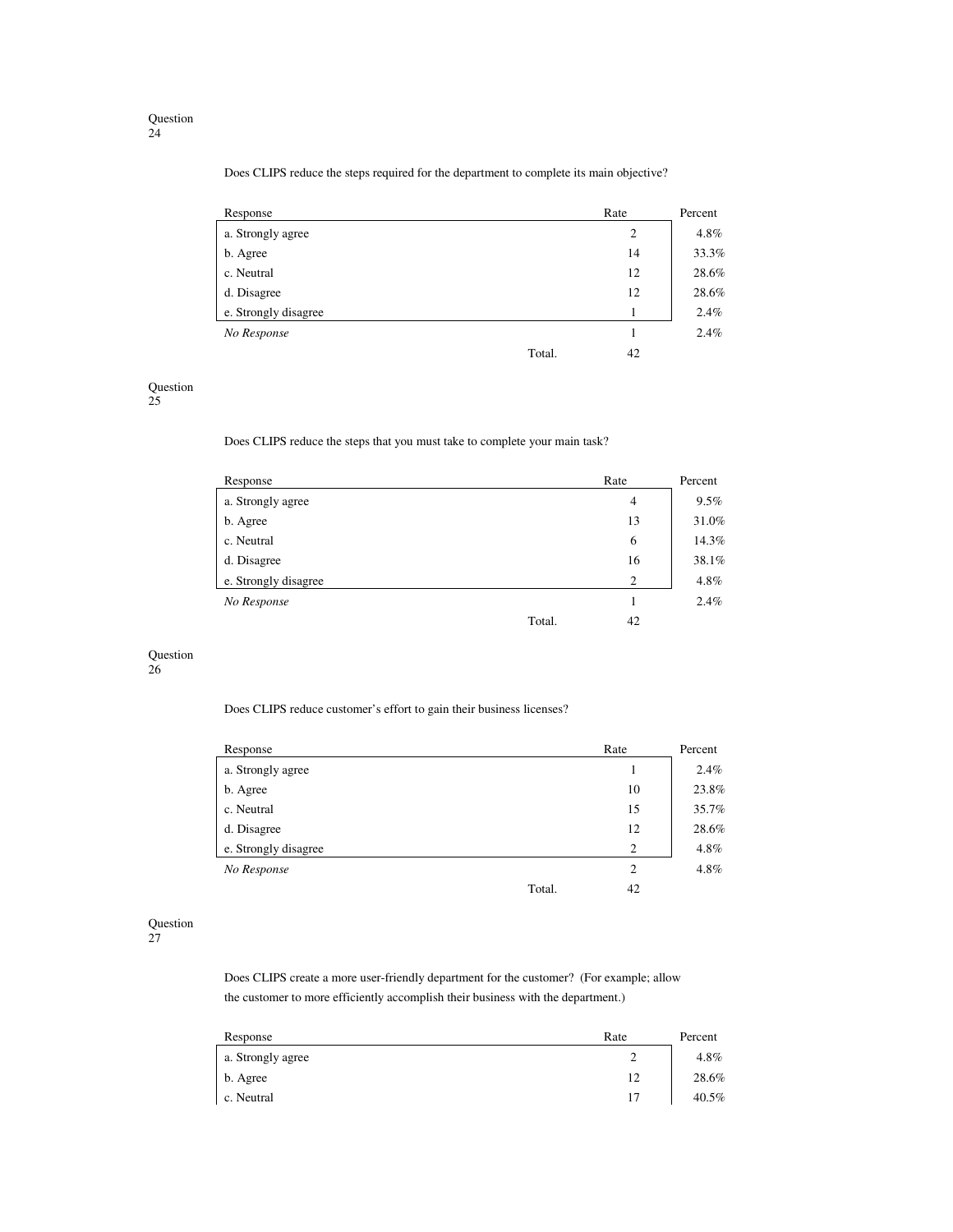Question 24

Does CLIPS reduce the steps required for the department to complete its main objective?

| Response | | Rate | Percent |
|---|---|---|---|
| a. Strongly agree | | 2 | 4.8% |
| b. Agree | | 14 | 33.3% |
| c. Neutral | | 12 | 28.6% |
| d. Disagree | | 12 | 28.6% |
| e. Strongly disagree | | 1 | 2.4% |
| *No Response* | | 1 | 2.4% |
| | Total. | 42 | |

Question 25

Does CLIPS reduce the steps that you must take to complete your main task?

| Response | | Rate | Percent |
|---|---|---|---|
| a. Strongly agree | | 4 | 9.5% |
| b. Agree | | 13 | 31.0% |
| c. Neutral | | 6 | 14.3% |
| d. Disagree | | 16 | 38.1% |
| e. Strongly disagree | | 2 | 4.8% |
| *No Response* | | 1 | 2.4% |
| | Total. | 42 | |

Question 26

Does CLIPS reduce customer's effort to gain their business licenses?

| Response | | Rate | Percent |
|---|---|---|---|
| a. Strongly agree | | 1 | 2.4% |
| b. Agree | | 10 | 23.8% |
| c. Neutral | | 15 | 35.7% |
| d. Disagree | | 12 | 28.6% |
| e. Strongly disagree | | 2 | 4.8% |
| *No Response* | | 2 | 4.8% |
| | Total. | 42 | |

Question 27

Does CLIPS create a more user-friendly department for the customer? (For example; allow the customer to more efficiently accomplish their business with the department.)

| Response | Rate | Percent |
|---|---|---|
| a. Strongly agree | 2 | 4.8% |
| b. Agree | 12 | 28.6% |
| c. Neutral | 17 | 40.5% |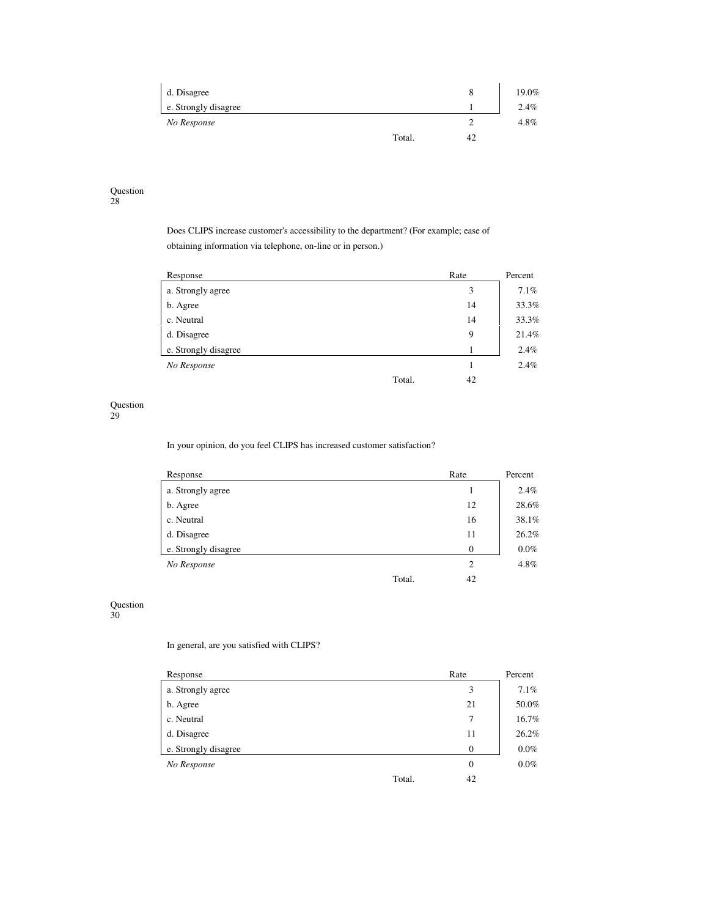| | | |
|---|---|---|
| d. Disagree | 8 | 19.0% |
| e. Strongly disagree | 1 | 2.4% |
| *No Response* | 2 | 4.8% |
| Total. | 42 | |

Question 28

Does CLIPS increase customer's accessibility to the department? (For example; ease of obtaining information via telephone, on-line or in person.)

| Response | Rate | Percent |
|---|---|---|
| a. Strongly agree | 3 | 7.1% |
| b. Agree | 14 | 33.3% |
| c. Neutral | 14 | 33.3% |
| d. Disagree | 9 | 21.4% |
| e. Strongly disagree | 1 | 2.4% |
| *No Response* | 1 | 2.4% |
| Total. | 42 | |

Question 29

In your opinion, do you feel CLIPS has increased customer satisfaction?

| Response | Rate | Percent |
|---|---|---|
| a. Strongly agree | 1 | 2.4% |
| b. Agree | 12 | 28.6% |
| c. Neutral | 16 | 38.1% |
| d. Disagree | 11 | 26.2% |
| e. Strongly disagree | 0 | 0.0% |
| *No Response* | 2 | 4.8% |
| Total. | 42 | |

Question 30

In general, are you satisfied with CLIPS?

| Response | Rate | Percent |
|---|---|---|
| a. Strongly agree | 3 | 7.1% |
| b. Agree | 21 | 50.0% |
| c. Neutral | 7 | 16.7% |
| d. Disagree | 11 | 26.2% |
| e. Strongly disagree | 0 | 0.0% |
| *No Response* | 0 | 0.0% |
| Total. | 42 | |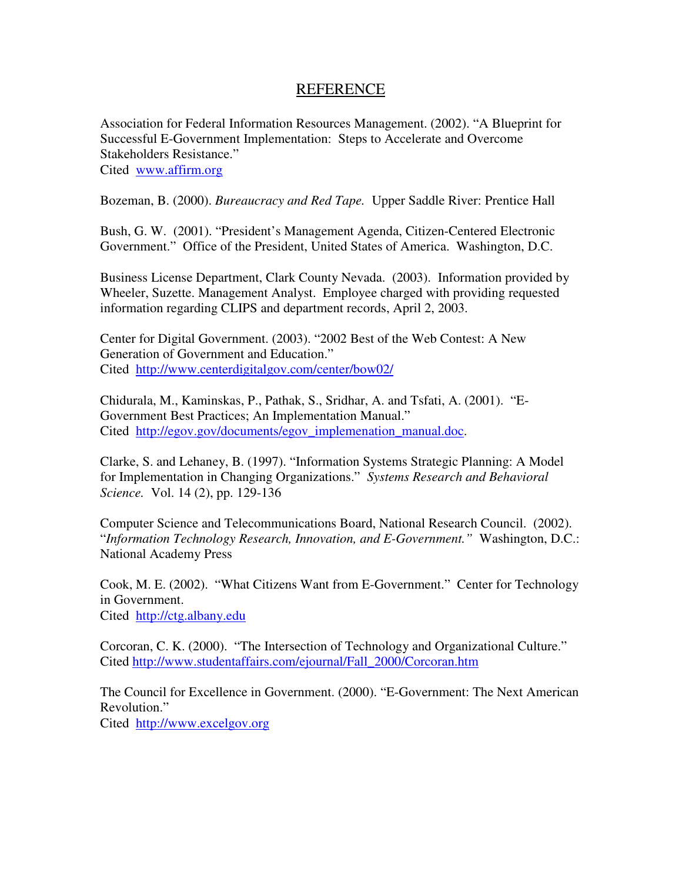# REFERENCE

Association for Federal Information Resources Management. (2002). "A Blueprint for Successful E-Government Implementation: Steps to Accelerate and Overcome Stakeholders Resistance."
Cited www.affirm.org

Bozeman, B. (2000). *Bureaucracy and Red Tape.* Upper Saddle River: Prentice Hall

Bush, G. W. (2001). "President's Management Agenda, Citizen-Centered Electronic Government." Office of the President, United States of America. Washington, D.C.

Business License Department, Clark County Nevada. (2003). Information provided by Wheeler, Suzette. Management Analyst. Employee charged with providing requested information regarding CLIPS and department records, April 2, 2003.

Center for Digital Government. (2003). "2002 Best of the Web Contest: A New Generation of Government and Education."
Cited http://www.centerdigitalgov.com/center/bow02/

Chidurala, M., Kaminskas, P., Pathak, S., Sridhar, A. and Tsfati, A. (2001). "E-Government Best Practices; An Implementation Manual."
Cited http://egov.gov/documents/egov_implemenation_manual.doc.

Clarke, S. and Lehaney, B. (1997). "Information Systems Strategic Planning: A Model for Implementation in Changing Organizations." *Systems Research and Behavioral Science.* Vol. 14 (2), pp. 129-136

Computer Science and Telecommunications Board, National Research Council. (2002). "*Information Technology Research, Innovation, and E-Government.*" Washington, D.C.: National Academy Press

Cook, M. E. (2002). "What Citizens Want from E-Government." Center for Technology in Government.
Cited http://ctg.albany.edu

Corcoran, C. K. (2000). "The Intersection of Technology and Organizational Culture."
Cited http://www.studentaffairs.com/ejournal/Fall_2000/Corcoran.htm

The Council for Excellence in Government. (2000). "E-Government: The Next American Revolution."
Cited http://www.excelgov.org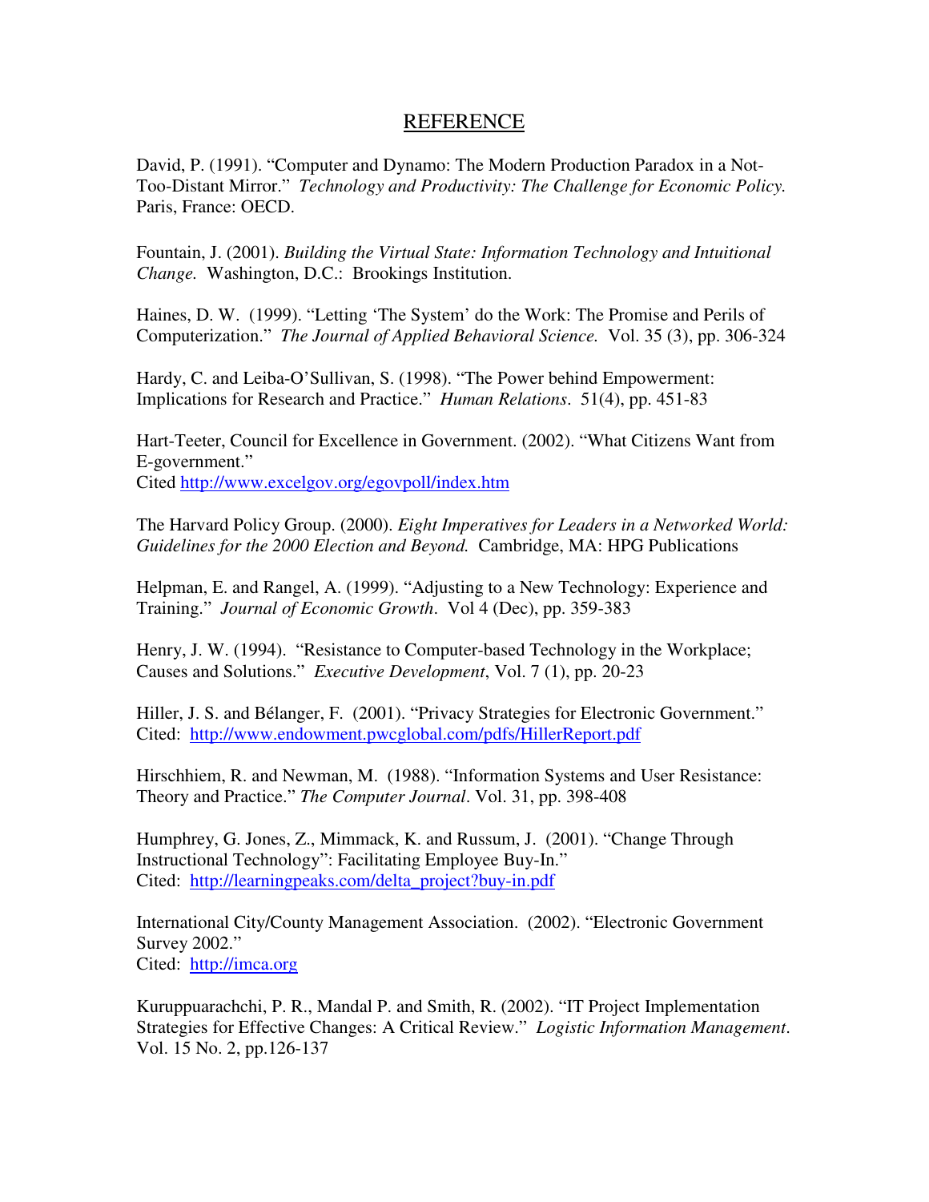## REFERENCE

David, P. (1991). "Computer and Dynamo: The Modern Production Paradox in a Not-Too-Distant Mirror." *Technology and Productivity: The Challenge for Economic Policy.* Paris, France: OECD.

Fountain, J. (2001). *Building the Virtual State: Information Technology and Intuitional Change.* Washington, D.C.: Brookings Institution.

Haines, D. W. (1999). "Letting 'The System' do the Work: The Promise and Perils of Computerization." *The Journal of Applied Behavioral Science.* Vol. 35 (3), pp. 306-324

Hardy, C. and Leiba-O'Sullivan, S. (1998). "The Power behind Empowerment: Implications for Research and Practice." *Human Relations*. 51(4), pp. 451-83

Hart-Teeter, Council for Excellence in Government. (2002). "What Citizens Want from E-government."
Cited http://www.excelgov.org/egovpoll/index.htm

The Harvard Policy Group. (2000). *Eight Imperatives for Leaders in a Networked World: Guidelines for the 2000 Election and Beyond.* Cambridge, MA: HPG Publications

Helpman, E. and Rangel, A. (1999). "Adjusting to a New Technology: Experience and Training." *Journal of Economic Growth*. Vol 4 (Dec), pp. 359-383

Henry, J. W. (1994). "Resistance to Computer-based Technology in the Workplace; Causes and Solutions." *Executive Development*, Vol. 7 (1), pp. 20-23

Hiller, J. S. and Bélanger, F. (2001). "Privacy Strategies for Electronic Government." Cited: http://www.endowment.pwcglobal.com/pdfs/HillerReport.pdf

Hirschhiem, R. and Newman, M. (1988). "Information Systems and User Resistance: Theory and Practice." *The Computer Journal*. Vol. 31, pp. 398-408

Humphrey, G. Jones, Z., Mimmack, K. and Russum, J. (2001). "Change Through Instructional Technology": Facilitating Employee Buy-In."
Cited: http://learningpeaks.com/delta_project?buy-in.pdf

International City/County Management Association. (2002). "Electronic Government Survey 2002."
Cited: http://imca.org

Kuruppuarachchi, P. R., Mandal P. and Smith, R. (2002). "IT Project Implementation Strategies for Effective Changes: A Critical Review." *Logistic Information Management*. Vol. 15 No. 2, pp.126-137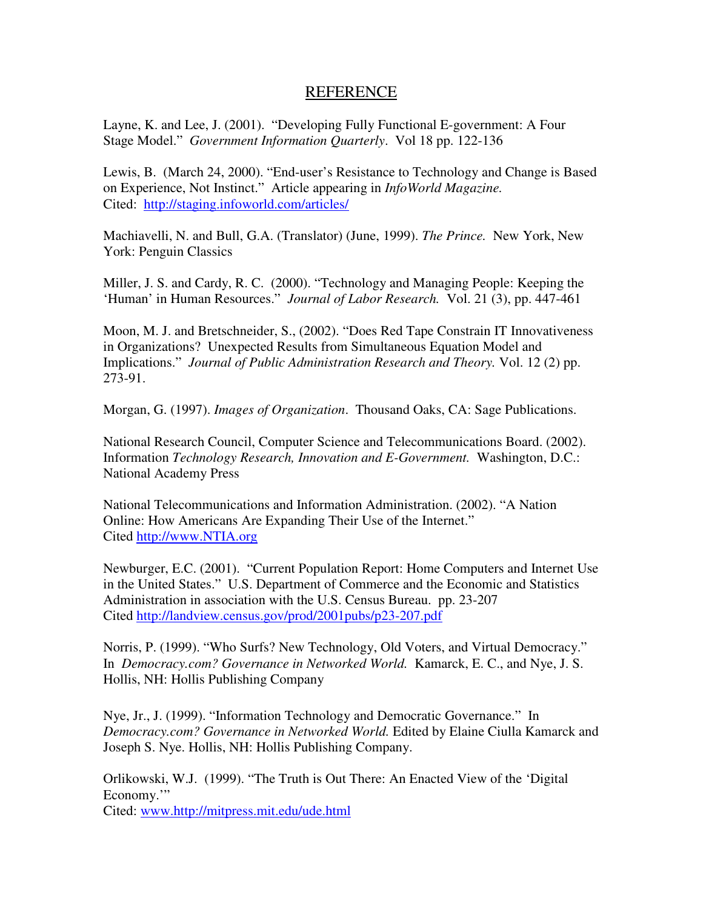# REFERENCE

Layne, K. and Lee, J. (2001). "Developing Fully Functional E-government: A Four Stage Model." *Government Information Quarterly*. Vol 18 pp. 122-136

Lewis, B. (March 24, 2000). "End-user's Resistance to Technology and Change is Based on Experience, Not Instinct." Article appearing in *InfoWorld Magazine.* Cited: http://staging.infoworld.com/articles/

Machiavelli, N. and Bull, G.A. (Translator) (June, 1999). *The Prince.* New York, New York: Penguin Classics

Miller, J. S. and Cardy, R. C. (2000). "Technology and Managing People: Keeping the 'Human' in Human Resources." *Journal of Labor Research.* Vol. 21 (3), pp. 447-461

Moon, M. J. and Bretschneider, S., (2002). "Does Red Tape Constrain IT Innovativeness in Organizations? Unexpected Results from Simultaneous Equation Model and Implications." *Journal of Public Administration Research and Theory.* Vol. 12 (2) pp. 273-91.

Morgan, G. (1997). *Images of Organization*. Thousand Oaks, CA: Sage Publications.

National Research Council, Computer Science and Telecommunications Board. (2002). Information *Technology Research, Innovation and E-Government.* Washington, D.C.: National Academy Press

National Telecommunications and Information Administration. (2002). "A Nation Online: How Americans Are Expanding Their Use of the Internet." Cited http://www.NTIA.org

Newburger, E.C. (2001). "Current Population Report: Home Computers and Internet Use in the United States." U.S. Department of Commerce and the Economic and Statistics Administration in association with the U.S. Census Bureau. pp. 23-207 Cited http://landview.census.gov/prod/2001pubs/p23-207.pdf

Norris, P. (1999). "Who Surfs? New Technology, Old Voters, and Virtual Democracy." In *Democracy.com? Governance in Networked World.* Kamarck, E. C., and Nye, J. S. Hollis, NH: Hollis Publishing Company

Nye, Jr., J. (1999). "Information Technology and Democratic Governance." In *Democracy.com? Governance in Networked World.* Edited by Elaine Ciulla Kamarck and Joseph S. Nye. Hollis, NH: Hollis Publishing Company.

Orlikowski, W.J. (1999). "The Truth is Out There: An Enacted View of the 'Digital Economy.'" Cited: www.http://mitpress.mit.edu/ude.html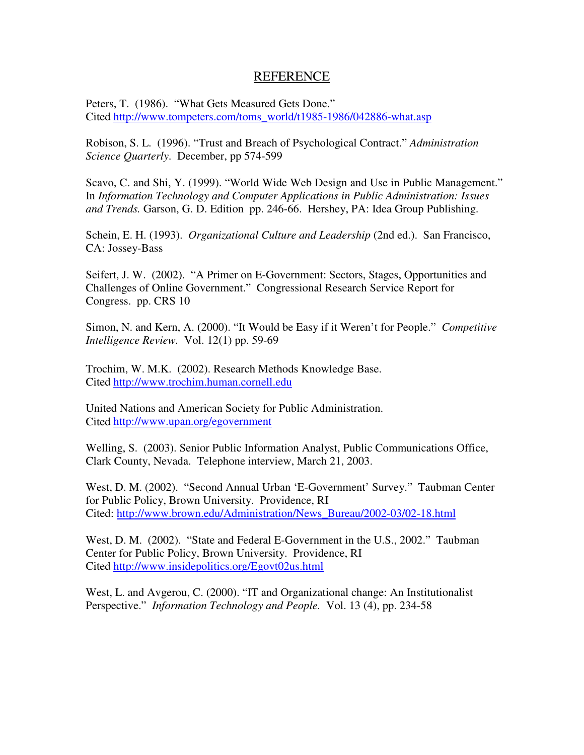# REFERENCE

Peters, T. (1986). "What Gets Measured Gets Done."
Cited http://www.tompeters.com/toms_world/t1985-1986/042886-what.asp

Robison, S. L. (1996). "Trust and Breach of Psychological Contract." *Administration Science Quarterly*. December, pp 574-599

Scavo, C. and Shi, Y. (1999). "World Wide Web Design and Use in Public Management." In *Information Technology and Computer Applications in Public Administration: Issues and Trends.* Garson, G. D. Edition pp. 246-66. Hershey, PA: Idea Group Publishing.

Schein, E. H. (1993). *Organizational Culture and Leadership* (2nd ed.). San Francisco, CA: Jossey-Bass

Seifert, J. W. (2002). "A Primer on E-Government: Sectors, Stages, Opportunities and Challenges of Online Government." Congressional Research Service Report for Congress. pp. CRS 10

Simon, N. and Kern, A. (2000). "It Would be Easy if it Weren't for People." *Competitive Intelligence Review.* Vol. 12(1) pp. 59-69

Trochim, W. M.K. (2002). Research Methods Knowledge Base.
Cited http://www.trochim.human.cornell.edu

United Nations and American Society for Public Administration.
Cited http://www.upan.org/egovernment

Welling, S. (2003). Senior Public Information Analyst, Public Communications Office, Clark County, Nevada. Telephone interview, March 21, 2003.

West, D. M. (2002). "Second Annual Urban 'E-Government' Survey." Taubman Center for Public Policy, Brown University. Providence, RI
Cited: http://www.brown.edu/Administration/News_Bureau/2002-03/02-18.html

West, D. M. (2002). "State and Federal E-Government in the U.S., 2002." Taubman Center for Public Policy, Brown University. Providence, RI
Cited http://www.insidepolitics.org/Egovt02us.html

West, L. and Avgerou, C. (2000). "IT and Organizational change: An Institutionalist Perspective." *Information Technology and People.* Vol. 13 (4), pp. 234-58